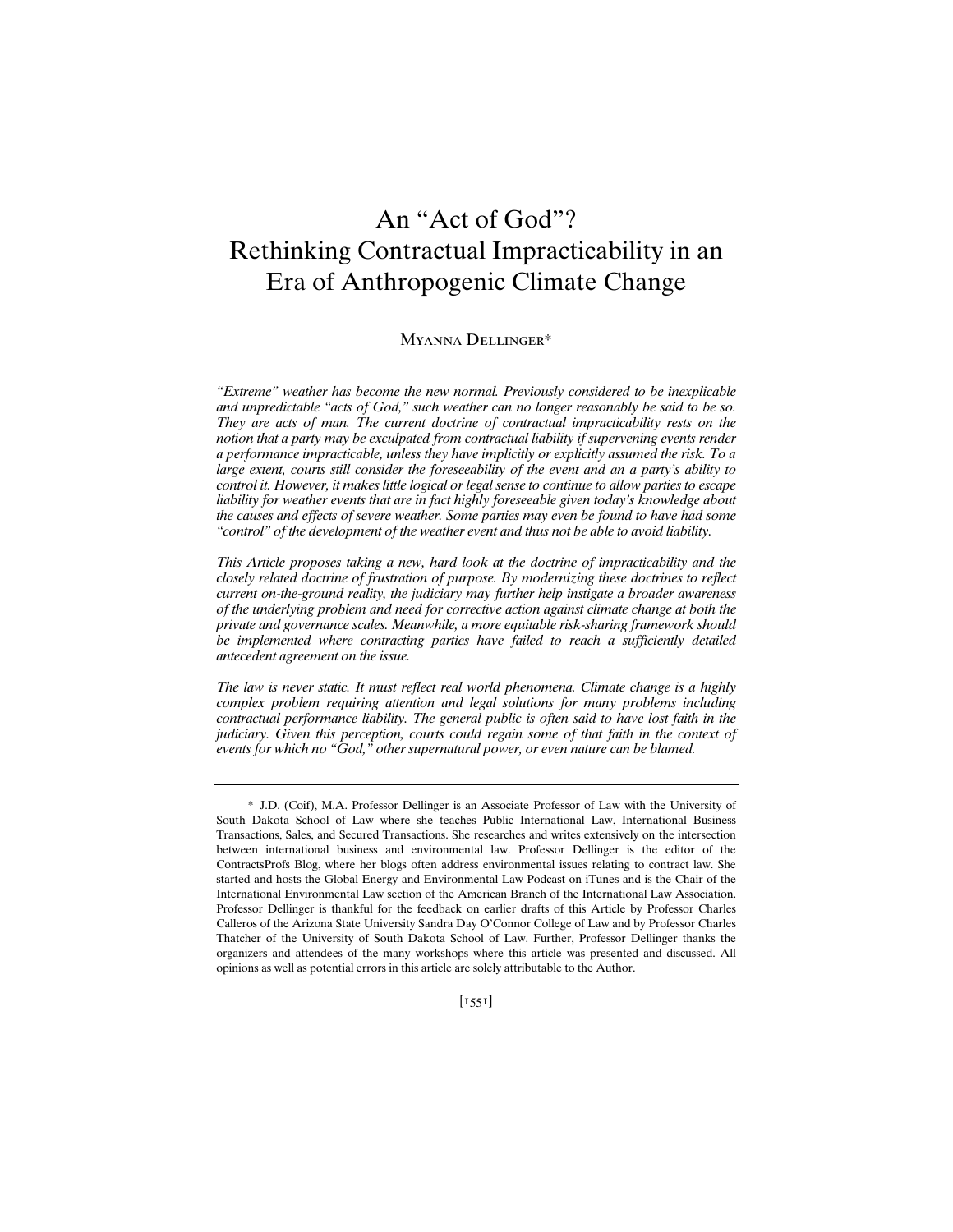# An "Act of God"? Rethinking Contractual Impracticability in an Era of Anthropogenic Climate Change

MYANNA DELLINGER*

*"Extreme" weather has become the new normal. Previously considered to be inexplicable and unpredictable "acts of God," such weather can no longer reasonably be said to be so. They are acts of man. The current doctrine of contractual impracticability rests on the notion that a party may be exculpated from contractual liability if supervening events render a performance impracticable, unless they have implicitly or explicitly assumed the risk. To a large extent, courts still consider the foreseeability of the event and an a party's ability to control it. However, it makes little logical or legal sense to continue to allow parties to escape liability for weather events that are in fact highly foreseeable given today's knowledge about the causes and effects of severe weather. Some parties may even be found to have had some "control" of the development of the weather event and thus not be able to avoid liability.*

*This Article proposes taking a new, hard look at the doctrine of impracticability and the closely related doctrine of frustration of purpose. By modernizing these doctrines to reflect current on-the-ground reality, the judiciary may further help instigate a broader awareness of the underlying problem and need for corrective action against climate change at both the private and governance scales. Meanwhile, a more equitable risk-sharing framework should be implemented where contracting parties have failed to reach a sufficiently detailed antecedent agreement on the issue.*

*The law is never static. It must reflect real world phenomena. Climate change is a highly complex problem requiring attention and legal solutions for many problems including contractual performance liability. The general public is often said to have lost faith in the judiciary. Given this perception, courts could regain some of that faith in the context of events for which no "God," other supernatural power, or even nature can be blamed.*

---

\* J.D. (Coif), M.A. Professor Dellinger is an Associate Professor of Law with the University of South Dakota School of Law where she teaches Public International Law, International Business Transactions, Sales, and Secured Transactions. She researches and writes extensively on the intersection between international business and environmental law. Professor Dellinger is the editor of the ContractsProfs Blog, where her blogs often address environmental issues relating to contract law. She started and hosts the Global Energy and Environmental Law Podcast on iTunes and is the Chair of the International Environmental Law section of the American Branch of the International Law Association. Professor Dellinger is thankful for the feedback on earlier drafts of this Article by Professor Charles Calleros of the Arizona State University Sandra Day O'Connor College of Law and by Professor Charles Thatcher of the University of South Dakota School of Law. Further, Professor Dellinger thanks the organizers and attendees of the many workshops where this article was presented and discussed. All opinions as well as potential errors in this article are solely attributable to the Author.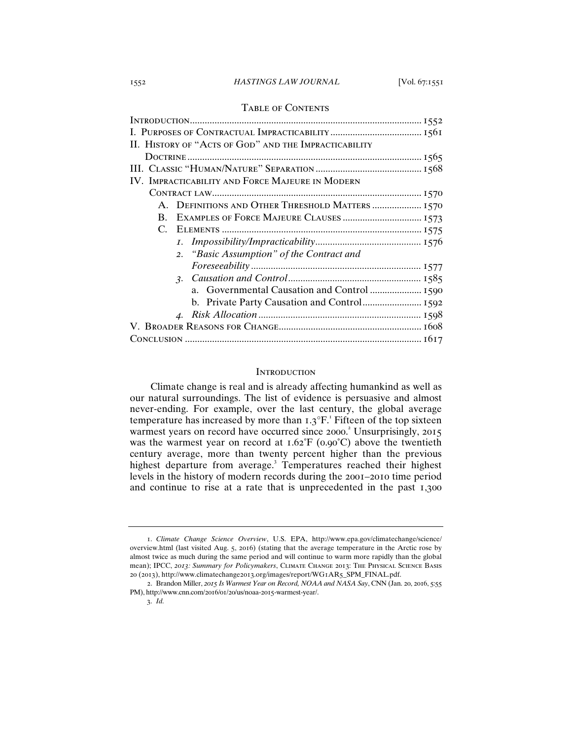## Table of Contents

- Introduction .......... 1552
- I. Purposes of Contractual Impracticability .......... 1561
- II. History of "Acts of God" and the Impracticability Doctrine .......... 1565
- III. Classic "Human/Nature" Separation .......... 1568
- IV. Impracticability and Force Majeure in Modern Contract law .......... 1570
  - A. Definitions and Other Threshold Matters .......... 1570
  - B. Examples of Force Majeure Clauses .......... 1573
  - C. Elements .......... 1575
    - 1. *Impossibility/Impracticability* .......... 1576
    - 2. *"Basic Assumption" of the Contract and Foreseeability* .......... 1577
    - 3. *Causation and Control* .......... 1585
      - a. Governmental Causation and Control .......... 1590
      - b. Private Party Causation and Control .......... 1592
    - 4. *Risk Allocation* .......... 1598
- V. Broader Reasons for Change .......... 1608
- Conclusion .......... 1617

## Introduction

Climate change is real and is already affecting humankind as well as our natural surroundings. The list of evidence is persuasive and almost never-ending. For example, over the last century, the global average temperature has increased by more than 1.3°F.[1] Fifteen of the top sixteen warmest years on record have occurred since 2000.[2] Unsurprisingly, 2015 was the warmest year on record at 1.62°F (0.90°C) above the twentieth century average, more than twenty percent higher than the previous highest departure from average.[3] Temperatures reached their highest levels in the history of modern records during the 2001–2010 time period and continue to rise at a rate that is unprecedented in the past 1,300

---

1. *Climate Change Science Overview*, U.S. EPA, http://www.epa.gov/climatechange/science/overview.html (last visited Aug. 5, 2016) (stating that the average temperature in the Arctic rose by almost twice as much during the same period and will continue to warm more rapidly than the global mean); IPCC, *2013: Summary for Policymakers*, Climate Change 2013: The Physical Science Basis 20 (2013), http://www.climatechange2013.org/images/report/WG1AR5_SPM_FINAL.pdf.

2. Brandon Miller, *2015 Is Warmest Year on Record, NOAA and NASA Say*, CNN (Jan. 20, 2016, 5:55 PM), http://www.cnn.com/2016/01/20/us/noaa-2015-warmest-year/.

3. *Id.*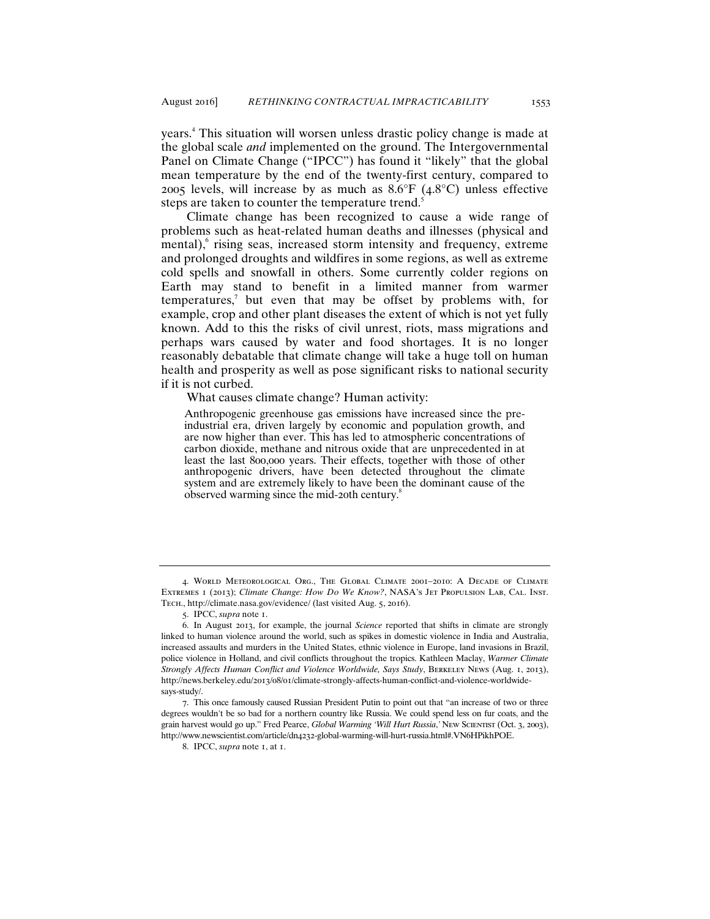years.[4] This situation will worsen unless drastic policy change is made at the global scale *and* implemented on the ground. The Intergovernmental Panel on Climate Change ("IPCC") has found it "likely" that the global mean temperature by the end of the twenty-first century, compared to 2005 levels, will increase by as much as 8.6°F (4.8°C) unless effective steps are taken to counter the temperature trend.[5]

Climate change has been recognized to cause a wide range of problems such as heat-related human deaths and illnesses (physical and mental),[6] rising seas, increased storm intensity and frequency, extreme and prolonged droughts and wildfires in some regions, as well as extreme cold spells and snowfall in others. Some currently colder regions on Earth may stand to benefit in a limited manner from warmer temperatures,[7] but even that may be offset by problems with, for example, crop and other plant diseases the extent of which is not yet fully known. Add to this the risks of civil unrest, riots, mass migrations and perhaps wars caused by water and food shortages. It is no longer reasonably debatable that climate change will take a huge toll on human health and prosperity as well as pose significant risks to national security if it is not curbed.

What causes climate change? Human activity:

> Anthropogenic greenhouse gas emissions have increased since the pre-industrial era, driven largely by economic and population growth, and are now higher than ever. This has led to atmospheric concentrations of carbon dioxide, methane and nitrous oxide that are unprecedented in at least the last 800,000 years. Their effects, together with those of other anthropogenic drivers, have been detected throughout the climate system and are extremely likely to have been the dominant cause of the observed warming since the mid-20th century.[8]

---

4. World Meteorological Org., The Global Climate 2001–2010: A Decade of Climate Extremes 1 (2013); *Climate Change: How Do We Know?*, NASA's Jet Propulsion Lab, Cal. Inst. Tech., http://climate.nasa.gov/evidence/ (last visited Aug. 5, 2016).

5. IPCC, *supra* note 1.

6. In August 2013, for example, the journal *Science* reported that shifts in climate are strongly linked to human violence around the world, such as spikes in domestic violence in India and Australia, increased assaults and murders in the United States, ethnic violence in Europe, land invasions in Brazil, police violence in Holland, and civil conflicts throughout the tropics. Kathleen Maclay, *Warmer Climate Strongly Affects Human Conflict and Violence Worldwide, Says Study*, Berkeley News (Aug. 1, 2013), http://news.berkeley.edu/2013/08/01/climate-strongly-affects-human-conflict-and-violence-worldwide-says-study/.

7. This once famously caused Russian President Putin to point out that "an increase of two or three degrees wouldn't be so bad for a northern country like Russia. We could spend less on fur coats, and the grain harvest would go up." Fred Pearce, *Global Warming 'Will Hurt Russia*,' New Scientist (Oct. 3, 2003), http://www.newscientist.com/article/dn4232-global-warming-will-hurt-russia.html#.VN6HPikhPOE.

8. IPCC, *supra* note 1, at 1.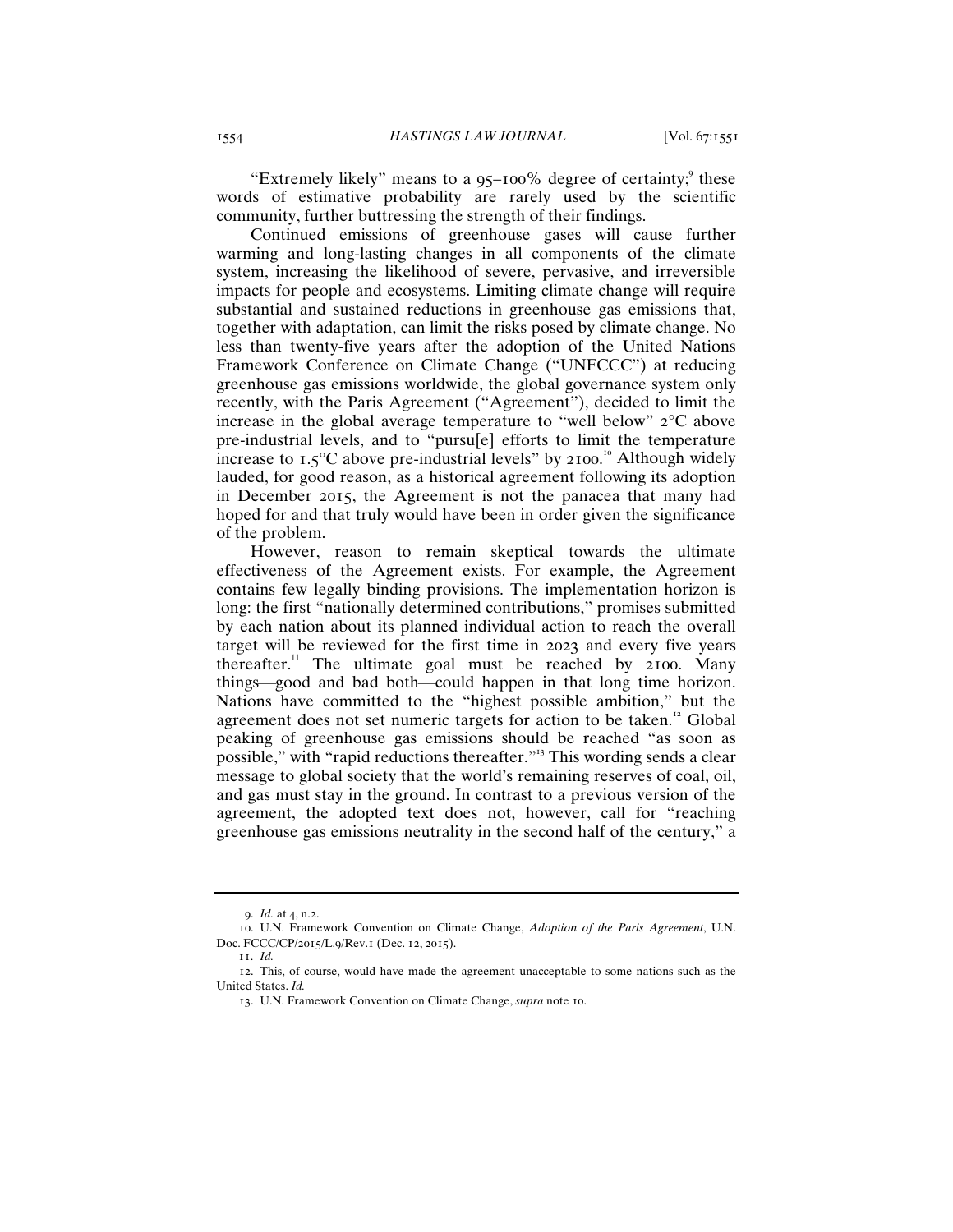"Extremely likely" means to a 95–100% degree of certainty;[9] these words of estimative probability are rarely used by the scientific community, further buttressing the strength of their findings.

Continued emissions of greenhouse gases will cause further warming and long-lasting changes in all components of the climate system, increasing the likelihood of severe, pervasive, and irreversible impacts for people and ecosystems. Limiting climate change will require substantial and sustained reductions in greenhouse gas emissions that, together with adaptation, can limit the risks posed by climate change. No less than twenty-five years after the adoption of the United Nations Framework Conference on Climate Change ("UNFCCC") at reducing greenhouse gas emissions worldwide, the global governance system only recently, with the Paris Agreement ("Agreement"), decided to limit the increase in the global average temperature to "well below" 2°C above pre-industrial levels, and to "pursu[e] efforts to limit the temperature increase to 1.5°C above pre-industrial levels" by 2100.[10] Although widely lauded, for good reason, as a historical agreement following its adoption in December 2015, the Agreement is not the panacea that many had hoped for and that truly would have been in order given the significance of the problem.

However, reason to remain skeptical towards the ultimate effectiveness of the Agreement exists. For example, the Agreement contains few legally binding provisions. The implementation horizon is long: the first "nationally determined contributions," promises submitted by each nation about its planned individual action to reach the overall target will be reviewed for the first time in 2023 and every five years thereafter.[11] The ultimate goal must be reached by 2100. Many things—good and bad both—could happen in that long time horizon. Nations have committed to the "highest possible ambition," but the agreement does not set numeric targets for action to be taken.[12] Global peaking of greenhouse gas emissions should be reached "as soon as possible," with "rapid reductions thereafter."[13] This wording sends a clear message to global society that the world's remaining reserves of coal, oil, and gas must stay in the ground. In contrast to a previous version of the agreement, the adopted text does not, however, call for "reaching greenhouse gas emissions neutrality in the second half of the century," a

---

9. *Id.* at 4, n.2.

10. U.N. Framework Convention on Climate Change, *Adoption of the Paris Agreement*, U.N. Doc. FCCC/CP/2015/L.9/Rev.1 (Dec. 12, 2015).

11. *Id.*

12. This, of course, would have made the agreement unacceptable to some nations such as the United States. *Id.*

13. U.N. Framework Convention on Climate Change, *supra* note 10.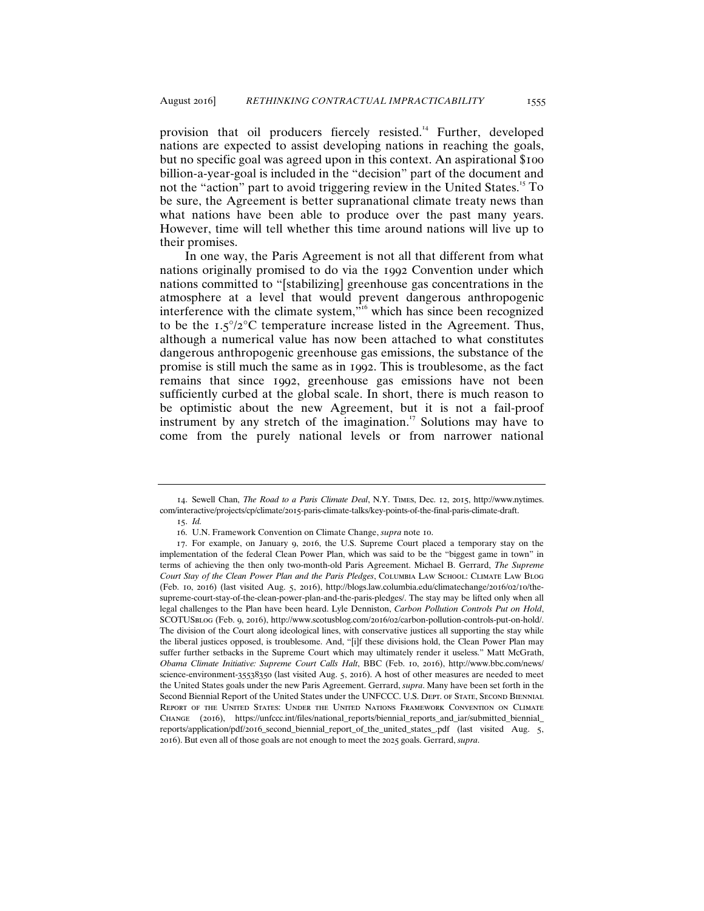provision that oil producers fiercely resisted.[14] Further, developed nations are expected to assist developing nations in reaching the goals, but no specific goal was agreed upon in this context. An aspirational $100 billion-a-year-goal is included in the "decision" part of the document and not the "action" part to avoid triggering review in the United States.[15] To be sure, the Agreement is better supranational climate treaty news than what nations have been able to produce over the past many years. However, time will tell whether this time around nations will live up to their promises.

In one way, the Paris Agreement is not all that different from what nations originally promised to do via the 1992 Convention under which nations committed to "[stabilizing] greenhouse gas concentrations in the atmosphere at a level that would prevent dangerous anthropogenic interference with the climate system,"[16] which has since been recognized to be the 1.5°/2°C temperature increase listed in the Agreement. Thus, although a numerical value has now been attached to what constitutes dangerous anthropogenic greenhouse gas emissions, the substance of the promise is still much the same as in 1992. This is troublesome, as the fact remains that since 1992, greenhouse gas emissions have not been sufficiently curbed at the global scale. In short, there is much reason to be optimistic about the new Agreement, but it is not a fail-proof instrument by any stretch of the imagination.[17] Solutions may have to come from the purely national levels or from narrower national

---

14. Sewell Chan, *The Road to a Paris Climate Deal*, N.Y. Times, Dec. 12, 2015, http://www.nytimes.com/interactive/projects/cp/climate/2015-paris-climate-talks/key-points-of-the-final-paris-climate-draft.

15. *Id.*

16. U.N. Framework Convention on Climate Change, *supra* note 10.

17. For example, on January 9, 2016, the U.S. Supreme Court placed a temporary stay on the implementation of the federal Clean Power Plan, which was said to be the "biggest game in town" in terms of achieving the then only two-month-old Paris Agreement. Michael B. Gerrard, *The Supreme Court Stay of the Clean Power Plan and the Paris Pledges*, Columbia Law School: Climate Law Blog (Feb. 10, 2016) (last visited Aug. 5, 2016), http://blogs.law.columbia.edu/climatechange/2016/02/10/the-supreme-court-stay-of-the-clean-power-plan-and-the-paris-pledges/. The stay may be lifted only when all legal challenges to the Plan have been heard. Lyle Denniston, *Carbon Pollution Controls Put on Hold*, SCOTUSblog (Feb. 9, 2016), http://www.scotusblog.com/2016/02/carbon-pollution-controls-put-on-hold/. The division of the Court along ideological lines, with conservative justices all supporting the stay while the liberal justices opposed, is troublesome. And, "[i]f these divisions hold, the Clean Power Plan may suffer further setbacks in the Supreme Court which may ultimately render it useless." Matt McGrath, *Obama Climate Initiative: Supreme Court Calls Halt*, BBC (Feb. 10, 2016), http://www.bbc.com/news/science-environment-35538350 (last visited Aug. 5, 2016). A host of other measures are needed to meet the United States goals under the new Paris Agreement. Gerrard, *supra*. Many have been set forth in the Second Biennial Report of the United States under the UNFCCC. U.S. Dept. of State, Second Biennial Report of the United States: Under the United Nations Framework Convention on Climate Change (2016), https://unfccc.int/files/national_reports/biennial_reports_and_iar/submitted_biennial_reports/application/pdf/2016_second_biennial_report_of_the_united_states_.pdf (last visited Aug. 5, 2016). But even all of those goals are not enough to meet the 2025 goals. Gerrard, *supra*.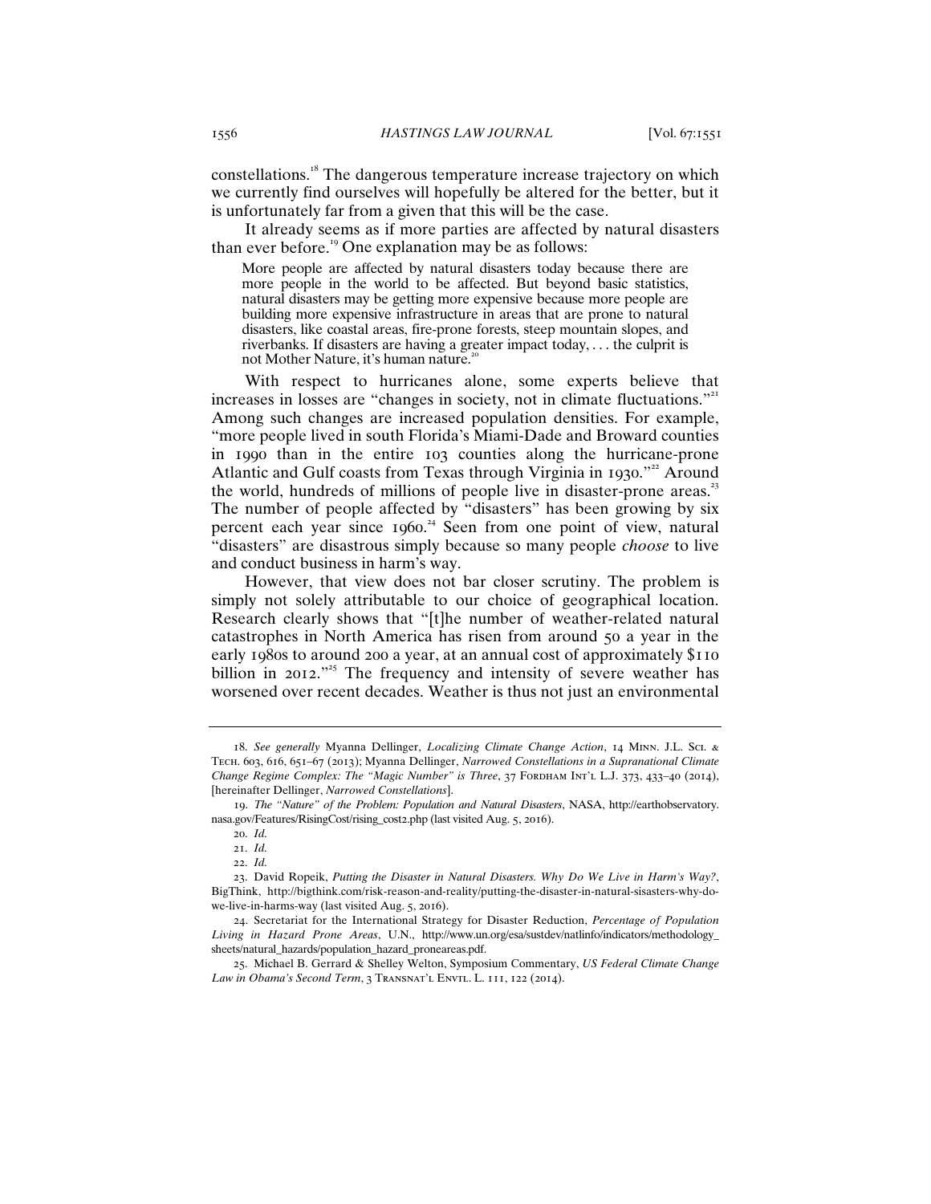constellations.[18] The dangerous temperature increase trajectory on which we currently find ourselves will hopefully be altered for the better, but it is unfortunately far from a given that this will be the case.

It already seems as if more parties are affected by natural disasters than ever before.[19] One explanation may be as follows:

> More people are affected by natural disasters today because there are more people in the world to be affected. But beyond basic statistics, natural disasters may be getting more expensive because more people are building more expensive infrastructure in areas that are prone to natural disasters, like coastal areas, fire-prone forests, steep mountain slopes, and riverbanks. If disasters are having a greater impact today, . . . the culprit is not Mother Nature, it's human nature.[20]

With respect to hurricanes alone, some experts believe that increases in losses are "changes in society, not in climate fluctuations."[21] Among such changes are increased population densities. For example, "more people lived in south Florida's Miami-Dade and Broward counties in 1990 than in the entire 103 counties along the hurricane-prone Atlantic and Gulf coasts from Texas through Virginia in 1930."[22] Around the world, hundreds of millions of people live in disaster-prone areas.[23] The number of people affected by "disasters" has been growing by six percent each year since 1960.[24] Seen from one point of view, natural "disasters" are disastrous simply because so many people *choose* to live and conduct business in harm's way.

However, that view does not bar closer scrutiny. The problem is simply not solely attributable to our choice of geographical location. Research clearly shows that "[t]he number of weather-related natural catastrophes in North America has risen from around 50 a year in the early 1980s to around 200 a year, at an annual cost of approximately $110 billion in 2012."[25] The frequency and intensity of severe weather has worsened over recent decades. Weather is thus not just an environmental

---

18. *See generally* Myanna Dellinger, *Localizing Climate Change Action*, 14 Minn. J.L. Sci. & Tech. 603, 616, 651–67 (2013); Myanna Dellinger, *Narrowed Constellations in a Supranational Climate Change Regime Complex: The "Magic Number" is Three*, 37 Fordham Int'l L.J. 373, 433–40 (2014), [hereinafter Dellinger, *Narrowed Constellations*].

19. *The "Nature" of the Problem: Population and Natural Disasters*, NASA, http://earthobservatory.nasa.gov/Features/RisingCost/rising_cost2.php (last visited Aug. 5, 2016).

20. *Id.*

21. *Id.*

22. *Id.*

23. David Ropeik, *Putting the Disaster in Natural Disasters. Why Do We Live in Harm's Way?*, BigThink, http://bigthink.com/risk-reason-and-reality/putting-the-disaster-in-natural-sisasters-why-do-we-live-in-harms-way (last visited Aug. 5, 2016).

24. Secretariat for the International Strategy for Disaster Reduction, *Percentage of Population Living in Hazard Prone Areas*, U.N., http://www.un.org/esa/sustdev/natlinfo/indicators/methodology_sheets/natural_hazards/population_hazard_proneareas.pdf.

25. Michael B. Gerrard & Shelley Welton, Symposium Commentary, *US Federal Climate Change Law in Obama's Second Term*, 3 Transnat'l Envtl. L. 111, 122 (2014).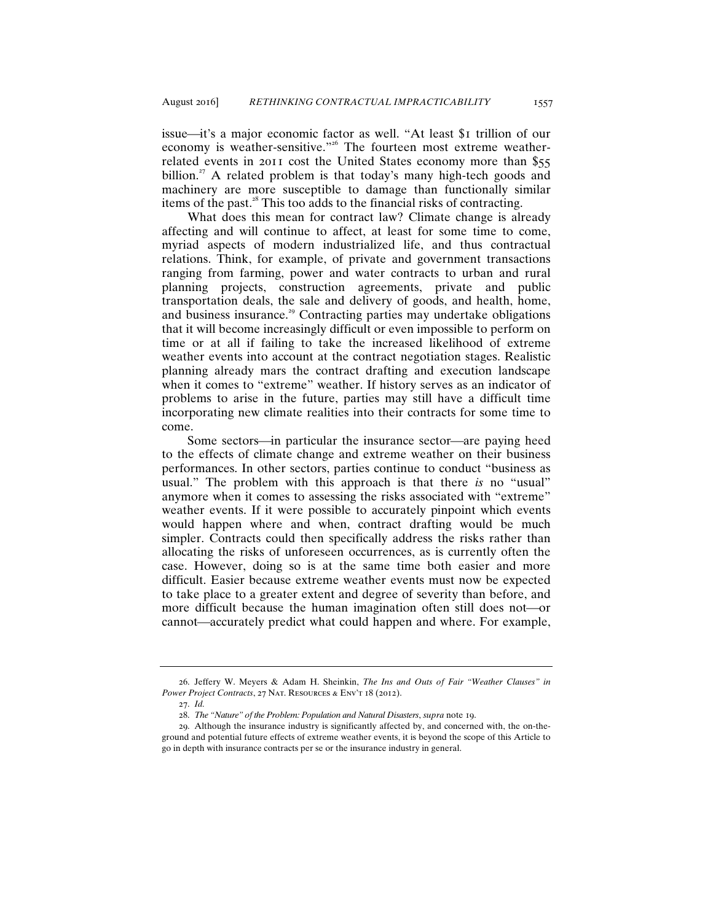issue—it's a major economic factor as well. "At least $1 trillion of our economy is weather-sensitive."[26] The fourteen most extreme weather-related events in 2011 cost the United States economy more than $55 billion.[27] A related problem is that today's many high-tech goods and machinery are more susceptible to damage than functionally similar items of the past.[28] This too adds to the financial risks of contracting.

What does this mean for contract law? Climate change is already affecting and will continue to affect, at least for some time to come, myriad aspects of modern industrialized life, and thus contractual relations. Think, for example, of private and government transactions ranging from farming, power and water contracts to urban and rural planning projects, construction agreements, private and public transportation deals, the sale and delivery of goods, and health, home, and business insurance.[29] Contracting parties may undertake obligations that it will become increasingly difficult or even impossible to perform on time or at all if failing to take the increased likelihood of extreme weather events into account at the contract negotiation stages. Realistic planning already mars the contract drafting and execution landscape when it comes to "extreme" weather. If history serves as an indicator of problems to arise in the future, parties may still have a difficult time incorporating new climate realities into their contracts for some time to come.

Some sectors—in particular the insurance sector—are paying heed to the effects of climate change and extreme weather on their business performances. In other sectors, parties continue to conduct "business as usual." The problem with this approach is that there *is* no "usual" anymore when it comes to assessing the risks associated with "extreme" weather events. If it were possible to accurately pinpoint which events would happen where and when, contract drafting would be much simpler. Contracts could then specifically address the risks rather than allocating the risks of unforeseen occurrences, as is currently often the case. However, doing so is at the same time both easier and more difficult. Easier because extreme weather events must now be expected to take place to a greater extent and degree of severity than before, and more difficult because the human imagination often still does not—or cannot—accurately predict what could happen and where. For example,

---

26. Jeffery W. Meyers & Adam H. Sheinkin, *The Ins and Outs of Fair "Weather Clauses" in Power Project Contracts*, 27 Nat. Resources & Env't 18 (2012).

27. *Id.*

28. *The "Nature" of the Problem: Population and Natural Disasters*, *supra* note 19.

29. Although the insurance industry is significantly affected by, and concerned with, the on-the-ground and potential future effects of extreme weather events, it is beyond the scope of this Article to go in depth with insurance contracts per se or the insurance industry in general.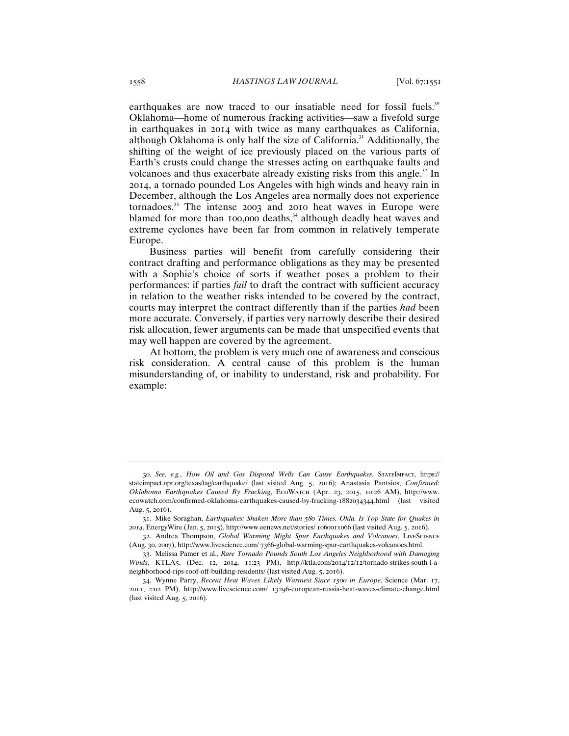earthquakes are now traced to our insatiable need for fossil fuels.[30] Oklahoma—home of numerous fracking activities—saw a fivefold surge in earthquakes in 2014 with twice as many earthquakes as California, although Oklahoma is only half the size of California.[31] Additionally, the shifting of the weight of ice previously placed on the various parts of Earth's crusts could change the stresses acting on earthquake faults and volcanoes and thus exacerbate already existing risks from this angle.[32] In 2014, a tornado pounded Los Angeles with high winds and heavy rain in December, although the Los Angeles area normally does not experience tornadoes.[33] The intense 2003 and 2010 heat waves in Europe were blamed for more than 100,000 deaths,[34] although deadly heat waves and extreme cyclones have been far from common in relatively temperate Europe.

Business parties will benefit from carefully considering their contract drafting and performance obligations as they may be presented with a Sophie's choice of sorts if weather poses a problem to their performances: if parties *fail* to draft the contract with sufficient accuracy in relation to the weather risks intended to be covered by the contract, courts may interpret the contract differently than if the parties *had* been more accurate. Conversely, if parties very narrowly describe their desired risk allocation, fewer arguments can be made that unspecified events that may well happen are covered by the agreement.

At bottom, the problem is very much one of awareness and conscious risk consideration. A central cause of this problem is the human misunderstanding of, or inability to understand, risk and probability. For example:

---

30. *See, e.g.*, *How Oil and Gas Disposal Wells Can Cause Earthquakes*, StateImpact, https://stateimpact.npr.org/texas/tag/earthquake/ (last visited Aug. 5, 2016); Anastasia Pantsios, *Confirmed: Oklahoma Earthquakes Caused By Fracking*, EcoWatch (Apr. 23, 2015, 10:26 AM), http://www.ecowatch.com/confirmed-oklahoma-earthquakes-caused-by-fracking-1882034344.html (last visited Aug. 5, 2016).

31. Mike Soraghan, *Earthquakes: Shaken More than 580 Times, Okla. Is Top State for Quakes in 2014*, EnergyWire (Jan. 5, 2015), http://www.eenews.net/stories/1060011066 (last visited Aug. 5, 2016).

32. Andrea Thompson, *Global Warming Might Spur Earthquakes and Volcanoes*, LiveScience (Aug. 30, 2007), http://www.livescience.com/7366-global-warming-spur-earthquakes-volcanoes.html.

33. Melissa Pamer et al., *Rare Tornado Pounds South Los Angeles Neighborhood with Damaging Winds*, KTLA5, (Dec. 12, 2014, 11:23 PM), http://ktla.com/2014/12/12/tornado-strikes-south-l-a-neighborhood-rips-roof-off-building-residents/ (last visited Aug. 5, 2016).

34. Wynne Parry, *Recent Heat Waves Likely Warmest Since 1500 in Europe*, Science (Mar. 17, 2011, 2:02 PM), http://www.livescience.com/13296-european-russia-heat-waves-climate-change.html (last visited Aug. 5, 2016).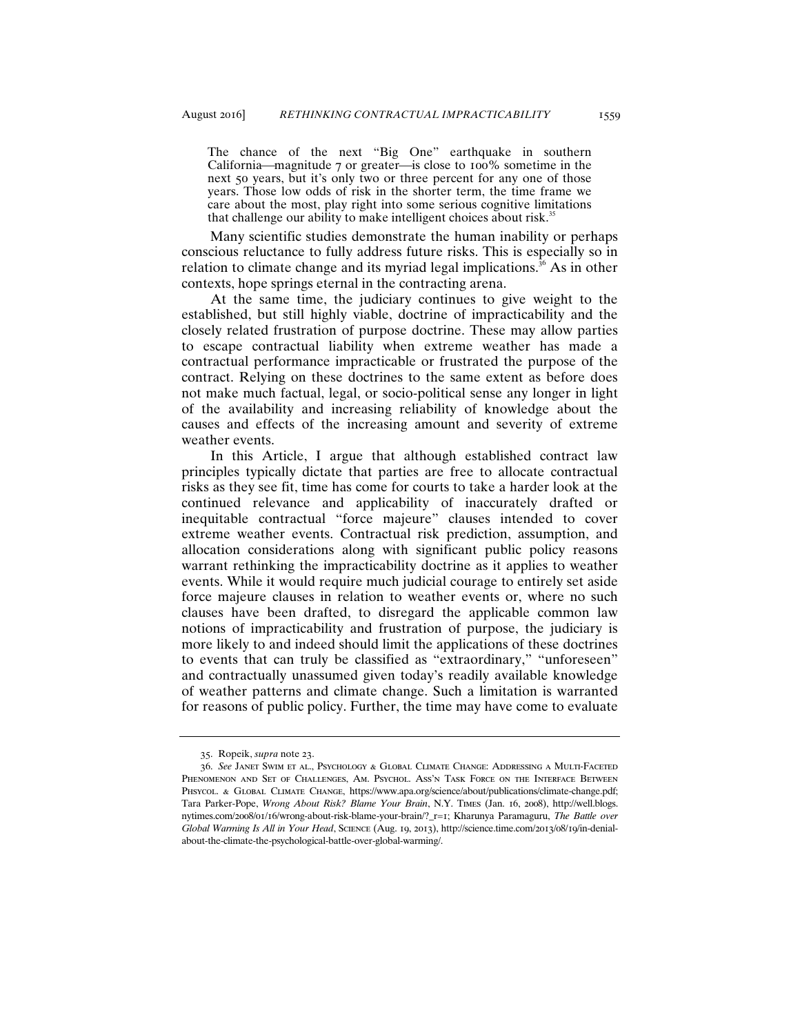> The chance of the next "Big One" earthquake in southern California—magnitude 7 or greater—is close to 100% sometime in the next 50 years, but it's only two or three percent for any one of those years. Those low odds of risk in the shorter term, the time frame we care about the most, play right into some serious cognitive limitations that challenge our ability to make intelligent choices about risk.[35]

Many scientific studies demonstrate the human inability or perhaps conscious reluctance to fully address future risks. This is especially so in relation to climate change and its myriad legal implications.[36] As in other contexts, hope springs eternal in the contracting arena.

At the same time, the judiciary continues to give weight to the established, but still highly viable, doctrine of impracticability and the closely related frustration of purpose doctrine. These may allow parties to escape contractual liability when extreme weather has made a contractual performance impracticable or frustrated the purpose of the contract. Relying on these doctrines to the same extent as before does not make much factual, legal, or socio-political sense any longer in light of the availability and increasing reliability of knowledge about the causes and effects of the increasing amount and severity of extreme weather events.

In this Article, I argue that although established contract law principles typically dictate that parties are free to allocate contractual risks as they see fit, time has come for courts to take a harder look at the continued relevance and applicability of inaccurately drafted or inequitable contractual "force majeure" clauses intended to cover extreme weather events. Contractual risk prediction, assumption, and allocation considerations along with significant public policy reasons warrant rethinking the impracticability doctrine as it applies to weather events. While it would require much judicial courage to entirely set aside force majeure clauses in relation to weather events or, where no such clauses have been drafted, to disregard the applicable common law notions of impracticability and frustration of purpose, the judiciary is more likely to and indeed should limit the applications of these doctrines to events that can truly be classified as "extraordinary," "unforeseen" and contractually unassumed given today's readily available knowledge of weather patterns and climate change. Such a limitation is warranted for reasons of public policy. Further, the time may have come to evaluate

---

35. Ropeik, *supra* note 23.

36. *See* Janet Swim et al., Psychology & Global Climate Change: Addressing a Multi-Faceted Phenomenon and Set of Challenges, Am. Psychol. Ass'n Task Force on the Interface Between Phsycol. & Global Climate Change, https://www.apa.org/science/about/publications/climate-change.pdf; Tara Parker-Pope, *Wrong About Risk? Blame Your Brain*, N.Y. Times (Jan. 16, 2008), http://well.blogs.nytimes.com/2008/01/16/wrong-about-risk-blame-your-brain/?_r=1; Kharunya Paramaguru, *The Battle over Global Warming Is All in Your Head*, Science (Aug. 19, 2013), http://science.time.com/2013/08/19/in-denial-about-the-climate-the-psychological-battle-over-global-warming/.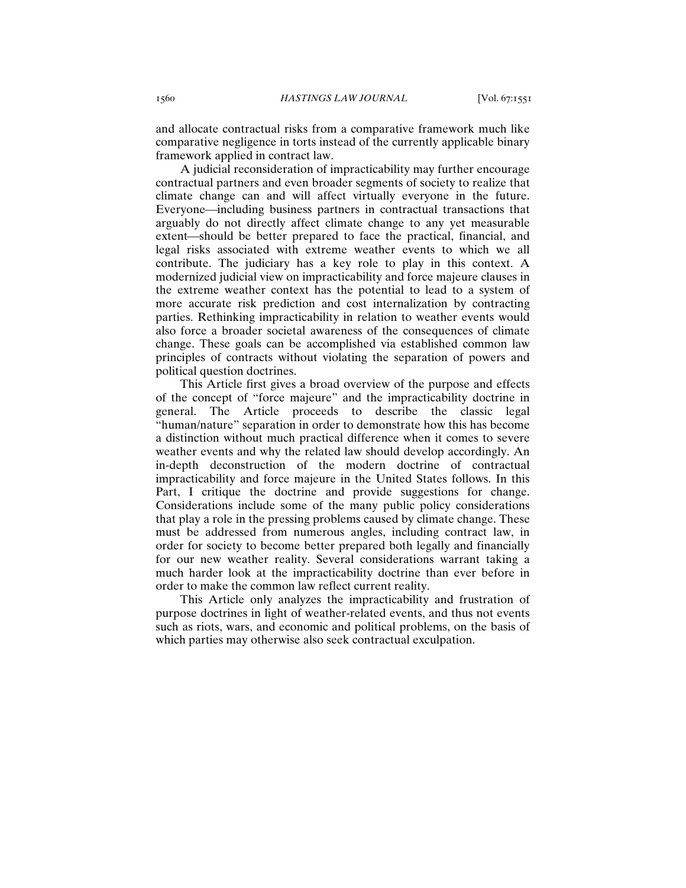and allocate contractual risks from a comparative framework much like comparative negligence in torts instead of the currently applicable binary framework applied in contract law.

A judicial reconsideration of impracticability may further encourage contractual partners and even broader segments of society to realize that climate change can and will affect virtually everyone in the future. Everyone—including business partners in contractual transactions that arguably do not directly affect climate change to any yet measurable extent—should be better prepared to face the practical, financial, and legal risks associated with extreme weather events to which we all contribute. The judiciary has a key role to play in this context. A modernized judicial view on impracticability and force majeure clauses in the extreme weather context has the potential to lead to a system of more accurate risk prediction and cost internalization by contracting parties. Rethinking impracticability in relation to weather events would also force a broader societal awareness of the consequences of climate change. These goals can be accomplished via established common law principles of contracts without violating the separation of powers and political question doctrines.

This Article first gives a broad overview of the purpose and effects of the concept of "force majeure" and the impracticability doctrine in general. The Article proceeds to describe the classic legal "human/nature" separation in order to demonstrate how this has become a distinction without much practical difference when it comes to severe weather events and why the related law should develop accordingly. An in-depth deconstruction of the modern doctrine of contractual impracticability and force majeure in the United States follows. In this Part, I critique the doctrine and provide suggestions for change. Considerations include some of the many public policy considerations that play a role in the pressing problems caused by climate change. These must be addressed from numerous angles, including contract law, in order for society to become better prepared both legally and financially for our new weather reality. Several considerations warrant taking a much harder look at the impracticability doctrine than ever before in order to make the common law reflect current reality.

This Article only analyzes the impracticability and frustration of purpose doctrines in light of weather-related events, and thus not events such as riots, wars, and economic and political problems, on the basis of which parties may otherwise also seek contractual exculpation.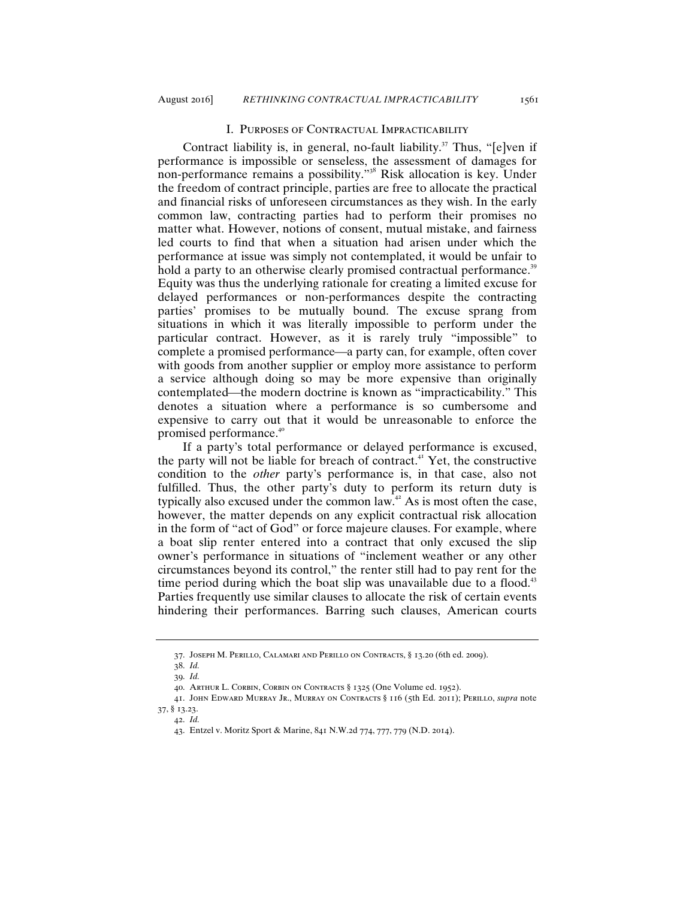## I. Purposes of Contractual Impracticability

Contract liability is, in general, no-fault liability.[37] Thus, "[e]ven if performance is impossible or senseless, the assessment of damages for non-performance remains a possibility."[38] Risk allocation is key. Under the freedom of contract principle, parties are free to allocate the practical and financial risks of unforeseen circumstances as they wish. In the early common law, contracting parties had to perform their promises no matter what. However, notions of consent, mutual mistake, and fairness led courts to find that when a situation had arisen under which the performance at issue was simply not contemplated, it would be unfair to hold a party to an otherwise clearly promised contractual performance.[39] Equity was thus the underlying rationale for creating a limited excuse for delayed performances or non-performances despite the contracting parties' promises to be mutually bound. The excuse sprang from situations in which it was literally impossible to perform under the particular contract. However, as it is rarely truly "impossible" to complete a promised performance—a party can, for example, often cover with goods from another supplier or employ more assistance to perform a service although doing so may be more expensive than originally contemplated—the modern doctrine is known as "impracticability." This denotes a situation where a performance is so cumbersome and expensive to carry out that it would be unreasonable to enforce the promised performance.[40]

If a party's total performance or delayed performance is excused, the party will not be liable for breach of contract.[41] Yet, the constructive condition to the *other* party's performance is, in that case, also not fulfilled. Thus, the other party's duty to perform its return duty is typically also excused under the common law.[42] As is most often the case, however, the matter depends on any explicit contractual risk allocation in the form of "act of God" or force majeure clauses. For example, where a boat slip renter entered into a contract that only excused the slip owner's performance in situations of "inclement weather or any other circumstances beyond its control," the renter still had to pay rent for the time period during which the boat slip was unavailable due to a flood.[43] Parties frequently use similar clauses to allocate the risk of certain events hindering their performances. Barring such clauses, American courts

---

37. Joseph M. Perillo, Calamari and Perillo on Contracts, § 13.20 (6th ed. 2009).

38. *Id.*

39. *Id.*

40. Arthur L. Corbin, Corbin on Contracts § 1325 (One Volume ed. 1952).

41. John Edward Murray Jr., Murray on Contracts § 116 (5th Ed. 2011); Perillo, *supra* note 37, § 13.23.

42. *Id.*

43. Entzel v. Moritz Sport & Marine, 841 N.W.2d 774, 777, 779 (N.D. 2014).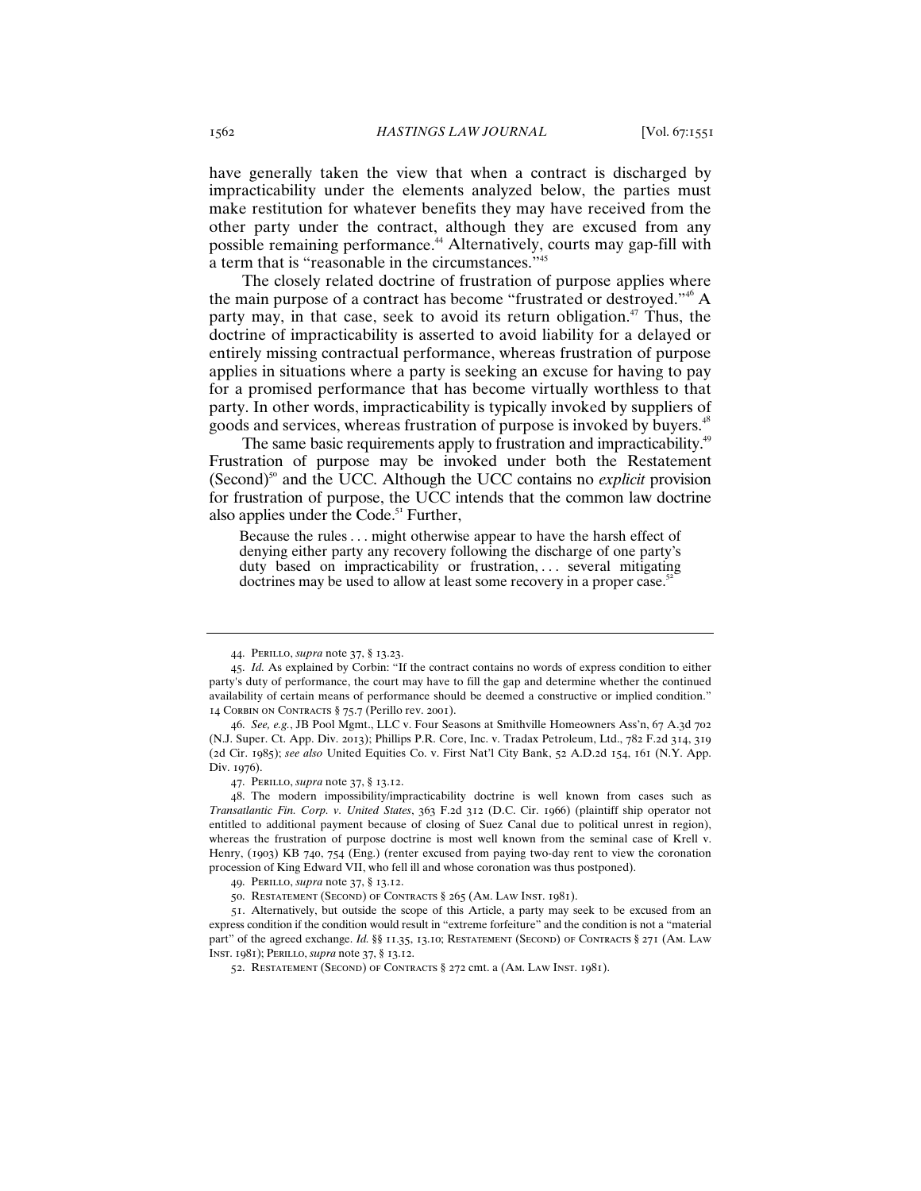have generally taken the view that when a contract is discharged by impracticability under the elements analyzed below, the parties must make restitution for whatever benefits they may have received from the other party under the contract, although they are excused from any possible remaining performance.[44] Alternatively, courts may gap-fill with a term that is "reasonable in the circumstances."[45]

The closely related doctrine of frustration of purpose applies where the main purpose of a contract has become "frustrated or destroyed."[46] A party may, in that case, seek to avoid its return obligation.[47] Thus, the doctrine of impracticability is asserted to avoid liability for a delayed or entirely missing contractual performance, whereas frustration of purpose applies in situations where a party is seeking an excuse for having to pay for a promised performance that has become virtually worthless to that party. In other words, impracticability is typically invoked by suppliers of goods and services, whereas frustration of purpose is invoked by buyers.[48]

The same basic requirements apply to frustration and impracticability.[49] Frustration of purpose may be invoked under both the Restatement (Second)[50] and the UCC. Although the UCC contains no *explicit* provision for frustration of purpose, the UCC intends that the common law doctrine also applies under the Code.[51] Further,

> Because the rules . . . might otherwise appear to have the harsh effect of denying either party any recovery following the discharge of one party's duty based on impracticability or frustration, . . . several mitigating doctrines may be used to allow at least some recovery in a proper case.[52]

---

44. Perillo, *supra* note 37, § 13.23.

45. *Id.* As explained by Corbin: "If the contract contains no words of express condition to either party's duty of performance, the court may have to fill the gap and determine whether the continued availability of certain means of performance should be deemed a constructive or implied condition." 14 Corbin on Contracts § 75.7 (Perillo rev. 2001).

46. *See, e.g.*, JB Pool Mgmt., LLC v. Four Seasons at Smithville Homeowners Ass'n, 67 A.3d 702 (N.J. Super. Ct. App. Div. 2013); Phillips P.R. Core, Inc. v. Tradax Petroleum, Ltd., 782 F.2d 314, 319 (2d Cir. 1985); *see also* United Equities Co. v. First Nat'l City Bank, 52 A.D.2d 154, 161 (N.Y. App. Div. 1976).

47. Perillo, *supra* note 37, § 13.12.

48. The modern impossibility/impracticability doctrine is well known from cases such as *Transatlantic Fin. Corp. v. United States*, 363 F.2d 312 (D.C. Cir. 1966) (plaintiff ship operator not entitled to additional payment because of closing of Suez Canal due to political unrest in region), whereas the frustration of purpose doctrine is most well known from the seminal case of Krell v. Henry, (1903) KB 740, 754 (Eng.) (renter excused from paying two-day rent to view the coronation procession of King Edward VII, who fell ill and whose coronation was thus postponed).

49. Perillo, *supra* note 37, § 13.12.

50. Restatement (Second) of Contracts § 265 (Am. Law Inst. 1981).

51. Alternatively, but outside the scope of this Article, a party may seek to be excused from an express condition if the condition would result in "extreme forfeiture" and the condition is not a "material part" of the agreed exchange. *Id.* §§ 11.35, 13.10; Restatement (Second) of Contracts § 271 (Am. Law Inst. 1981); Perillo, *supra* note 37, § 13.12.

52. Restatement (Second) of Contracts § 272 cmt. a (Am. Law Inst. 1981).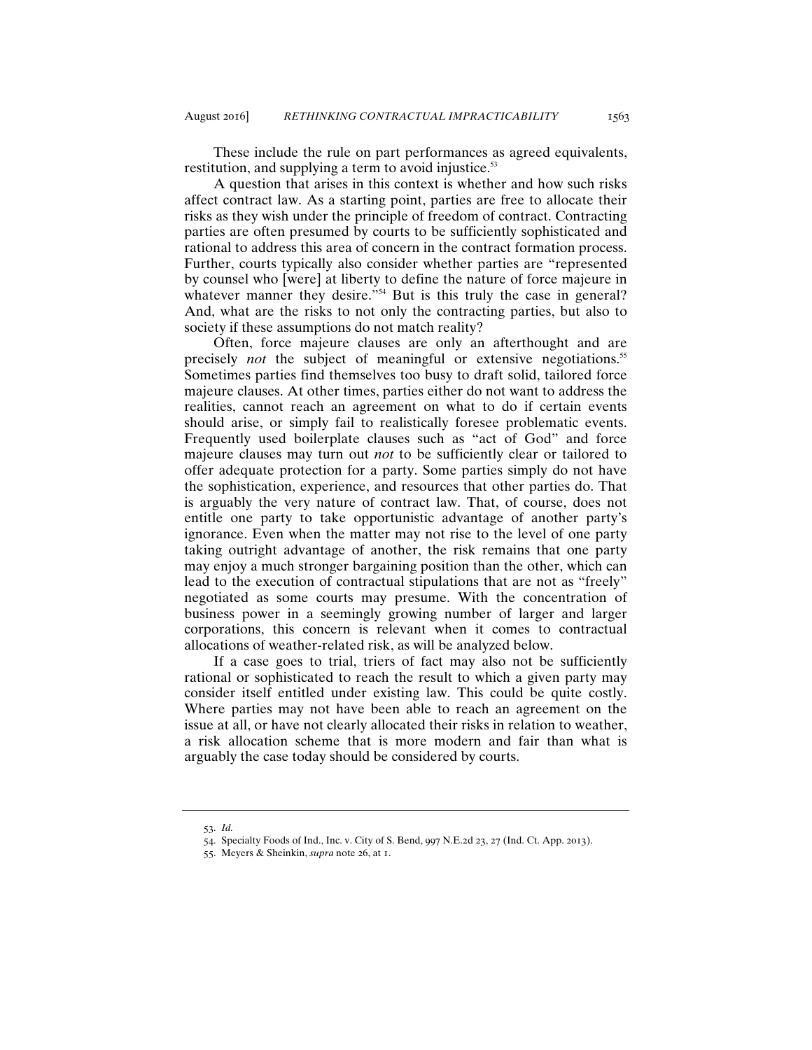These include the rule on part performances as agreed equivalents, restitution, and supplying a term to avoid injustice.[53]

A question that arises in this context is whether and how such risks affect contract law. As a starting point, parties are free to allocate their risks as they wish under the principle of freedom of contract. Contracting parties are often presumed by courts to be sufficiently sophisticated and rational to address this area of concern in the contract formation process. Further, courts typically also consider whether parties are "represented by counsel who [were] at liberty to define the nature of force majeure in whatever manner they desire."[54] But is this truly the case in general? And, what are the risks to not only the contracting parties, but also to society if these assumptions do not match reality?

Often, force majeure clauses are only an afterthought and are precisely *not* the subject of meaningful or extensive negotiations.[55] Sometimes parties find themselves too busy to draft solid, tailored force majeure clauses. At other times, parties either do not want to address the realities, cannot reach an agreement on what to do if certain events should arise, or simply fail to realistically foresee problematic events. Frequently used boilerplate clauses such as "act of God" and force majeure clauses may turn out *not* to be sufficiently clear or tailored to offer adequate protection for a party. Some parties simply do not have the sophistication, experience, and resources that other parties do. That is arguably the very nature of contract law. That, of course, does not entitle one party to take opportunistic advantage of another party's ignorance. Even when the matter may not rise to the level of one party taking outright advantage of another, the risk remains that one party may enjoy a much stronger bargaining position than the other, which can lead to the execution of contractual stipulations that are not as "freely" negotiated as some courts may presume. With the concentration of business power in a seemingly growing number of larger and larger corporations, this concern is relevant when it comes to contractual allocations of weather-related risk, as will be analyzed below.

If a case goes to trial, triers of fact may also not be sufficiently rational or sophisticated to reach the result to which a given party may consider itself entitled under existing law. This could be quite costly. Where parties may not have been able to reach an agreement on the issue at all, or have not clearly allocated their risks in relation to weather, a risk allocation scheme that is more modern and fair than what is arguably the case today should be considered by courts.

---

53. *Id.*

54. Specialty Foods of Ind., Inc. v. City of S. Bend, 997 N.E.2d 23, 27 (Ind. Ct. App. 2013).

55. Meyers & Sheinkin, *supra* note 26, at 1.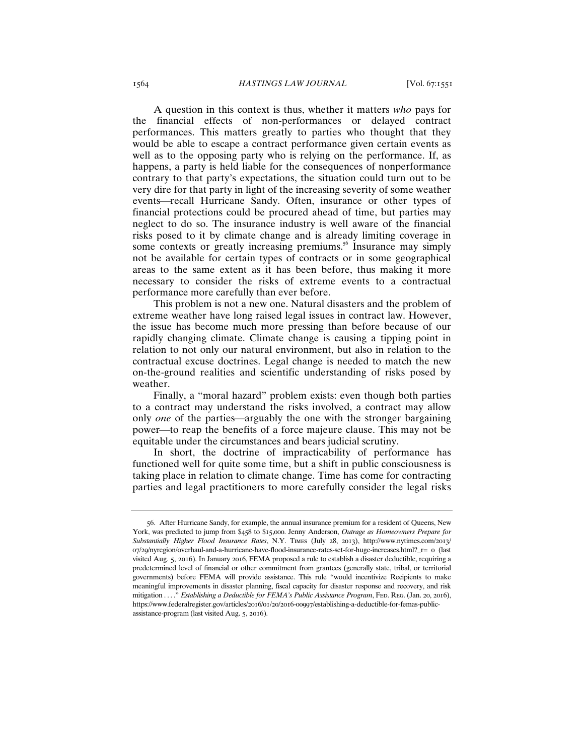A question in this context is thus, whether it matters *who* pays for the financial effects of non-performances or delayed contract performances. This matters greatly to parties who thought that they would be able to escape a contract performance given certain events as well as to the opposing party who is relying on the performance. If, as happens, a party is held liable for the consequences of nonperformance contrary to that party's expectations, the situation could turn out to be very dire for that party in light of the increasing severity of some weather events—recall Hurricane Sandy. Often, insurance or other types of financial protections could be procured ahead of time, but parties may neglect to do so. The insurance industry is well aware of the financial risks posed to it by climate change and is already limiting coverage in some contexts or greatly increasing premiums.[56] Insurance may simply not be available for certain types of contracts or in some geographical areas to the same extent as it has been before, thus making it more necessary to consider the risks of extreme events to a contractual performance more carefully than ever before.

This problem is not a new one. Natural disasters and the problem of extreme weather have long raised legal issues in contract law. However, the issue has become much more pressing than before because of our rapidly changing climate. Climate change is causing a tipping point in relation to not only our natural environment, but also in relation to the contractual excuse doctrines. Legal change is needed to match the new on-the-ground realities and scientific understanding of risks posed by weather.

Finally, a "moral hazard" problem exists: even though both parties to a contract may understand the risks involved, a contract may allow only *one* of the parties—arguably the one with the stronger bargaining power—to reap the benefits of a force majeure clause. This may not be equitable under the circumstances and bears judicial scrutiny.

In short, the doctrine of impracticability of performance has functioned well for quite some time, but a shift in public consciousness is taking place in relation to climate change. Time has come for contracting parties and legal practitioners to more carefully consider the legal risks

---

56. After Hurricane Sandy, for example, the annual insurance premium for a resident of Queens, New York, was predicted to jump from $458 to $15,000. Jenny Anderson, *Outrage as Homeowners Prepare for Substantially Higher Flood Insurance Rates*, N.Y. TIMES (July 28, 2013), http://www.nytimes.com/2013/07/29/nyregion/overhaul-and-a-hurricane-have-flood-insurance-rates-set-for-huge-increases.html?_r= 0 (last visited Aug. 5, 2016). In January 2016, FEMA proposed a rule to establish a disaster deductible, requiring a predetermined level of financial or other commitment from grantees (generally state, tribal, or territorial governments) before FEMA will provide assistance. This rule "would incentivize Recipients to make meaningful improvements in disaster planning, fiscal capacity for disaster response and recovery, and risk mitigation . . . ." *Establishing a Deductible for FEMA's Public Assistance Program*, FED. REG. (Jan. 20, 2016), https://www.federalregister.gov/articles/2016/01/20/2016-00997/establishing-a-deductible-for-femas-public-assistance-program (last visited Aug. 5, 2016).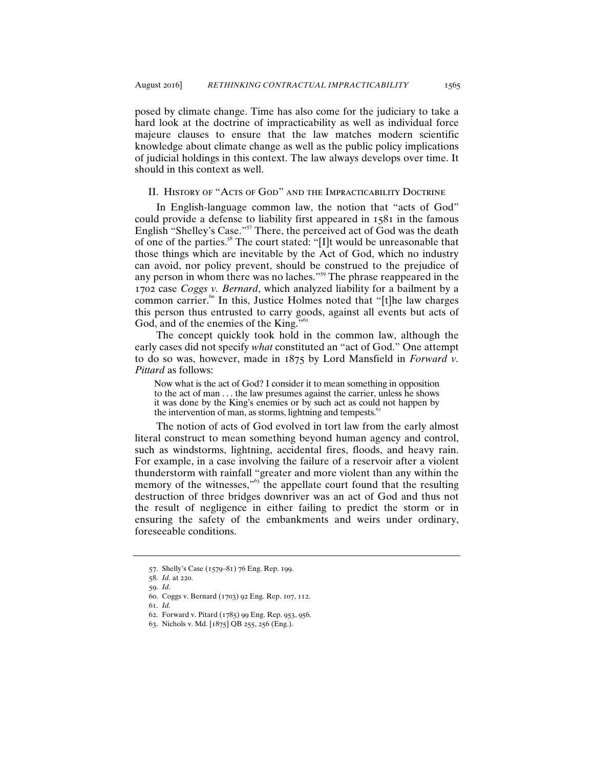posed by climate change. Time has also come for the judiciary to take a hard look at the doctrine of impracticability as well as individual force majeure clauses to ensure that the law matches modern scientific knowledge about climate change as well as the public policy implications of judicial holdings in this context. The law always develops over time. It should in this context as well.

## II. History of "Acts of God" and the Impracticability Doctrine

In English-language common law, the notion that "acts of God" could provide a defense to liability first appeared in 1581 in the famous English "Shelley's Case."[57] There, the perceived act of God was the death of one of the parties.[58] The court stated: "[I]t would be unreasonable that those things which are inevitable by the Act of God, which no industry can avoid, nor policy prevent, should be construed to the prejudice of any person in whom there was no laches."[59] The phrase reappeared in the 1702 case *Coggs v. Bernard*, which analyzed liability for a bailment by a common carrier.[60] In this, Justice Holmes noted that "[t]he law charges this person thus entrusted to carry goods, against all events but acts of God, and of the enemies of the King."[61]

The concept quickly took hold in the common law, although the early cases did not specify *what* constituted an "act of God." One attempt to do so was, however, made in 1875 by Lord Mansfield in *Forward v. Pittard* as follows:

> Now what is the act of God? I consider it to mean something in opposition to the act of man . . . the law presumes against the carrier, unless he shows it was done by the King's enemies or by such act as could not happen by the intervention of man, as storms, lightning and tempests.[62]

The notion of acts of God evolved in tort law from the early almost literal construct to mean something beyond human agency and control, such as windstorms, lightning, accidental fires, floods, and heavy rain. For example, in a case involving the failure of a reservoir after a violent thunderstorm with rainfall "greater and more violent than any within the memory of the witnesses,"[63] the appellate court found that the resulting destruction of three bridges downriver was an act of God and thus not the result of negligence in either failing to predict the storm or in ensuring the safety of the embankments and weirs under ordinary, foreseeable conditions.

---

57. Shelly's Case (1579–81) 76 Eng. Rep. 199.

58. *Id.* at 220.

59. *Id.*

60. Coggs v. Bernard (1703) 92 Eng. Rep. 107, 112.

61. *Id.*

62. Forward v. Pitard (1785) 99 Eng. Rep. 953, 956.

63. Nichols v. Md. [1875] QB 255, 256 (Eng.).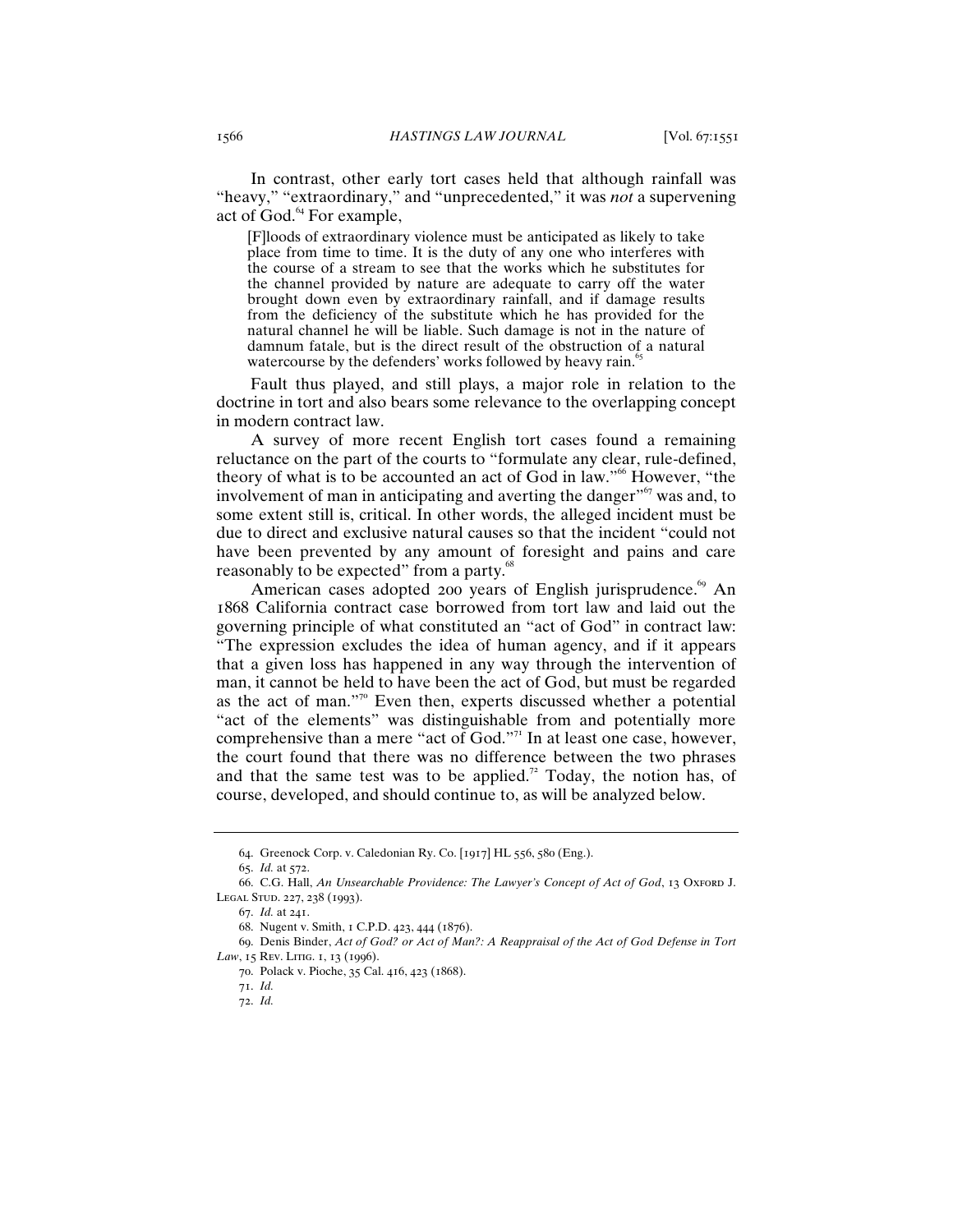In contrast, other early tort cases held that although rainfall was "heavy," "extraordinary," and "unprecedented," it was *not* a supervening act of God.[64] For example,

> [F]loods of extraordinary violence must be anticipated as likely to take place from time to time. It is the duty of any one who interferes with the course of a stream to see that the works which he substitutes for the channel provided by nature are adequate to carry off the water brought down even by extraordinary rainfall, and if damage results from the deficiency of the substitute which he has provided for the natural channel he will be liable. Such damage is not in the nature of damnum fatale, but is the direct result of the obstruction of a natural watercourse by the defenders' works followed by heavy rain.[65]

Fault thus played, and still plays, a major role in relation to the doctrine in tort and also bears some relevance to the overlapping concept in modern contract law.

A survey of more recent English tort cases found a remaining reluctance on the part of the courts to "formulate any clear, rule-defined, theory of what is to be accounted an act of God in law."[66] However, "the involvement of man in anticipating and averting the danger"[67] was and, to some extent still is, critical. In other words, the alleged incident must be due to direct and exclusive natural causes so that the incident "could not have been prevented by any amount of foresight and pains and care reasonably to be expected" from a party.[68]

American cases adopted 200 years of English jurisprudence.[69] An 1868 California contract case borrowed from tort law and laid out the governing principle of what constituted an "act of God" in contract law: "The expression excludes the idea of human agency, and if it appears that a given loss has happened in any way through the intervention of man, it cannot be held to have been the act of God, but must be regarded as the act of man."[70] Even then, experts discussed whether a potential "act of the elements" was distinguishable from and potentially more comprehensive than a mere "act of God."[71] In at least one case, however, the court found that there was no difference between the two phrases and that the same test was to be applied.[72] Today, the notion has, of course, developed, and should continue to, as will be analyzed below.

---

64. Greenock Corp. v. Caledonian Ry. Co. [1917] HL 556, 580 (Eng.).

65. *Id.* at 572.

66. C.G. Hall, *An Unsearchable Providence: The Lawyer's Concept of Act of God*, 13 Oxford J. Legal Stud. 227, 238 (1993).

67. *Id.* at 241.

68. Nugent v. Smith, 1 C.P.D. 423, 444 (1876).

69. Denis Binder, *Act of God? or Act of Man?: A Reappraisal of the Act of God Defense in Tort Law*, 15 Rev. Litig. 1, 13 (1996).

70. Polack v. Pioche, 35 Cal. 416, 423 (1868).

71. *Id.*

72. *Id.*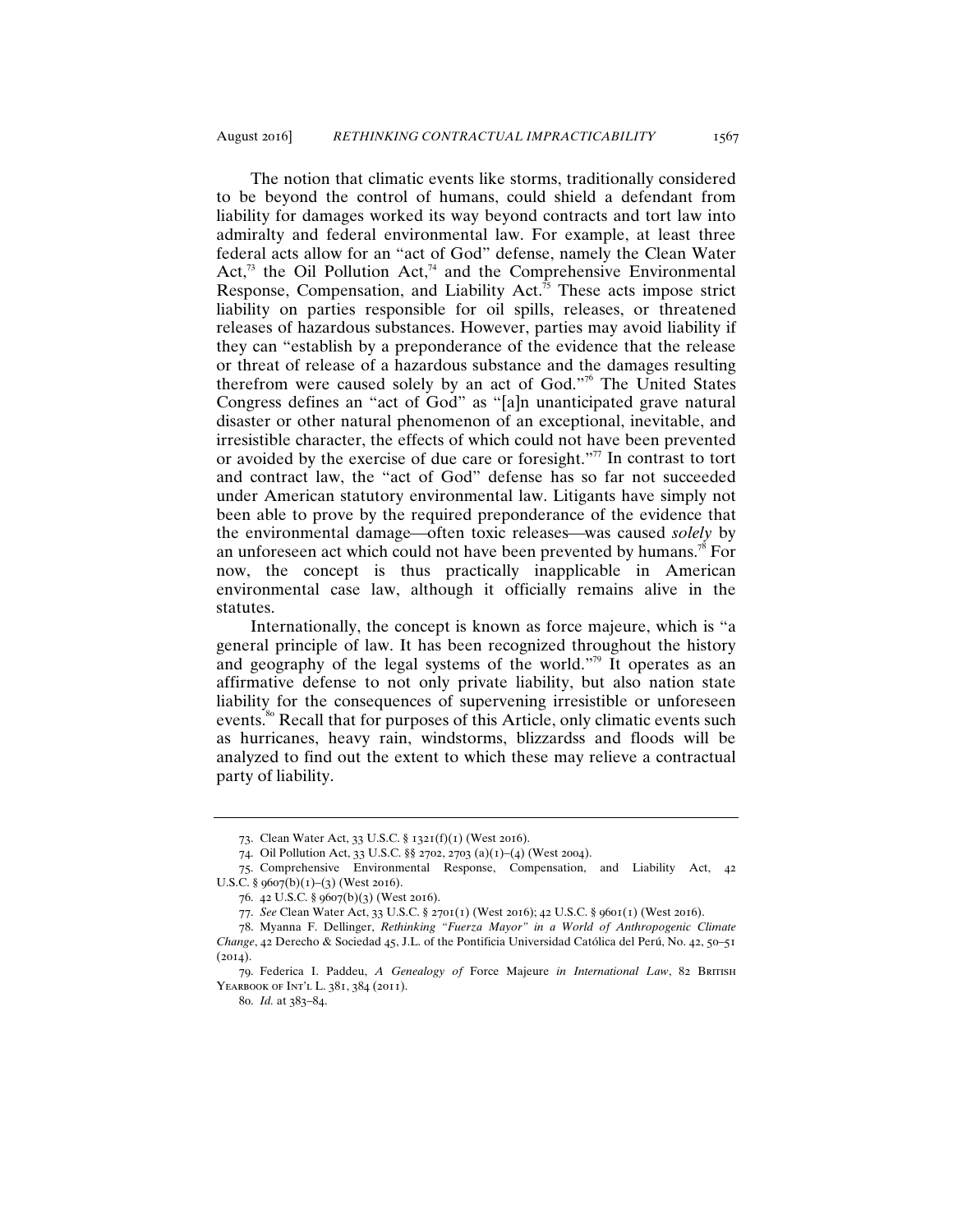The notion that climatic events like storms, traditionally considered to be beyond the control of humans, could shield a defendant from liability for damages worked its way beyond contracts and tort law into admiralty and federal environmental law. For example, at least three federal acts allow for an "act of God" defense, namely the Clean Water Act,[73] the Oil Pollution Act,[74] and the Comprehensive Environmental Response, Compensation, and Liability Act.[75] These acts impose strict liability on parties responsible for oil spills, releases, or threatened releases of hazardous substances. However, parties may avoid liability if they can "establish by a preponderance of the evidence that the release or threat of release of a hazardous substance and the damages resulting therefrom were caused solely by an act of God."[76] The United States Congress defines an "act of God" as "[a]n unanticipated grave natural disaster or other natural phenomenon of an exceptional, inevitable, and irresistible character, the effects of which could not have been prevented or avoided by the exercise of due care or foresight."[77] In contrast to tort and contract law, the "act of God" defense has so far not succeeded under American statutory environmental law. Litigants have simply not been able to prove by the required preponderance of the evidence that the environmental damage—often toxic releases—was caused *solely* by an unforeseen act which could not have been prevented by humans.[78] For now, the concept is thus practically inapplicable in American environmental case law, although it officially remains alive in the statutes.

Internationally, the concept is known as force majeure, which is "a general principle of law. It has been recognized throughout the history and geography of the legal systems of the world."[79] It operates as an affirmative defense to not only private liability, but also nation state liability for the consequences of supervening irresistible or unforeseen events.[80] Recall that for purposes of this Article, only climatic events such as hurricanes, heavy rain, windstorms, blizzardss and floods will be analyzed to find out the extent to which these may relieve a contractual party of liability.

---

73. Clean Water Act, 33 U.S.C. § 1321(f)(1) (West 2016).

74. Oil Pollution Act, 33 U.S.C. §§ 2702, 2703 (a)(1)–(4) (West 2004).

75. Comprehensive Environmental Response, Compensation, and Liability Act, 42 U.S.C. § 9607(b)(1)–(3) (West 2016).

76. 42 U.S.C. § 9607(b)(3) (West 2016).

77. *See* Clean Water Act, 33 U.S.C. § 2701(1) (West 2016); 42 U.S.C. § 9601(1) (West 2016).

78. Myanna F. Dellinger, *Rethinking "Fuerza Mayor" in a World of Anthropogenic Climate Change*, 42 Derecho & Sociedad 45, J.L. of the Pontificia Universidad Católica del Perú, No. 42, 50–51 (2014).

79. Federica I. Paddeu, *A Genealogy of* Force Majeure *in International Law*, 82 British Yearbook of Int'l L. 381, 384 (2011).

80. *Id.* at 383–84.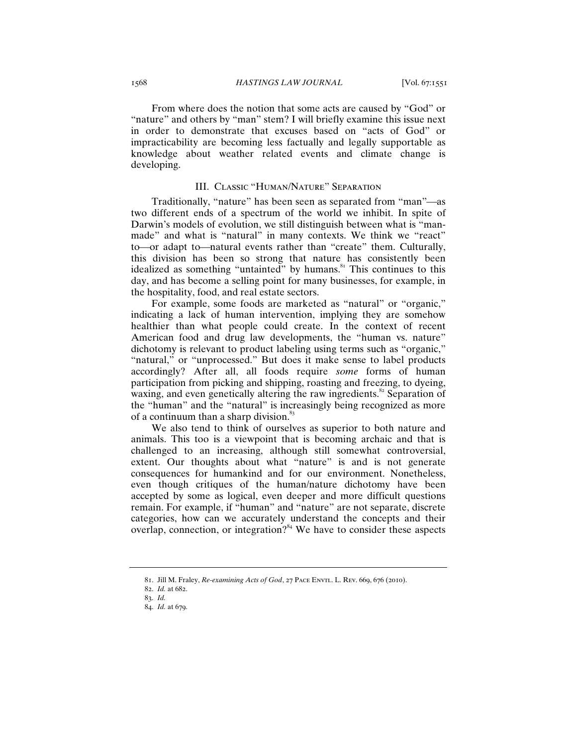From where does the notion that some acts are caused by "God" or "nature" and others by "man" stem? I will briefly examine this issue next in order to demonstrate that excuses based on "acts of God" or impracticability are becoming less factually and legally supportable as knowledge about weather related events and climate change is developing.

## III. Classic "Human/Nature" Separation

Traditionally, "nature" has been seen as separated from "man"—as two different ends of a spectrum of the world we inhibit. In spite of Darwin's models of evolution, we still distinguish between what is "man-made" and what is "natural" in many contexts. We think we "react" to—or adapt to—natural events rather than "create" them. Culturally, this division has been so strong that nature has consistently been idealized as something "untainted" by humans.[81] This continues to this day, and has become a selling point for many businesses, for example, in the hospitality, food, and real estate sectors.

For example, some foods are marketed as "natural" or "organic," indicating a lack of human intervention, implying they are somehow healthier than what people could create. In the context of recent American food and drug law developments, the "human vs. nature" dichotomy is relevant to product labeling using terms such as "organic," "natural," or "unprocessed." But does it make sense to label products accordingly? After all, all foods require *some* forms of human participation from picking and shipping, roasting and freezing, to dyeing, waxing, and even genetically altering the raw ingredients.[82] Separation of the "human" and the "natural" is increasingly being recognized as more of a continuum than a sharp division.[83]

We also tend to think of ourselves as superior to both nature and animals. This too is a viewpoint that is becoming archaic and that is challenged to an increasing, although still somewhat controversial, extent. Our thoughts about what "nature" is and is not generate consequences for humankind and for our environment. Nonetheless, even though critiques of the human/nature dichotomy have been accepted by some as logical, even deeper and more difficult questions remain. For example, if "human" and "nature" are not separate, discrete categories, how can we accurately understand the concepts and their overlap, connection, or integration?[84] We have to consider these aspects

---

81. Jill M. Fraley, *Re-examining Acts of God*, 27 Pace Envtl. L. Rev. 669, 676 (2010).

82. *Id.* at 682.

83. *Id.*

84. *Id.* at 679.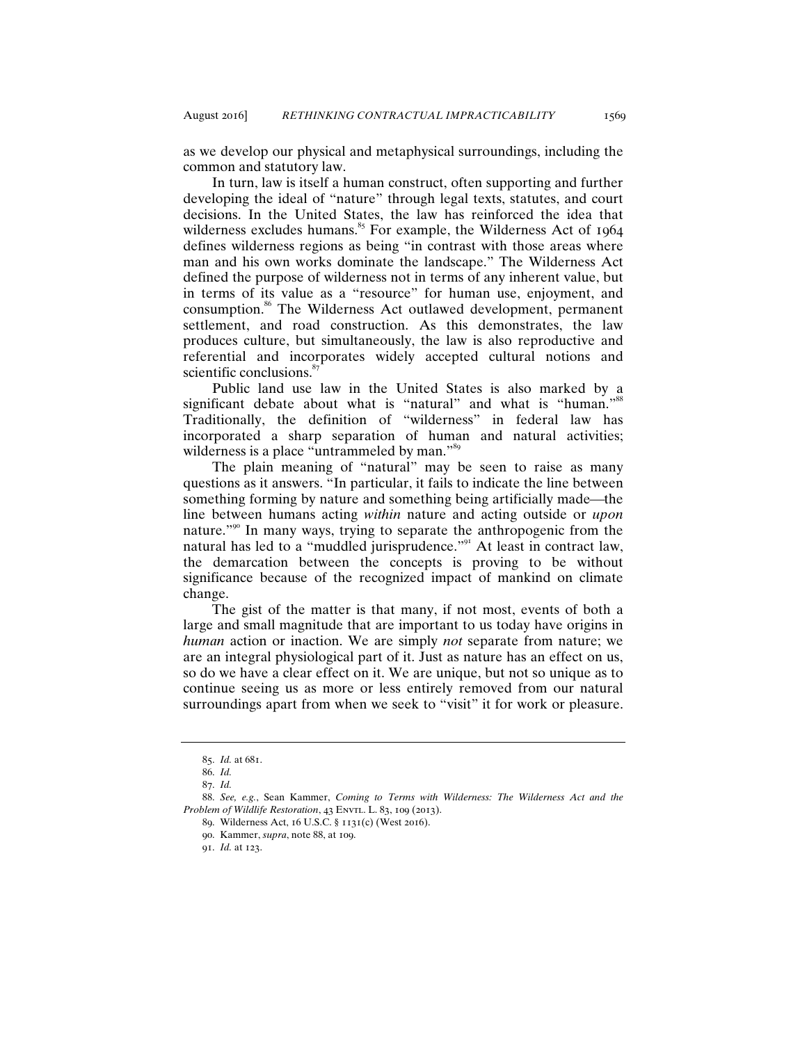as we develop our physical and metaphysical surroundings, including the common and statutory law.

In turn, law is itself a human construct, often supporting and further developing the ideal of "nature" through legal texts, statutes, and court decisions. In the United States, the law has reinforced the idea that wilderness excludes humans.[85] For example, the Wilderness Act of 1964 defines wilderness regions as being "in contrast with those areas where man and his own works dominate the landscape." The Wilderness Act defined the purpose of wilderness not in terms of any inherent value, but in terms of its value as a "resource" for human use, enjoyment, and consumption.[86] The Wilderness Act outlawed development, permanent settlement, and road construction. As this demonstrates, the law produces culture, but simultaneously, the law is also reproductive and referential and incorporates widely accepted cultural notions and scientific conclusions.[87]

Public land use law in the United States is also marked by a significant debate about what is "natural" and what is "human."[88] Traditionally, the definition of "wilderness" in federal law has incorporated a sharp separation of human and natural activities; wilderness is a place "untrammeled by man."[89]

The plain meaning of "natural" may be seen to raise as many questions as it answers. "In particular, it fails to indicate the line between something forming by nature and something being artificially made—the line between humans acting *within* nature and acting outside or *upon* nature."[90] In many ways, trying to separate the anthropogenic from the natural has led to a "muddled jurisprudence."[91] At least in contract law, the demarcation between the concepts is proving to be without significance because of the recognized impact of mankind on climate change.

The gist of the matter is that many, if not most, events of both a large and small magnitude that are important to us today have origins in *human* action or inaction. We are simply *not* separate from nature; we are an integral physiological part of it. Just as nature has an effect on us, so do we have a clear effect on it. We are unique, but not so unique as to continue seeing us as more or less entirely removed from our natural surroundings apart from when we seek to "visit" it for work or pleasure.

---

85. *Id.* at 681.

86. *Id.*

87. *Id.*

88. *See, e.g.*, Sean Kammer, *Coming to Terms with Wilderness: The Wilderness Act and the Problem of Wildlife Restoration*, 43 ENVTL. L. 83, 109 (2013).

89. Wilderness Act, 16 U.S.C. § 1131(c) (West 2016).

90. Kammer, *supra*, note 88, at 109.

91. *Id.* at 123.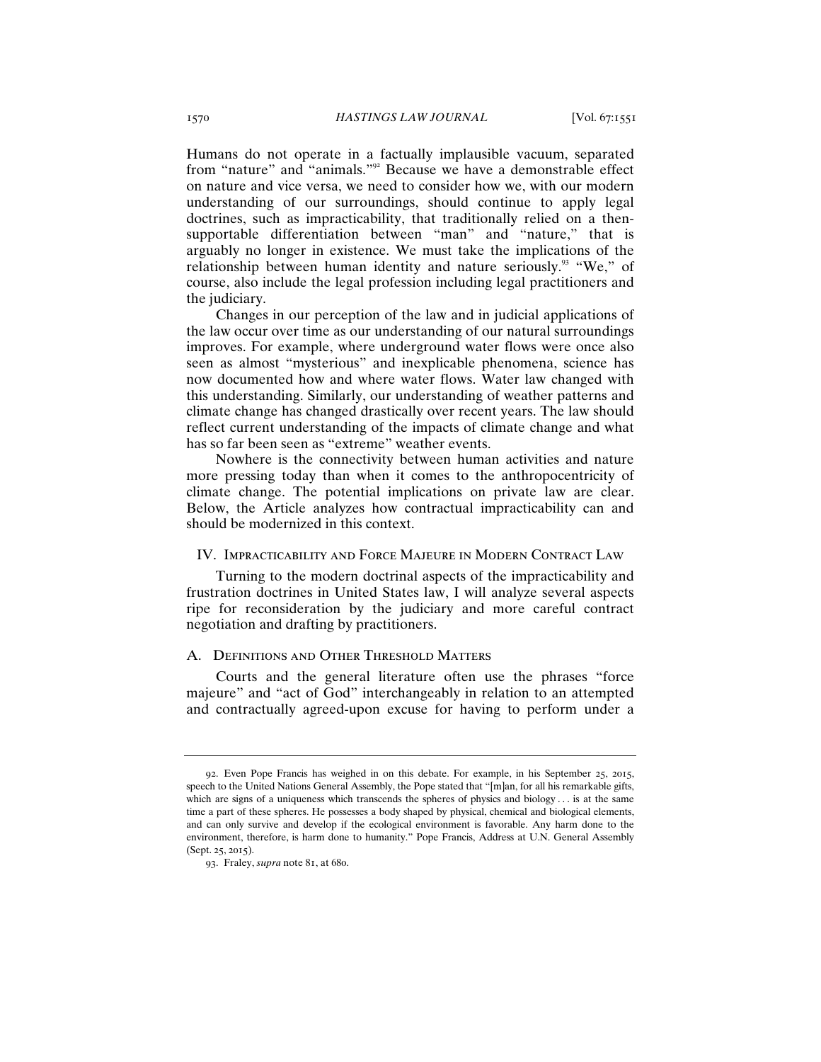Humans do not operate in a factually implausible vacuum, separated from "nature" and "animals."[92] Because we have a demonstrable effect on nature and vice versa, we need to consider how we, with our modern understanding of our surroundings, should continue to apply legal doctrines, such as impracticability, that traditionally relied on a then-supportable differentiation between "man" and "nature," that is arguably no longer in existence. We must take the implications of the relationship between human identity and nature seriously.[93] "We," of course, also include the legal profession including legal practitioners and the judiciary.

Changes in our perception of the law and in judicial applications of the law occur over time as our understanding of our natural surroundings improves. For example, where underground water flows were once also seen as almost "mysterious" and inexplicable phenomena, science has now documented how and where water flows. Water law changed with this understanding. Similarly, our understanding of weather patterns and climate change has changed drastically over recent years. The law should reflect current understanding of the impacts of climate change and what has so far been seen as "extreme" weather events.

Nowhere is the connectivity between human activities and nature more pressing today than when it comes to the anthropocentricity of climate change. The potential implications on private law are clear. Below, the Article analyzes how contractual impracticability can and should be modernized in this context.

## IV. Impracticability and Force Majeure in Modern Contract Law

Turning to the modern doctrinal aspects of the impracticability and frustration doctrines in United States law, I will analyze several aspects ripe for reconsideration by the judiciary and more careful contract negotiation and drafting by practitioners.

### A. Definitions and Other Threshold Matters

Courts and the general literature often use the phrases "force majeure" and "act of God" interchangeably in relation to an attempted and contractually agreed-upon excuse for having to perform under a

---

92. Even Pope Francis has weighed in on this debate. For example, in his September 25, 2015, speech to the United Nations General Assembly, the Pope stated that "[m]an, for all his remarkable gifts, which are signs of a uniqueness which transcends the spheres of physics and biology . . . is at the same time a part of these spheres. He possesses a body shaped by physical, chemical and biological elements, and can only survive and develop if the ecological environment is favorable. Any harm done to the environment, therefore, is harm done to humanity." Pope Francis, Address at U.N. General Assembly (Sept. 25, 2015).

93. Fraley, *supra* note 81, at 680.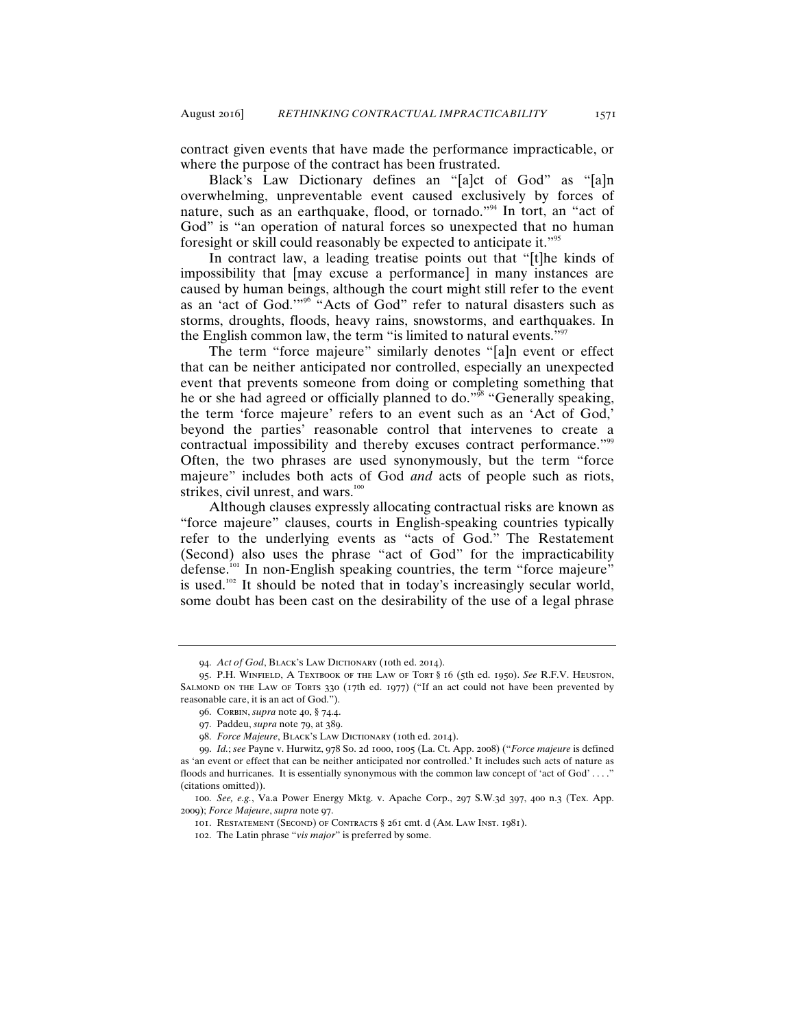contract given events that have made the performance impracticable, or where the purpose of the contract has been frustrated.

Black's Law Dictionary defines an "[a]ct of God" as "[a]n overwhelming, unpreventable event caused exclusively by forces of nature, such as an earthquake, flood, or tornado."[94] In tort, an "act of God" is "an operation of natural forces so unexpected that no human foresight or skill could reasonably be expected to anticipate it."[95]

In contract law, a leading treatise points out that "[t]he kinds of impossibility that [may excuse a performance] in many instances are caused by human beings, although the court might still refer to the event as an 'act of God.'"[96] "Acts of God" refer to natural disasters such as storms, droughts, floods, heavy rains, snowstorms, and earthquakes. In the English common law, the term "is limited to natural events."[97]

The term "force majeure" similarly denotes "[a]n event or effect that can be neither anticipated nor controlled, especially an unexpected event that prevents someone from doing or completing something that he or she had agreed or officially planned to do."[98] "Generally speaking, the term 'force majeure' refers to an event such as an 'Act of God,' beyond the parties' reasonable control that intervenes to create a contractual impossibility and thereby excuses contract performance."[99] Often, the two phrases are used synonymously, but the term "force majeure" includes both acts of God *and* acts of people such as riots, strikes, civil unrest, and wars.[100]

Although clauses expressly allocating contractual risks are known as "force majeure" clauses, courts in English-speaking countries typically refer to the underlying events as "acts of God." The Restatement (Second) also uses the phrase "act of God" for the impracticability defense.[101] In non-English speaking countries, the term "force majeure" is used.[102] It should be noted that in today's increasingly secular world, some doubt has been cast on the desirability of the use of a legal phrase

---

94. *Act of God*, Black's Law Dictionary (10th ed. 2014).

95. P.H. Winfield, A Textbook of the Law of Tort § 16 (5th ed. 1950). *See* R.F.V. Heuston, Salmond on the Law of Torts 330 (17th ed. 1977) ("If an act could not have been prevented by reasonable care, it is an act of God.").

96. Corbin, *supra* note 40, § 74.4.

97. Paddeu, *supra* note 79, at 389.

98. *Force Majeure*, Black's Law Dictionary (10th ed. 2014).

99. *Id.*; *see* Payne v. Hurwitz, 978 So. 2d 1000, 1005 (La. Ct. App. 2008) ("*Force majeure* is defined as 'an event or effect that can be neither anticipated nor controlled.' It includes such acts of nature as floods and hurricanes. It is essentially synonymous with the common law concept of 'act of God' . . . ." (citations omitted)).

100. *See, e.g.*, Va.a Power Energy Mktg. v. Apache Corp., 297 S.W.3d 397, 400 n.3 (Tex. App. 2009); *Force Majeure*, *supra* note 97.

101. Restatement (Second) of Contracts § 261 cmt. d (Am. Law Inst. 1981).

102. The Latin phrase "*vis major*" is preferred by some.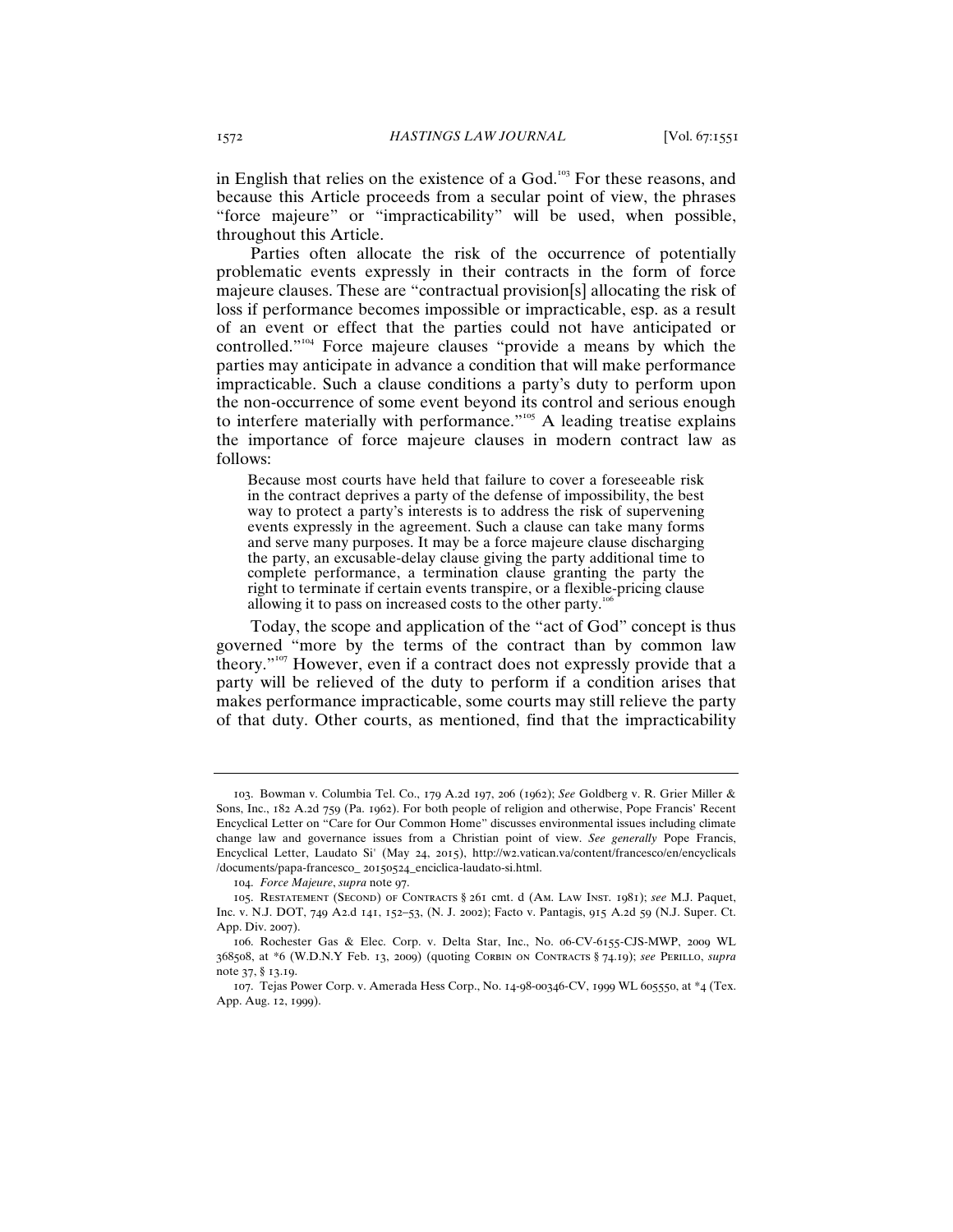in English that relies on the existence of a God.[103] For these reasons, and because this Article proceeds from a secular point of view, the phrases "force majeure" or "impracticability" will be used, when possible, throughout this Article.

Parties often allocate the risk of the occurrence of potentially problematic events expressly in their contracts in the form of force majeure clauses. These are "contractual provision[s] allocating the risk of loss if performance becomes impossible or impracticable, esp. as a result of an event or effect that the parties could not have anticipated or controlled."[104] Force majeure clauses "provide a means by which the parties may anticipate in advance a condition that will make performance impracticable. Such a clause conditions a party's duty to perform upon the non-occurrence of some event beyond its control and serious enough to interfere materially with performance."[105] A leading treatise explains the importance of force majeure clauses in modern contract law as follows:

> Because most courts have held that failure to cover a foreseeable risk in the contract deprives a party of the defense of impossibility, the best way to protect a party's interests is to address the risk of supervening events expressly in the agreement. Such a clause can take many forms and serve many purposes. It may be a force majeure clause discharging the party, an excusable-delay clause giving the party additional time to complete performance, a termination clause granting the party the right to terminate if certain events transpire, or a flexible-pricing clause allowing it to pass on increased costs to the other party.[106]

Today, the scope and application of the "act of God" concept is thus governed "more by the terms of the contract than by common law theory."[107] However, even if a contract does not expressly provide that a party will be relieved of the duty to perform if a condition arises that makes performance impracticable, some courts may still relieve the party of that duty. Other courts, as mentioned, find that the impracticability

---

103. Bowman v. Columbia Tel. Co., 179 A.2d 197, 206 (1962); *See* Goldberg v. R. Grier Miller & Sons, Inc., 182 A.2d 759 (Pa. 1962). For both people of religion and otherwise, Pope Francis' Recent Encyclical Letter on "Care for Our Common Home" discusses environmental issues including climate change law and governance issues from a Christian point of view. *See generally* Pope Francis, Encyclical Letter, Laudato Si' (May 24, 2015), http://w2.vatican.va/content/francesco/en/encyclicals /documents/papa-francesco_ 20150524_enciclica-laudato-si.html.

104. *Force Majeure*, *supra* note 97.

105. Restatement (Second) of Contracts § 261 cmt. d (Am. Law Inst. 1981); *see* M.J. Paquet, Inc. v. N.J. DOT, 749 A2.d 141, 152–53, (N. J. 2002); Facto v. Pantagis, 915 A.2d 59 (N.J. Super. Ct. App. Div. 2007).

106. Rochester Gas & Elec. Corp. v. Delta Star, Inc., No. 06-CV-6155-CJS-MWP, 2009 WL 368508, at *6 (W.D.N.Y Feb. 13, 2009) (quoting Corbin on Contracts § 74.19); *see* Perillo, *supra* note 37, § 13.19.

107. Tejas Power Corp. v. Amerada Hess Corp., No. 14-98-00346-CV, 1999 WL 605550, at *4 (Tex. App. Aug. 12, 1999).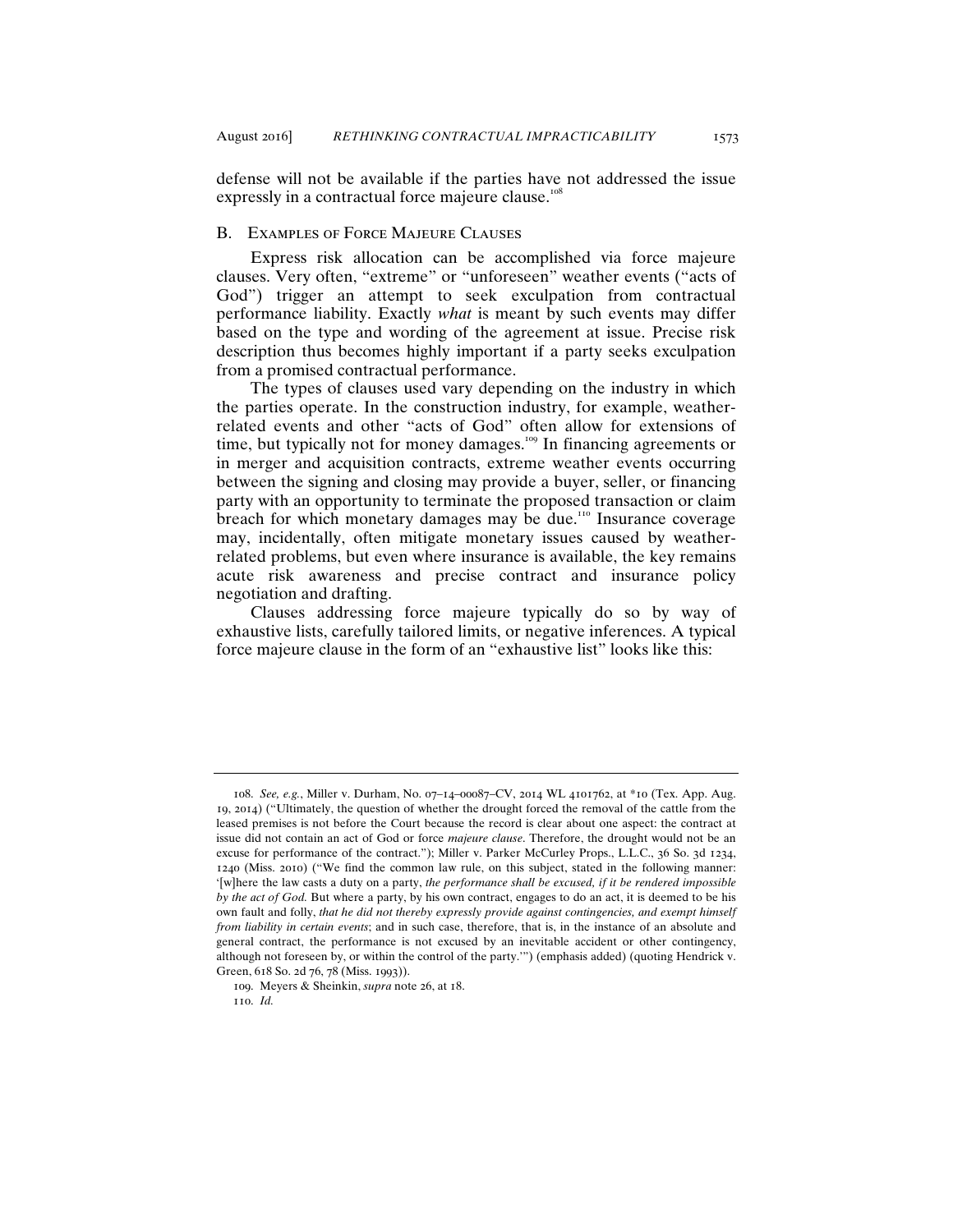defense will not be available if the parties have not addressed the issue expressly in a contractual force majeure clause.[108]

### B. Examples of Force Majeure Clauses

Express risk allocation can be accomplished via force majeure clauses. Very often, "extreme" or "unforeseen" weather events ("acts of God") trigger an attempt to seek exculpation from contractual performance liability. Exactly *what* is meant by such events may differ based on the type and wording of the agreement at issue. Precise risk description thus becomes highly important if a party seeks exculpation from a promised contractual performance.

The types of clauses used vary depending on the industry in which the parties operate. In the construction industry, for example, weather-related events and other "acts of God" often allow for extensions of time, but typically not for money damages.[109] In financing agreements or in merger and acquisition contracts, extreme weather events occurring between the signing and closing may provide a buyer, seller, or financing party with an opportunity to terminate the proposed transaction or claim breach for which monetary damages may be due.[110] Insurance coverage may, incidentally, often mitigate monetary issues caused by weather-related problems, but even where insurance is available, the key remains acute risk awareness and precise contract and insurance policy negotiation and drafting.

Clauses addressing force majeure typically do so by way of exhaustive lists, carefully tailored limits, or negative inferences. A typical force majeure clause in the form of an "exhaustive list" looks like this:

---

108. *See, e.g.*, Miller v. Durham, No. 07–14–00087–CV, 2014 WL 4101762, at *10 (Tex. App. Aug. 19, 2014) ("Ultimately, the question of whether the drought forced the removal of the cattle from the leased premises is not before the Court because the record is clear about one aspect: the contract at issue did not contain an act of God or force *majeure clause*. Therefore, the drought would not be an excuse for performance of the contract."); Miller v. Parker McCurley Props., L.L.C., 36 So. 3d 1234, 1240 (Miss. 2010) ("We find the common law rule, on this subject, stated in the following manner: '[w]here the law casts a duty on a party, *the performance shall be excused, if it be rendered impossible by the act of God.* But where a party, by his own contract, engages to do an act, it is deemed to be his own fault and folly, *that he did not thereby expressly provide against contingencies, and exempt himself from liability in certain events*; and in such case, therefore, that is, in the instance of an absolute and general contract, the performance is not excused by an inevitable accident or other contingency, although not foreseen by, or within the control of the party.'") (emphasis added) (quoting Hendrick v. Green, 618 So. 2d 76, 78 (Miss. 1993)).

109. Meyers & Sheinkin, *supra* note 26, at 18.

110. *Id.*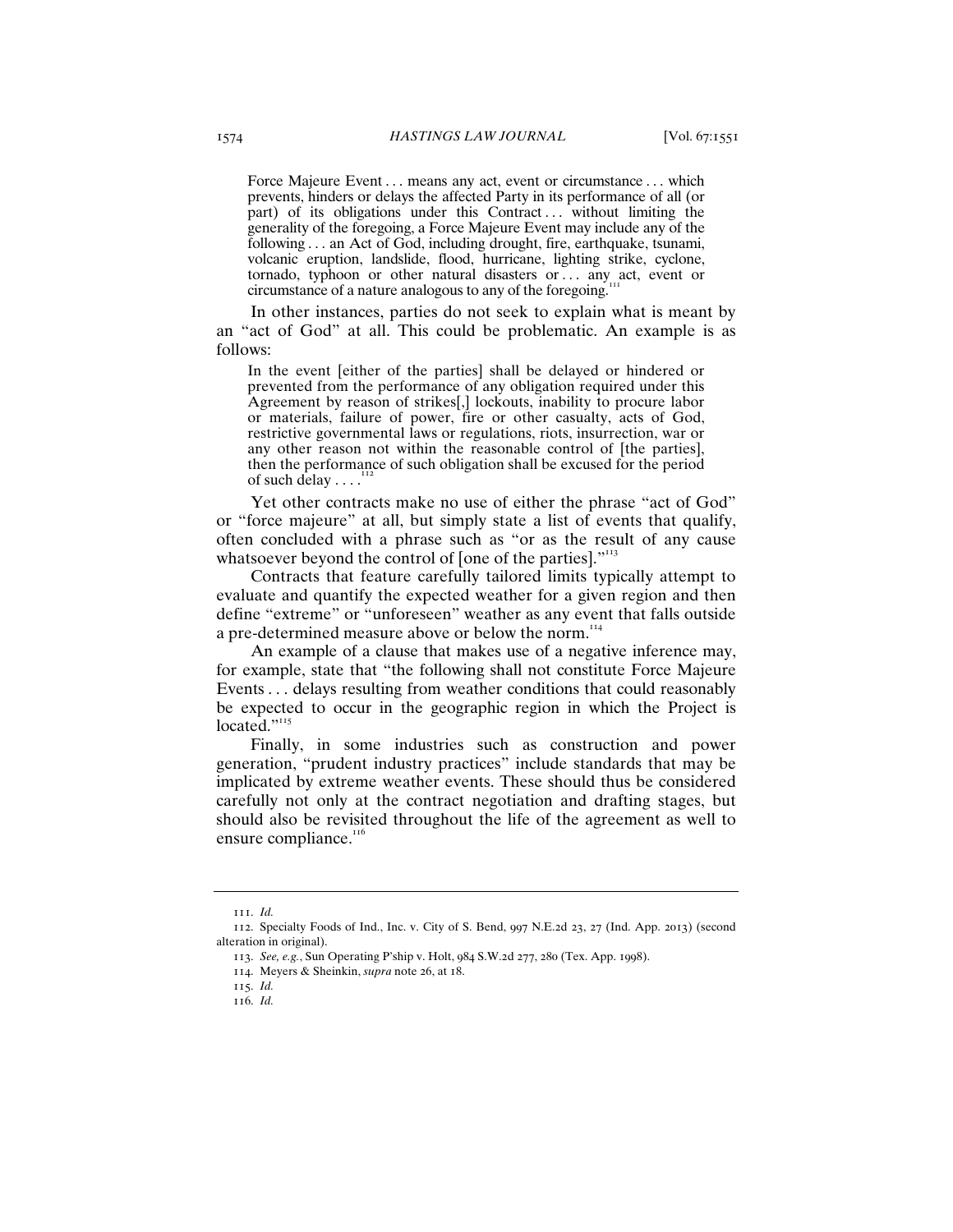> Force Majeure Event . . . means any act, event or circumstance . . . which prevents, hinders or delays the affected Party in its performance of all (or part) of its obligations under this Contract . . . without limiting the generality of the foregoing, a Force Majeure Event may include any of the following . . . an Act of God, including drought, fire, earthquake, tsunami, volcanic eruption, landslide, flood, hurricane, lighting strike, cyclone, tornado, typhoon or other natural disasters or . . . any act, event or circumstance of a nature analogous to any of the foregoing.[111]

In other instances, parties do not seek to explain what is meant by an "act of God" at all. This could be problematic. An example is as follows:

> In the event [either of the parties] shall be delayed or hindered or prevented from the performance of any obligation required under this Agreement by reason of strikes[,] lockouts, inability to procure labor or materials, failure of power, fire or other casualty, acts of God, restrictive governmental laws or regulations, riots, insurrection, war or any other reason not within the reasonable control of [the parties], then the performance of such obligation shall be excused for the period of such delay . . . .[112]

Yet other contracts make no use of either the phrase "act of God" or "force majeure" at all, but simply state a list of events that qualify, often concluded with a phrase such as "or as the result of any cause whatsoever beyond the control of [one of the parties]."[113]

Contracts that feature carefully tailored limits typically attempt to evaluate and quantify the expected weather for a given region and then define "extreme" or "unforeseen" weather as any event that falls outside a pre-determined measure above or below the norm.[114]

An example of a clause that makes use of a negative inference may, for example, state that "the following shall not constitute Force Majeure Events . . . delays resulting from weather conditions that could reasonably be expected to occur in the geographic region in which the Project is located."[115]

Finally, in some industries such as construction and power generation, "prudent industry practices" include standards that may be implicated by extreme weather events. These should thus be considered carefully not only at the contract negotiation and drafting stages, but should also be revisited throughout the life of the agreement as well to ensure compliance.[116]

---

111. *Id.*

112. Specialty Foods of Ind., Inc. v. City of S. Bend, 997 N.E.2d 23, 27 (Ind. App. 2013) (second alteration in original).

113. *See, e.g.*, Sun Operating P'ship v. Holt, 984 S.W.2d 277, 280 (Tex. App. 1998).

114. Meyers & Sheinkin, *supra* note 26, at 18.

115. *Id.*

116. *Id.*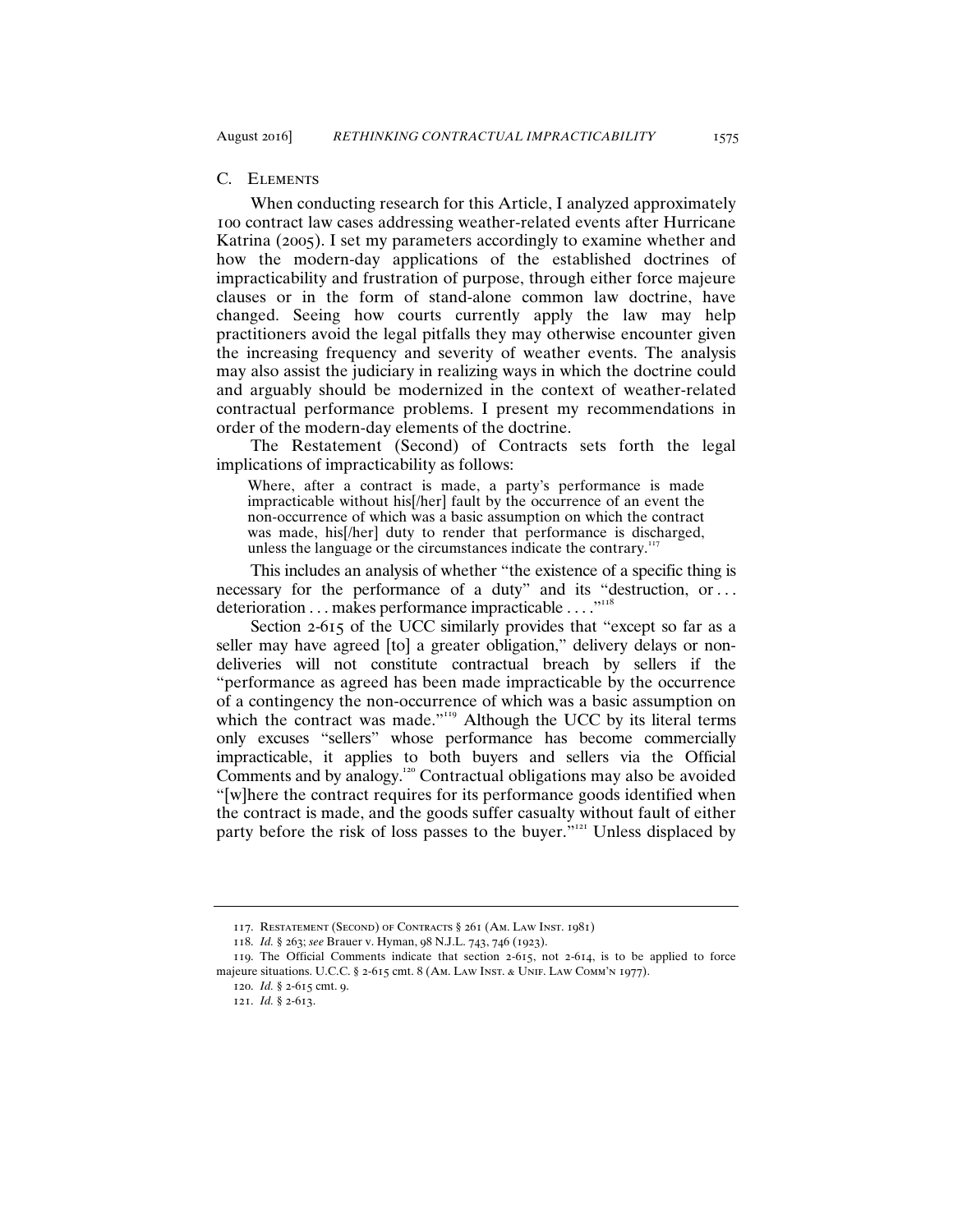### C. Elements

When conducting research for this Article, I analyzed approximately 100 contract law cases addressing weather-related events after Hurricane Katrina (2005). I set my parameters accordingly to examine whether and how the modern-day applications of the established doctrines of impracticability and frustration of purpose, through either force majeure clauses or in the form of stand-alone common law doctrine, have changed. Seeing how courts currently apply the law may help practitioners avoid the legal pitfalls they may otherwise encounter given the increasing frequency and severity of weather events. The analysis may also assist the judiciary in realizing ways in which the doctrine could and arguably should be modernized in the context of weather-related contractual performance problems. I present my recommendations in order of the modern-day elements of the doctrine.

The Restatement (Second) of Contracts sets forth the legal implications of impracticability as follows:

> Where, after a contract is made, a party's performance is made impracticable without his[/her] fault by the occurrence of an event the non-occurrence of which was a basic assumption on which the contract was made, his[/her] duty to render that performance is discharged, unless the language or the circumstances indicate the contrary.[117]

This includes an analysis of whether "the existence of a specific thing is necessary for the performance of a duty" and its "destruction, or . . . deterioration . . . makes performance impracticable . . . ."[118]

Section 2-615 of the UCC similarly provides that "except so far as a seller may have agreed [to] a greater obligation," delivery delays or non-deliveries will not constitute contractual breach by sellers if the "performance as agreed has been made impracticable by the occurrence of a contingency the non-occurrence of which was a basic assumption on which the contract was made."[119] Although the UCC by its literal terms only excuses "sellers" whose performance has become commercially impracticable, it applies to both buyers and sellers via the Official Comments and by analogy.[120] Contractual obligations may also be avoided "[w]here the contract requires for its performance goods identified when the contract is made, and the goods suffer casualty without fault of either party before the risk of loss passes to the buyer."[121] Unless displaced by

---

117. Restatement (Second) of Contracts § 261 (Am. Law Inst. 1981)

118. *Id.* § 263; *see* Brauer v. Hyman, 98 N.J.L. 743, 746 (1923).

119. The Official Comments indicate that section 2-615, not 2-614, is to be applied to force majeure situations. U.C.C. § 2-615 cmt. 8 (Am. Law Inst. & Unif. Law Comm'n 1977).

120. *Id.* § 2-615 cmt. 9.

121. *Id.* § 2-613.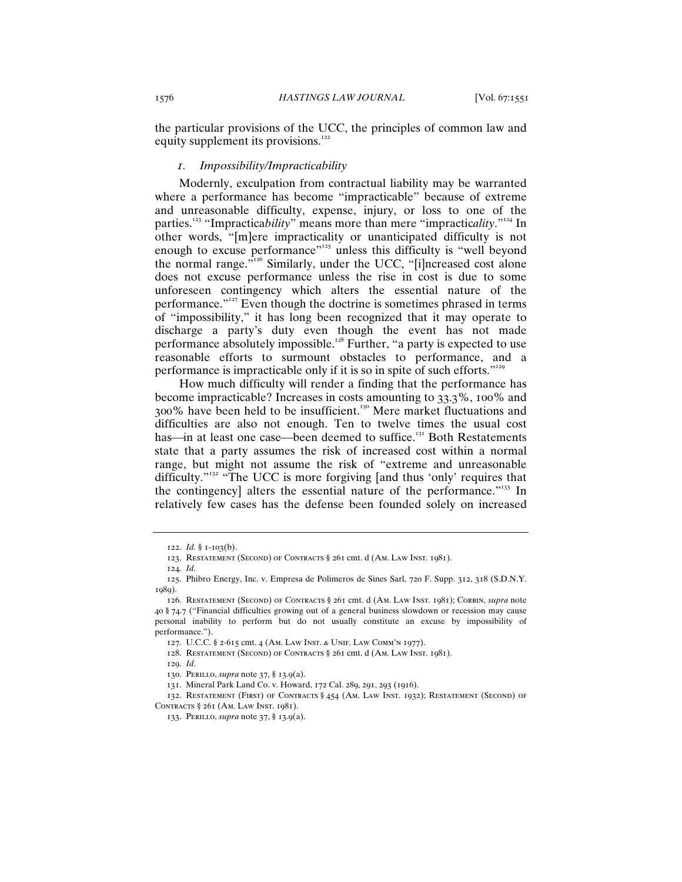the particular provisions of the UCC, the principles of common law and equity supplement its provisions.[122]

### *1. Impossibility/Impracticability*

Modernly, exculpation from contractual liability may be warranted where a performance has become "impracticable" because of extreme and unreasonable difficulty, expense, injury, or loss to one of the parties.[123] "Impractica*bility*" means more than mere "impractic*ality*."[124] In other words, "[m]ere impracticality or unanticipated difficulty is not enough to excuse performance"[125] unless this difficulty is "well beyond the normal range."[126] Similarly, under the UCC, "[i]ncreased cost alone does not excuse performance unless the rise in cost is due to some unforeseen contingency which alters the essential nature of the performance."[127] Even though the doctrine is sometimes phrased in terms of "impossibility," it has long been recognized that it may operate to discharge a party's duty even though the event has not made performance absolutely impossible.[128] Further, "a party is expected to use reasonable efforts to surmount obstacles to performance, and a performance is impracticable only if it is so in spite of such efforts."[129]

How much difficulty will render a finding that the performance has become impracticable? Increases in costs amounting to 33.3%, 100% and 300% have been held to be insufficient.[130] Mere market fluctuations and difficulties are also not enough. Ten to twelve times the usual cost has—in at least one case—been deemed to suffice.[131] Both Restatements state that a party assumes the risk of increased cost within a normal range, but might not assume the risk of "extreme and unreasonable difficulty."[132] "The UCC is more forgiving [and thus 'only' requires that the contingency] alters the essential nature of the performance."[133] In relatively few cases has the defense been founded solely on increased

---

122. *Id.* § 1-103(b).

123. Restatement (Second) of Contracts § 261 cmt. d (Am. Law Inst. 1981).

124. *Id.*

125. Phibro Energy, Inc. v. Empresa de Polimeros de Sines Sarl, 720 F. Supp. 312, 318 (S.D.N.Y. 1989).

126. Restatement (Second) of Contracts § 261 cmt. d (Am. Law Inst. 1981); Corbin, *supra* note 40 § 74.7 ("Financial difficulties growing out of a general business slowdown or recession may cause personal inability to perform but do not usually constitute an excuse by impossibility of performance.").

127. U.C.C. § 2-615 cmt. 4 (Am. Law Inst. & Unif. Law Comm'n 1977).

128. Restatement (Second) of Contracts § 261 cmt. d (Am. Law Inst. 1981).

129. *Id.*

130. Perillo, *supra* note 37, § 13.9(a).

131. Mineral Park Land Co. v. Howard, 172 Cal. 289, 291, 293 (1916).

132. Restatement (First) of Contracts § 454 (Am. Law Inst. 1932); Restatement (Second) of Contracts § 261 (Am. Law Inst. 1981).

133. Perillo, *supra* note 37, § 13.9(a).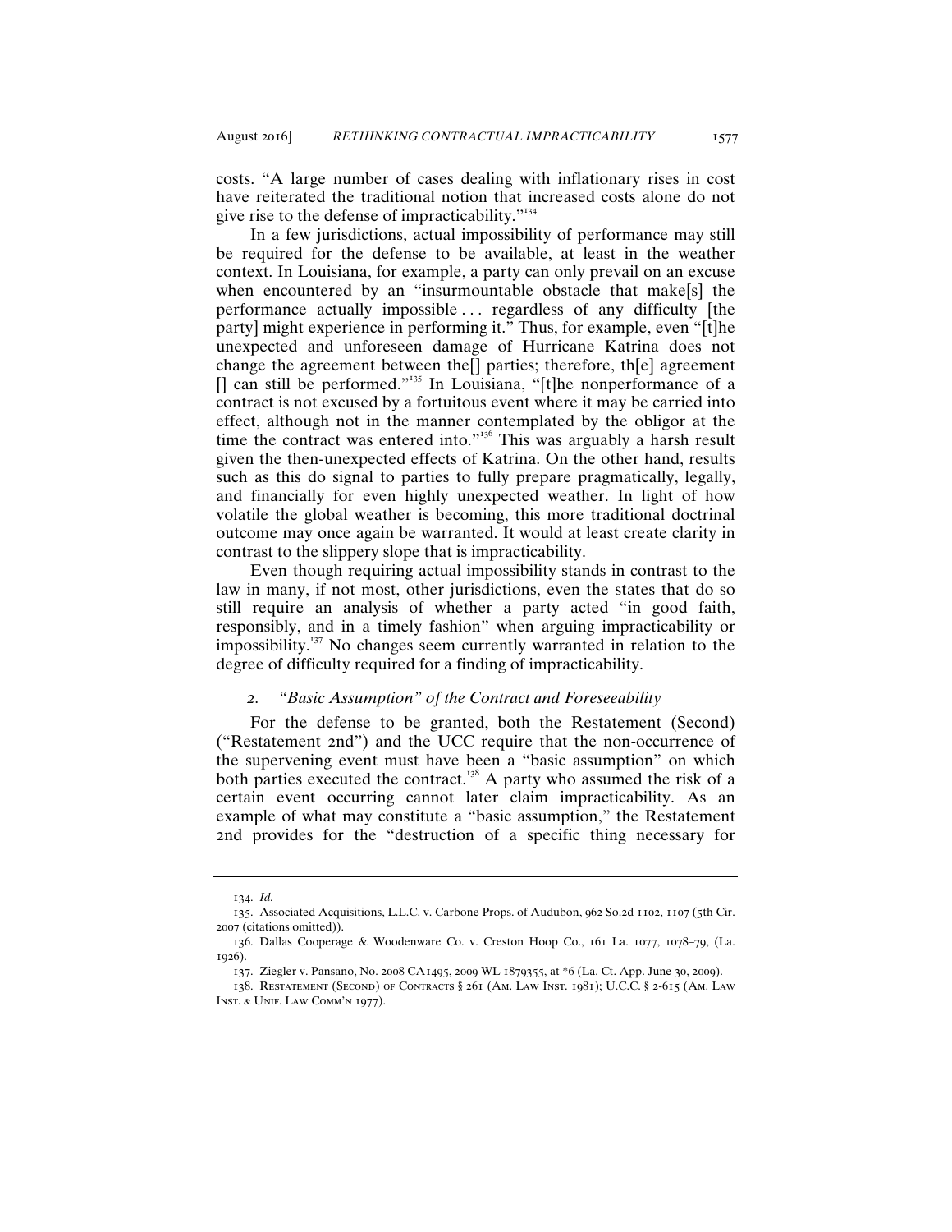costs. "A large number of cases dealing with inflationary rises in cost have reiterated the traditional notion that increased costs alone do not give rise to the defense of impracticability."[134]

In a few jurisdictions, actual impossibility of performance may still be required for the defense to be available, at least in the weather context. In Louisiana, for example, a party can only prevail on an excuse when encountered by an "insurmountable obstacle that make[s] the performance actually impossible . . . regardless of any difficulty [the party] might experience in performing it." Thus, for example, even "[t]he unexpected and unforeseen damage of Hurricane Katrina does not change the agreement between the[] parties; therefore, th[e] agreement [] can still be performed."[135] In Louisiana, "[t]he nonperformance of a contract is not excused by a fortuitous event where it may be carried into effect, although not in the manner contemplated by the obligor at the time the contract was entered into."[136] This was arguably a harsh result given the then-unexpected effects of Katrina. On the other hand, results such as this do signal to parties to fully prepare pragmatically, legally, and financially for even highly unexpected weather. In light of how volatile the global weather is becoming, this more traditional doctrinal outcome may once again be warranted. It would at least create clarity in contrast to the slippery slope that is impracticability.

Even though requiring actual impossibility stands in contrast to the law in many, if not most, other jurisdictions, even the states that do so still require an analysis of whether a party acted "in good faith, responsibly, and in a timely fashion" when arguing impracticability or impossibility.[137] No changes seem currently warranted in relation to the degree of difficulty required for a finding of impracticability.

### 2. *"Basic Assumption" of the Contract and Foreseeability*

For the defense to be granted, both the Restatement (Second) ("Restatement 2nd") and the UCC require that the non-occurrence of the supervening event must have been a "basic assumption" on which both parties executed the contract.[138] A party who assumed the risk of a certain event occurring cannot later claim impracticability. As an example of what may constitute a "basic assumption," the Restatement 2nd provides for the "destruction of a specific thing necessary for

---

134. *Id.*

135. Associated Acquisitions, L.L.C. v. Carbone Props. of Audubon, 962 So.2d 1102, 1107 (5th Cir. 2007 (citations omitted)).

136. Dallas Cooperage & Woodenware Co. v. Creston Hoop Co., 161 La. 1077, 1078–79, (La. 1926).

137. Ziegler v. Pansano, No. 2008 CA1495, 2009 WL 1879355, at *6 (La. Ct. App. June 30, 2009).

138. Restatement (Second) of Contracts § 261 (Am. Law Inst. 1981); U.C.C. § 2-615 (Am. Law Inst. & Unif. Law Comm'n 1977).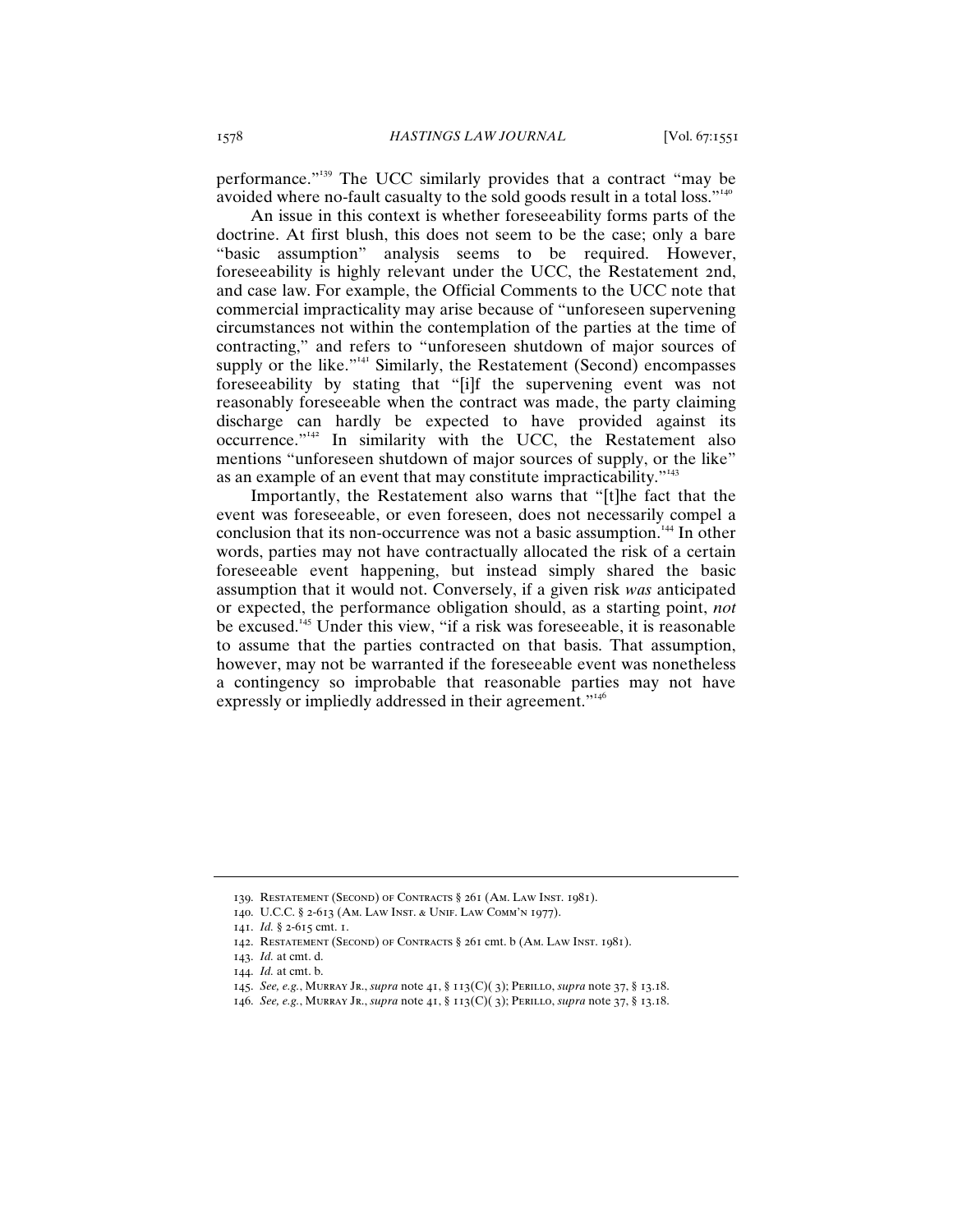performance."[139] The UCC similarly provides that a contract "may be avoided where no-fault casualty to the sold goods result in a total loss."[140]

An issue in this context is whether foreseeability forms parts of the doctrine. At first blush, this does not seem to be the case; only a bare "basic assumption" analysis seems to be required. However, foreseeability is highly relevant under the UCC, the Restatement 2nd, and case law. For example, the Official Comments to the UCC note that commercial impracticality may arise because of "unforeseen supervening circumstances not within the contemplation of the parties at the time of contracting," and refers to "unforeseen shutdown of major sources of supply or the like."[141] Similarly, the Restatement (Second) encompasses foreseeability by stating that "[i]f the supervening event was not reasonably foreseeable when the contract was made, the party claiming discharge can hardly be expected to have provided against its occurrence."[142] In similarity with the UCC, the Restatement also mentions "unforeseen shutdown of major sources of supply, or the like" as an example of an event that may constitute impracticability."[143]

Importantly, the Restatement also warns that "[t]he fact that the event was foreseeable, or even foreseen, does not necessarily compel a conclusion that its non-occurrence was not a basic assumption.[144] In other words, parties may not have contractually allocated the risk of a certain foreseeable event happening, but instead simply shared the basic assumption that it would not. Conversely, if a given risk *was* anticipated or expected, the performance obligation should, as a starting point, *not* be excused.[145] Under this view, "if a risk was foreseeable, it is reasonable to assume that the parties contracted on that basis. That assumption, however, may not be warranted if the foreseeable event was nonetheless a contingency so improbable that reasonable parties may not have expressly or impliedly addressed in their agreement."[146]

---

139. Restatement (Second) of Contracts § 261 (Am. Law Inst. 1981).

140. U.C.C. § 2-613 (Am. Law Inst. & Unif. Law Comm'n 1977).

141. *Id.* § 2-615 cmt. 1.

142. Restatement (Second) of Contracts § 261 cmt. b (Am. Law Inst. 1981).

143. *Id.* at cmt. d.

144. *Id.* at cmt. b.

145. *See, e.g.*, Murray Jr., *supra* note 41, § 113(C)( 3); Perillo, *supra* note 37, § 13.18.

146. *See, e.g.*, Murray Jr., *supra* note 41, § 113(C)( 3); Perillo, *supra* note 37, § 13.18.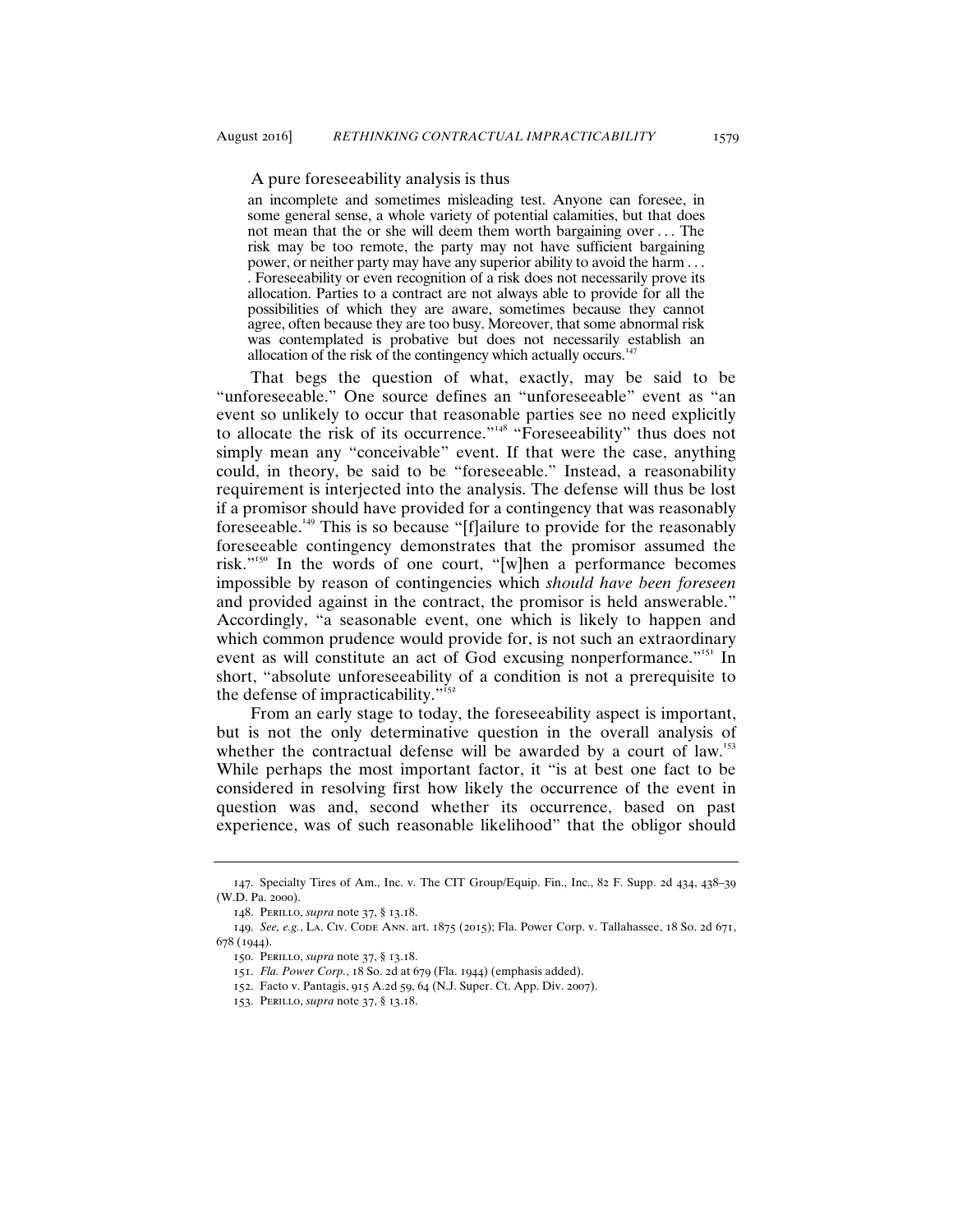A pure foreseeability analysis is thus

> an incomplete and sometimes misleading test. Anyone can foresee, in some general sense, a whole variety of potential calamities, but that does not mean that the or she will deem them worth bargaining over . . . The risk may be too remote, the party may not have sufficient bargaining power, or neither party may have any superior ability to avoid the harm . . . . Foreseeability or even recognition of a risk does not necessarily prove its allocation. Parties to a contract are not always able to provide for all the possibilities of which they are aware, sometimes because they cannot agree, often because they are too busy. Moreover, that some abnormal risk was contemplated is probative but does not necessarily establish an allocation of the risk of the contingency which actually occurs.[147]

That begs the question of what, exactly, may be said to be "unforeseeable." One source defines an "unforeseeable" event as "an event so unlikely to occur that reasonable parties see no need explicitly to allocate the risk of its occurrence."[148] "Foreseeability" thus does not simply mean any "conceivable" event. If that were the case, anything could, in theory, be said to be "foreseeable." Instead, a reasonability requirement is interjected into the analysis. The defense will thus be lost if a promisor should have provided for a contingency that was reasonably foreseeable.[149] This is so because "[f]ailure to provide for the reasonably foreseeable contingency demonstrates that the promisor assumed the risk."[150] In the words of one court, "[w]hen a performance becomes impossible by reason of contingencies which *should have been foreseen* and provided against in the contract, the promisor is held answerable." Accordingly, "a seasonable event, one which is likely to happen and which common prudence would provide for, is not such an extraordinary event as will constitute an act of God excusing nonperformance."[151] In short, "absolute unforeseeability of a condition is not a prerequisite to the defense of impracticability."[152]

From an early stage to today, the foreseeability aspect is important, but is not the only determinative question in the overall analysis of whether the contractual defense will be awarded by a court of law.[153] While perhaps the most important factor, it "is at best one fact to be considered in resolving first how likely the occurrence of the event in question was and, second whether its occurrence, based on past experience, was of such reasonable likelihood" that the obligor should

---

147. Specialty Tires of Am., Inc. v. The CIT Group/Equip. Fin., Inc., 82 F. Supp. 2d 434, 438–39 (W.D. Pa. 2000).

148. Perillo, *supra* note 37, § 13.18.

149. *See, e.g.*, La. Civ. Code Ann. art. 1875 (2015); Fla. Power Corp. v. Tallahassee, 18 So. 2d 671, 678 (1944).

150. Perillo, *supra* note 37, § 13.18.

151. *Fla. Power Corp.*, 18 So. 2d at 679 (Fla. 1944) (emphasis added).

152. Facto v. Pantagis, 915 A.2d 59, 64 (N.J. Super. Ct. App. Div. 2007).

153. Perillo, *supra* note 37, § 13.18.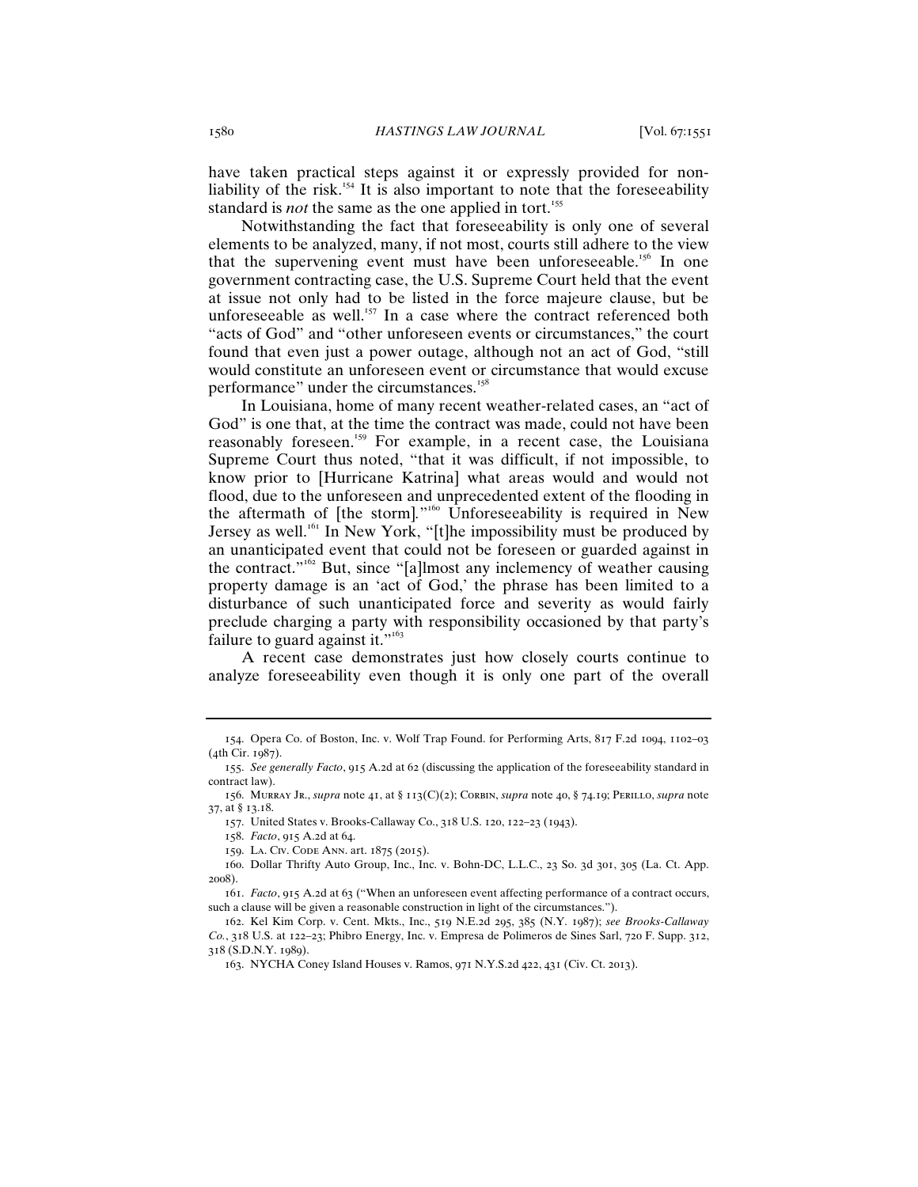have taken practical steps against it or expressly provided for non-liability of the risk.[154] It is also important to note that the foreseeability standard is *not* the same as the one applied in tort.[155]

Notwithstanding the fact that foreseeability is only one of several elements to be analyzed, many, if not most, courts still adhere to the view that the supervening event must have been unforeseeable.[156] In one government contracting case, the U.S. Supreme Court held that the event at issue not only had to be listed in the force majeure clause, but be unforeseeable as well.[157] In a case where the contract referenced both "acts of God" and "other unforeseen events or circumstances," the court found that even just a power outage, although not an act of God, "still would constitute an unforeseen event or circumstance that would excuse performance" under the circumstances.[158]

In Louisiana, home of many recent weather-related cases, an "act of God" is one that, at the time the contract was made, could not have been reasonably foreseen.[159] For example, in a recent case, the Louisiana Supreme Court thus noted, "that it was difficult, if not impossible, to know prior to [Hurricane Katrina] what areas would and would not flood, due to the unforeseen and unprecedented extent of the flooding in the aftermath of [the storm]."[160] Unforeseeability is required in New Jersey as well.[161] In New York, "[t]he impossibility must be produced by an unanticipated event that could not be foreseen or guarded against in the contract."[162] But, since "[a]lmost any inclemency of weather causing property damage is an 'act of God,' the phrase has been limited to a disturbance of such unanticipated force and severity as would fairly preclude charging a party with responsibility occasioned by that party's failure to guard against it."[163]

A recent case demonstrates just how closely courts continue to analyze foreseeability even though it is only one part of the overall

---

154. Opera Co. of Boston, Inc. v. Wolf Trap Found. for Performing Arts, 817 F.2d 1094, 1102–03 (4th Cir. 1987).

155. *See generally Facto*, 915 A.2d at 62 (discussing the application of the foreseeability standard in contract law).

156. Murray Jr., *supra* note 41, at § 113(C)(2); Corbin, *supra* note 40, § 74.19; Perillo, *supra* note 37, at § 13.18.

157. United States v. Brooks-Callaway Co., 318 U.S. 120, 122–23 (1943).

158. *Facto*, 915 A.2d at 64.

159. La. Civ. Code Ann. art. 1875 (2015).

160. Dollar Thrifty Auto Group, Inc., Inc. v. Bohn-DC, L.L.C., 23 So. 3d 301, 305 (La. Ct. App. 2008).

161. *Facto*, 915 A.2d at 63 ("When an unforeseen event affecting performance of a contract occurs, such a clause will be given a reasonable construction in light of the circumstances.").

162. Kel Kim Corp. v. Cent. Mkts., Inc., 519 N.E.2d 295, 385 (N.Y. 1987); *see Brooks-Callaway Co.*, 318 U.S. at 122–23; Phibro Energy, Inc. v. Empresa de Polimeros de Sines Sarl, 720 F. Supp. 312, 318 (S.D.N.Y. 1989).

163. NYCHA Coney Island Houses v. Ramos, 971 N.Y.S.2d 422, 431 (Civ. Ct. 2013).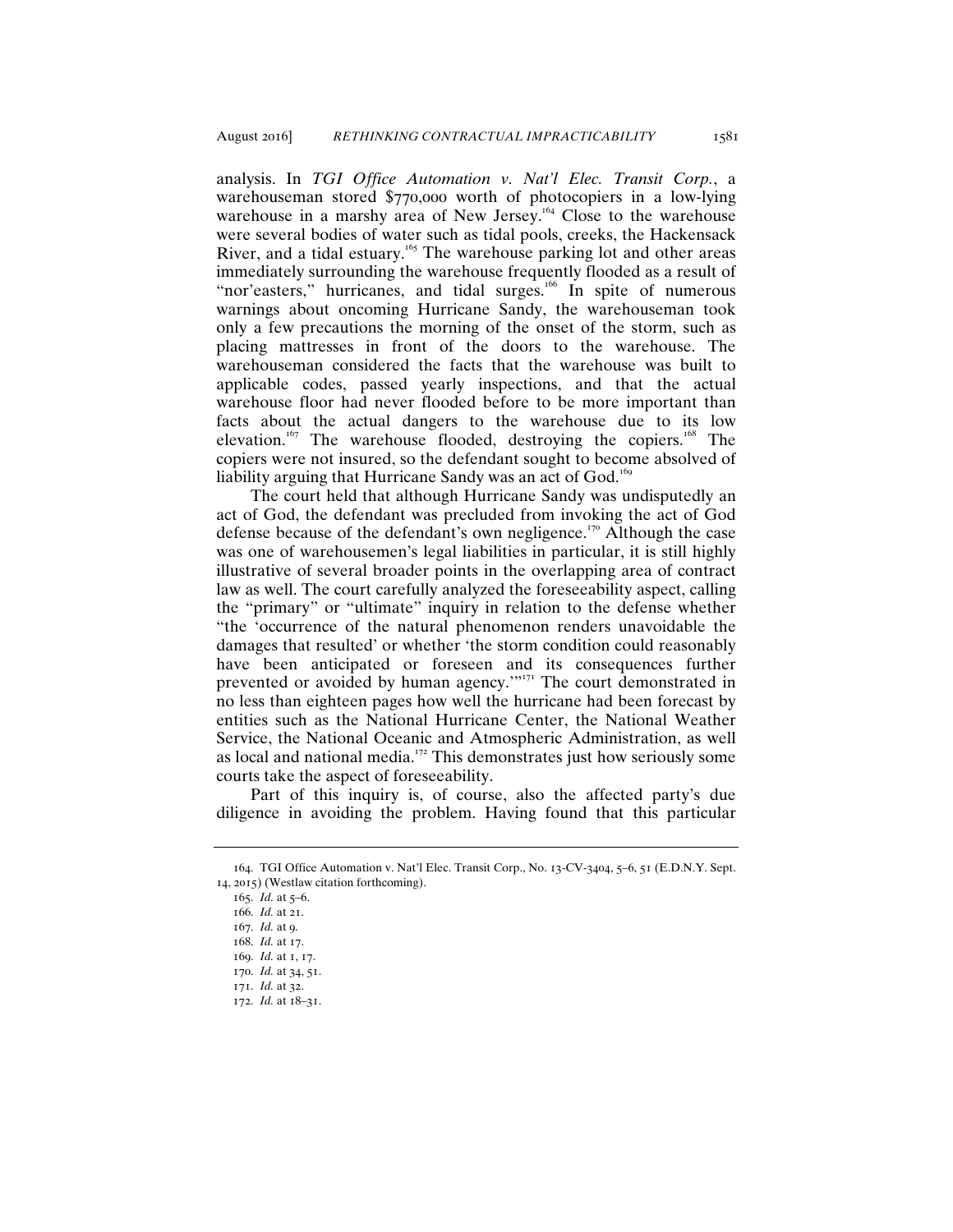analysis. In *TGI Office Automation v. Nat'l Elec. Transit Corp.*, a warehouseman stored $770,000 worth of photocopiers in a low-lying warehouse in a marshy area of New Jersey.[164] Close to the warehouse were several bodies of water such as tidal pools, creeks, the Hackensack River, and a tidal estuary.[165] The warehouse parking lot and other areas immediately surrounding the warehouse frequently flooded as a result of "nor'easters," hurricanes, and tidal surges.[166] In spite of numerous warnings about oncoming Hurricane Sandy, the warehouseman took only a few precautions the morning of the onset of the storm, such as placing mattresses in front of the doors to the warehouse. The warehouseman considered the facts that the warehouse was built to applicable codes, passed yearly inspections, and that the actual warehouse floor had never flooded before to be more important than facts about the actual dangers to the warehouse due to its low elevation.[167] The warehouse flooded, destroying the copiers.[168] The copiers were not insured, so the defendant sought to become absolved of liability arguing that Hurricane Sandy was an act of God.[169]

The court held that although Hurricane Sandy was undisputedly an act of God, the defendant was precluded from invoking the act of God defense because of the defendant's own negligence.[170] Although the case was one of warehousemen's legal liabilities in particular, it is still highly illustrative of several broader points in the overlapping area of contract law as well. The court carefully analyzed the foreseeability aspect, calling the "primary" or "ultimate" inquiry in relation to the defense whether "the 'occurrence of the natural phenomenon renders unavoidable the damages that resulted' or whether 'the storm condition could reasonably have been anticipated or foreseen and its consequences further prevented or avoided by human agency.'"[171] The court demonstrated in no less than eighteen pages how well the hurricane had been forecast by entities such as the National Hurricane Center, the National Weather Service, the National Oceanic and Atmospheric Administration, as well as local and national media.[172] This demonstrates just how seriously some courts take the aspect of foreseeability.

Part of this inquiry is, of course, also the affected party's due diligence in avoiding the problem. Having found that this particular

---

164. TGI Office Automation v. Nat'l Elec. Transit Corp., No. 13-CV-3404, 5–6, 51 (E.D.N.Y. Sept. 14, 2015) (Westlaw citation forthcoming).

165. *Id.* at 5–6.

166. *Id.* at 21.

167. *Id.* at 9.

168. *Id.* at 17.

169. *Id.* at 1, 17.

170. *Id.* at 34, 51.

171. *Id.* at 32.

172. *Id.* at 18–31.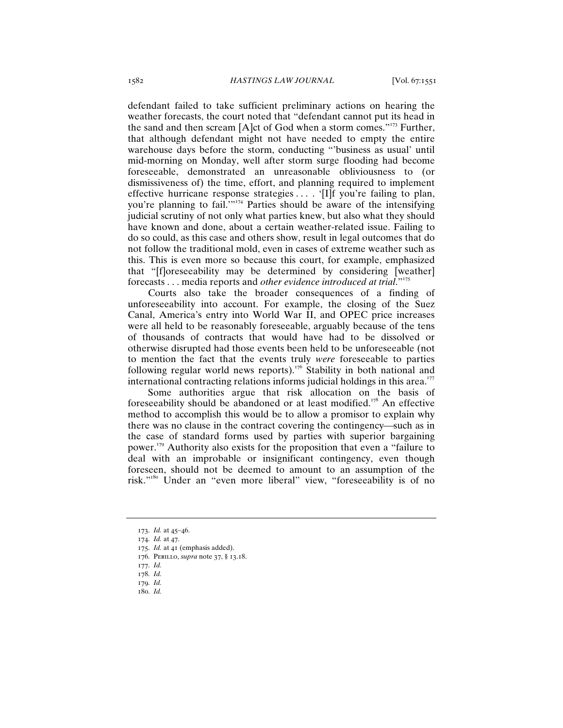defendant failed to take sufficient preliminary actions on hearing the weather forecasts, the court noted that "defendant cannot put its head in the sand and then scream [A]ct of God when a storm comes."[173] Further, that although defendant might not have needed to empty the entire warehouse days before the storm, conducting "'business as usual' until mid-morning on Monday, well after storm surge flooding had become foreseeable, demonstrated an unreasonable obliviousness to (or dismissiveness of) the time, effort, and planning required to implement effective hurricane response strategies . . . . '[I]f you're failing to plan, you're planning to fail.'"[174] Parties should be aware of the intensifying judicial scrutiny of not only what parties knew, but also what they should have known and done, about a certain weather-related issue. Failing to do so could, as this case and others show, result in legal outcomes that do not follow the traditional mold, even in cases of extreme weather such as this. This is even more so because this court, for example, emphasized that "[f]oreseeability may be determined by considering [weather] forecasts . . . media reports and *other evidence introduced at trial*."[175]

Courts also take the broader consequences of a finding of unforeseeability into account. For example, the closing of the Suez Canal, America's entry into World War II, and OPEC price increases were all held to be reasonably foreseeable, arguably because of the tens of thousands of contracts that would have had to be dissolved or otherwise disrupted had those events been held to be unforeseeable (not to mention the fact that the events truly *were* foreseeable to parties following regular world news reports).[176] Stability in both national and international contracting relations informs judicial holdings in this area.[177]

Some authorities argue that risk allocation on the basis of foreseeability should be abandoned or at least modified.[178] An effective method to accomplish this would be to allow a promisor to explain why there was no clause in the contract covering the contingency—such as in the case of standard forms used by parties with superior bargaining power.[179] Authority also exists for the proposition that even a "failure to deal with an improbable or insignificant contingency, even though foreseen, should not be deemed to amount to an assumption of the risk."[180] Under an "even more liberal" view, "foreseeability is of no

---

173. *Id.* at 45–46.
174. *Id.* at 47.
175. *Id.* at 41 (emphasis added).
176. Perillo, *supra* note 37, § 13.18.
177. *Id.*
178. *Id.*
179. *Id.*
180. *Id.*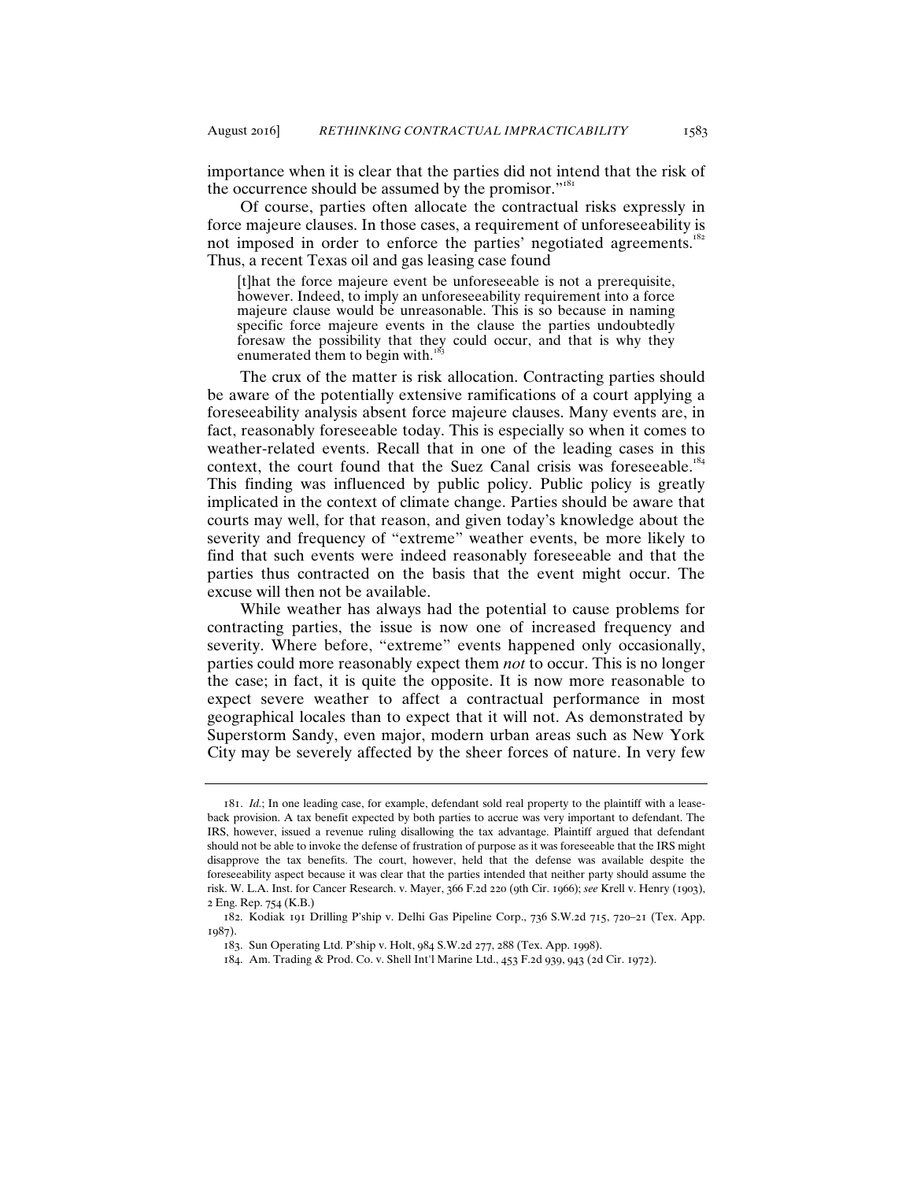importance when it is clear that the parties did not intend that the risk of the occurrence should be assumed by the promisor."[181]

Of course, parties often allocate the contractual risks expressly in force majeure clauses. In those cases, a requirement of unforeseeability is not imposed in order to enforce the parties' negotiated agreements.[182] Thus, a recent Texas oil and gas leasing case found

> [t]hat the force majeure event be unforeseeable is not a prerequisite, however. Indeed, to imply an unforeseeability requirement into a force majeure clause would be unreasonable. This is so because in naming specific force majeure events in the clause the parties undoubtedly foresaw the possibility that they could occur, and that is why they enumerated them to begin with.[183]

The crux of the matter is risk allocation. Contracting parties should be aware of the potentially extensive ramifications of a court applying a foreseeability analysis absent force majeure clauses. Many events are, in fact, reasonably foreseeable today. This is especially so when it comes to weather-related events. Recall that in one of the leading cases in this context, the court found that the Suez Canal crisis was foreseeable.[184] This finding was influenced by public policy. Public policy is greatly implicated in the context of climate change. Parties should be aware that courts may well, for that reason, and given today's knowledge about the severity and frequency of "extreme" weather events, be more likely to find that such events were indeed reasonably foreseeable and that the parties thus contracted on the basis that the event might occur. The excuse will then not be available.

While weather has always had the potential to cause problems for contracting parties, the issue is now one of increased frequency and severity. Where before, "extreme" events happened only occasionally, parties could more reasonably expect them *not* to occur. This is no longer the case; in fact, it is quite the opposite. It is now more reasonable to expect severe weather to affect a contractual performance in most geographical locales than to expect that it will not. As demonstrated by Superstorm Sandy, even major, modern urban areas such as New York City may be severely affected by the sheer forces of nature. In very few

---

181. *Id.*; In one leading case, for example, defendant sold real property to the plaintiff with a lease-back provision. A tax benefit expected by both parties to accrue was very important to defendant. The IRS, however, issued a revenue ruling disallowing the tax advantage. Plaintiff argued that defendant should not be able to invoke the defense of frustration of purpose as it was foreseeable that the IRS might disapprove the tax benefits. The court, however, held that the defense was available despite the foreseeability aspect because it was clear that the parties intended that neither party should assume the risk. W. L.A. Inst. for Cancer Research. v. Mayer, 366 F.2d 220 (9th Cir. 1966); *see* Krell v. Henry (1903), 2 Eng. Rep. 754 (K.B.)

182. Kodiak 191 Drilling P'ship v. Delhi Gas Pipeline Corp., 736 S.W.2d 715, 720–21 (Tex. App. 1987).

183. Sun Operating Ltd. P'ship v. Holt, 984 S.W.2d 277, 288 (Tex. App. 1998).

184. Am. Trading & Prod. Co. v. Shell Int'l Marine Ltd., 453 F.2d 939, 943 (2d Cir. 1972).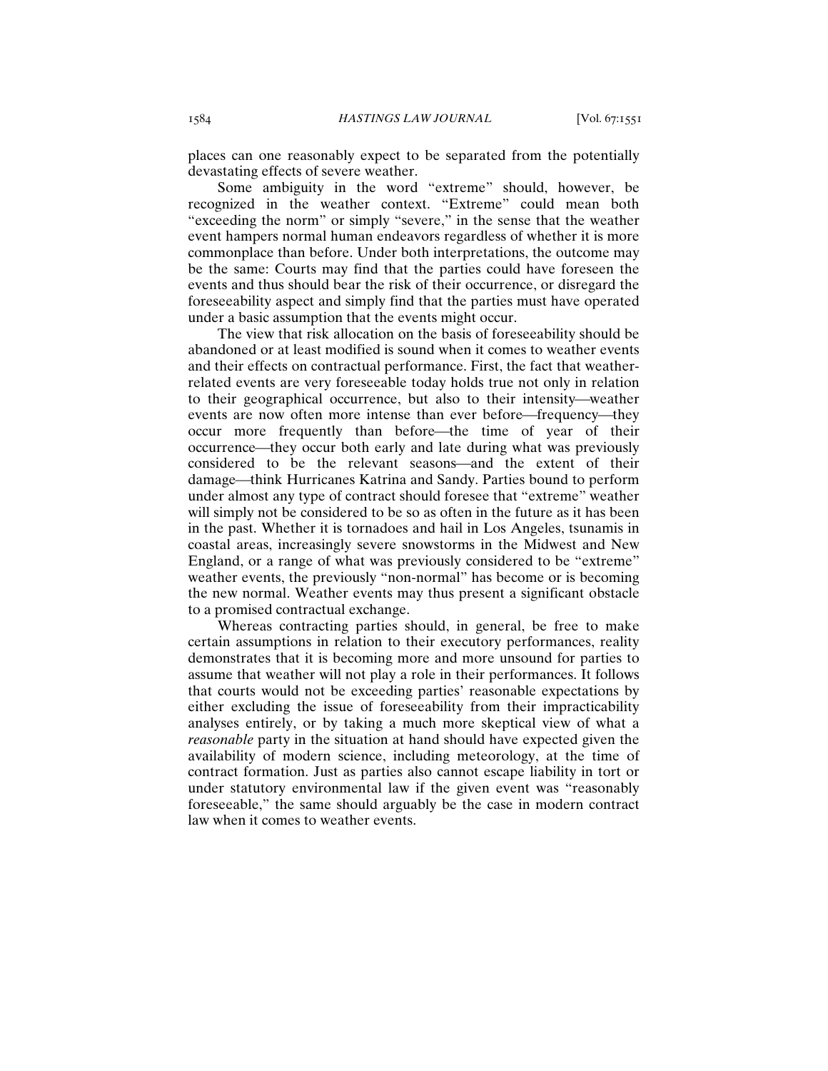places can one reasonably expect to be separated from the potentially devastating effects of severe weather.

Some ambiguity in the word "extreme" should, however, be recognized in the weather context. "Extreme" could mean both "exceeding the norm" or simply "severe," in the sense that the weather event hampers normal human endeavors regardless of whether it is more commonplace than before. Under both interpretations, the outcome may be the same: Courts may find that the parties could have foreseen the events and thus should bear the risk of their occurrence, or disregard the foreseeability aspect and simply find that the parties must have operated under a basic assumption that the events might occur.

The view that risk allocation on the basis of foreseeability should be abandoned or at least modified is sound when it comes to weather events and their effects on contractual performance. First, the fact that weather-related events are very foreseeable today holds true not only in relation to their geographical occurrence, but also to their intensity—weather events are now often more intense than ever before—frequency—they occur more frequently than before—the time of year of their occurrence—they occur both early and late during what was previously considered to be the relevant seasons—and the extent of their damage—think Hurricanes Katrina and Sandy. Parties bound to perform under almost any type of contract should foresee that "extreme" weather will simply not be considered to be so as often in the future as it has been in the past. Whether it is tornadoes and hail in Los Angeles, tsunamis in coastal areas, increasingly severe snowstorms in the Midwest and New England, or a range of what was previously considered to be "extreme" weather events, the previously "non-normal" has become or is becoming the new normal. Weather events may thus present a significant obstacle to a promised contractual exchange.

Whereas contracting parties should, in general, be free to make certain assumptions in relation to their executory performances, reality demonstrates that it is becoming more and more unsound for parties to assume that weather will not play a role in their performances. It follows that courts would not be exceeding parties' reasonable expectations by either excluding the issue of foreseeability from their impracticability analyses entirely, or by taking a much more skeptical view of what a *reasonable* party in the situation at hand should have expected given the availability of modern science, including meteorology, at the time of contract formation. Just as parties also cannot escape liability in tort or under statutory environmental law if the given event was "reasonably foreseeable," the same should arguably be the case in modern contract law when it comes to weather events.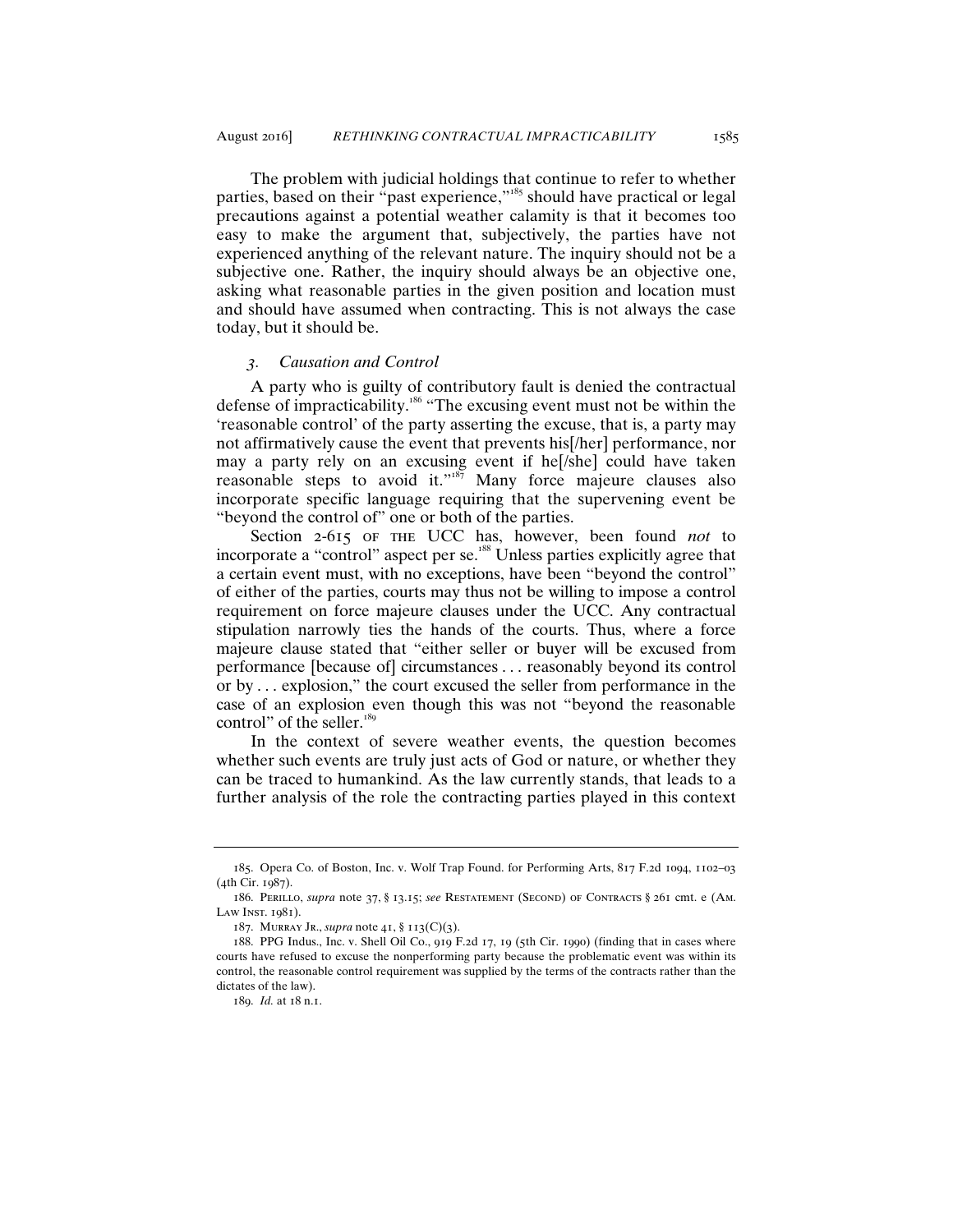The problem with judicial holdings that continue to refer to whether parties, based on their "past experience,"[185] should have practical or legal precautions against a potential weather calamity is that it becomes too easy to make the argument that, subjectively, the parties have not experienced anything of the relevant nature. The inquiry should not be a subjective one. Rather, the inquiry should always be an objective one, asking what reasonable parties in the given position and location must and should have assumed when contracting. This is not always the case today, but it should be.

### *3. Causation and Control*

A party who is guilty of contributory fault is denied the contractual defense of impracticability.[186] "The excusing event must not be within the 'reasonable control' of the party asserting the excuse, that is, a party may not affirmatively cause the event that prevents his[/her] performance, nor may a party rely on an excusing event if he[/she] could have taken reasonable steps to avoid it."[187] Many force majeure clauses also incorporate specific language requiring that the supervening event be "beyond the control of" one or both of the parties.

Section 2-615 OF THE UCC has, however, been found *not* to incorporate a "control" aspect per se.[188] Unless parties explicitly agree that a certain event must, with no exceptions, have been "beyond the control" of either of the parties, courts may thus not be willing to impose a control requirement on force majeure clauses under the UCC. Any contractual stipulation narrowly ties the hands of the courts. Thus, where a force majeure clause stated that "either seller or buyer will be excused from performance [because of] circumstances . . . reasonably beyond its control or by . . . explosion," the court excused the seller from performance in the case of an explosion even though this was not "beyond the reasonable control" of the seller.[189]

In the context of severe weather events, the question becomes whether such events are truly just acts of God or nature, or whether they can be traced to humankind. As the law currently stands, that leads to a further analysis of the role the contracting parties played in this context

---

185. Opera Co. of Boston, Inc. v. Wolf Trap Found. for Performing Arts, 817 F.2d 1094, 1102–03 (4th Cir. 1987).

186. PERILLO, *supra* note 37, § 13.15; *see* RESTATEMENT (SECOND) OF CONTRACTS § 261 cmt. e (AM. LAW INST. 1981).

187. MURRAY JR., *supra* note 41, § 113(C)(3).

188. PPG Indus., Inc. v. Shell Oil Co., 919 F.2d 17, 19 (5th Cir. 1990) (finding that in cases where courts have refused to excuse the nonperforming party because the problematic event was within its control, the reasonable control requirement was supplied by the terms of the contracts rather than the dictates of the law).

189. *Id.* at 18 n.1.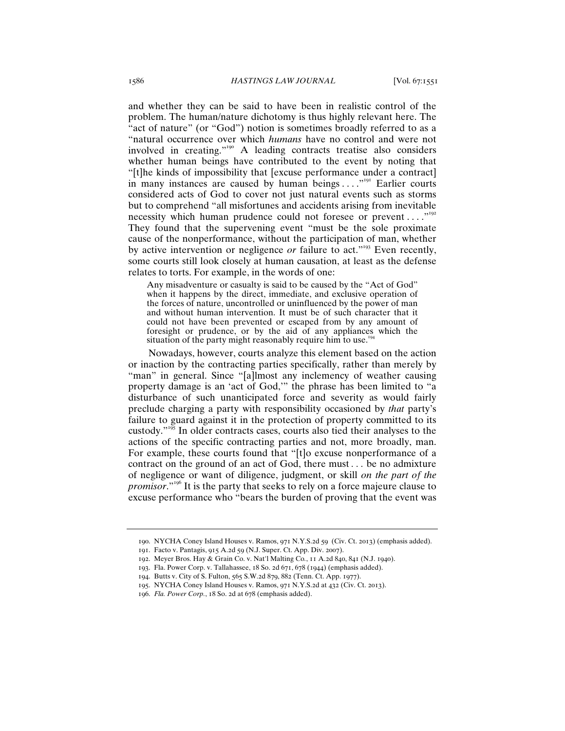and whether they can be said to have been in realistic control of the problem. The human/nature dichotomy is thus highly relevant here. The "act of nature" (or "God") notion is sometimes broadly referred to as a "natural occurrence over which *humans* have no control and were not involved in creating."[190] A leading contracts treatise also considers whether human beings have contributed to the event by noting that "[t]he kinds of impossibility that [excuse performance under a contract] in many instances are caused by human beings . . . ."[191] Earlier courts considered acts of God to cover not just natural events such as storms but to comprehend "all misfortunes and accidents arising from inevitable necessity which human prudence could not foresee or prevent . . . ."[192] They found that the supervening event "must be the sole proximate cause of the nonperformance, without the participation of man, whether by active intervention or negligence *or* failure to act."[193] Even recently, some courts still look closely at human causation, at least as the defense relates to torts. For example, in the words of one:

> Any misadventure or casualty is said to be caused by the "Act of God" when it happens by the direct, immediate, and exclusive operation of the forces of nature, uncontrolled or uninfluenced by the power of man and without human intervention. It must be of such character that it could not have been prevented or escaped from by any amount of foresight or prudence, or by the aid of any appliances which the situation of the party might reasonably require him to use.[194]

Nowadays, however, courts analyze this element based on the action or inaction by the contracting parties specifically, rather than merely by "man" in general. Since "[a]lmost any inclemency of weather causing property damage is an 'act of God,'" the phrase has been limited to "a disturbance of such unanticipated force and severity as would fairly preclude charging a party with responsibility occasioned by *that* party's failure to guard against it in the protection of property committed to its custody."[195] In older contracts cases, courts also tied their analyses to the actions of the specific contracting parties and not, more broadly, man. For example, these courts found that "[t]o excuse nonperformance of a contract on the ground of an act of God, there must . . . be no admixture of negligence or want of diligence, judgment, or skill *on the part of the promisor*."[196] It is the party that seeks to rely on a force majeure clause to excuse performance who "bears the burden of proving that the event was

---

190. NYCHA Coney Island Houses v. Ramos, 971 N.Y.S.2d 59 (Civ. Ct. 2013) (emphasis added).

191. Facto v. Pantagis, 915 A.2d 59 (N.J. Super. Ct. App. Div. 2007).

192. Meyer Bros. Hay & Grain Co. v. Nat'l Malting Co., 11 A.2d 840, 841 (N.J. 1940).

193. Fla. Power Corp. v. Tallahassee, 18 So. 2d 671, 678 (1944) (emphasis added).

194. Butts v. City of S. Fulton, 565 S.W.2d 879, 882 (Tenn. Ct. App. 1977).

195. NYCHA Coney Island Houses v. Ramos, 971 N.Y.S.2d at 432 (Civ. Ct. 2013).

196. *Fla. Power Corp.*, 18 So. 2d at 678 (emphasis added).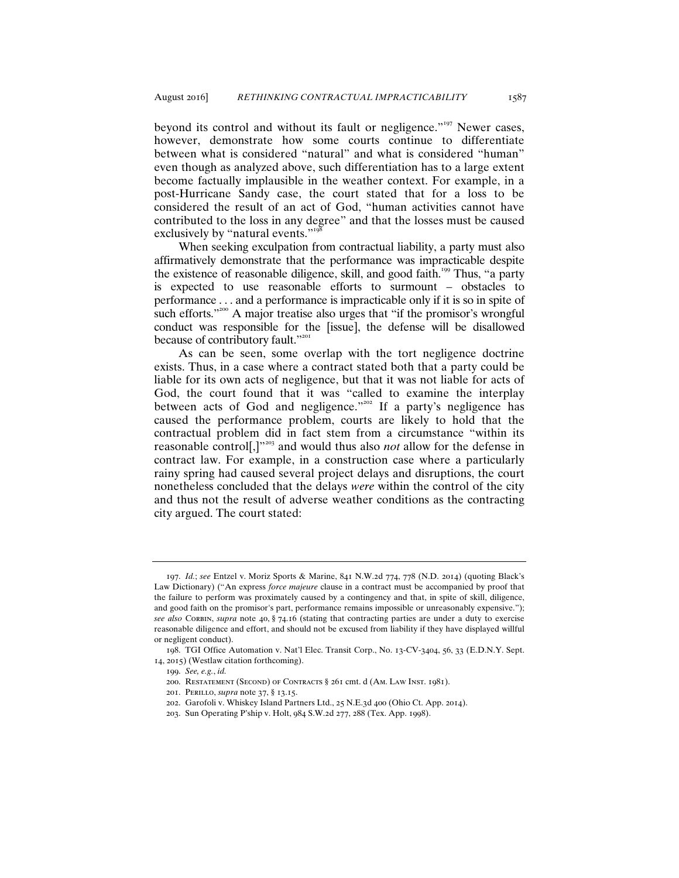beyond its control and without its fault or negligence."[197] Newer cases, however, demonstrate how some courts continue to differentiate between what is considered "natural" and what is considered "human" even though as analyzed above, such differentiation has to a large extent become factually implausible in the weather context. For example, in a post-Hurricane Sandy case, the court stated that for a loss to be considered the result of an act of God, "human activities cannot have contributed to the loss in any degree" and that the losses must be caused exclusively by "natural events."[198]

When seeking exculpation from contractual liability, a party must also affirmatively demonstrate that the performance was impracticable despite the existence of reasonable diligence, skill, and good faith.[199] Thus, "a party is expected to use reasonable efforts to surmount – obstacles to performance . . . and a performance is impracticable only if it is so in spite of such efforts."[200] A major treatise also urges that "if the promisor's wrongful conduct was responsible for the [issue], the defense will be disallowed because of contributory fault."[201]

As can be seen, some overlap with the tort negligence doctrine exists. Thus, in a case where a contract stated both that a party could be liable for its own acts of negligence, but that it was not liable for acts of God, the court found that it was "called to examine the interplay between acts of God and negligence."[202] If a party's negligence has caused the performance problem, courts are likely to hold that the contractual problem did in fact stem from a circumstance "within its reasonable control[,]"[203] and would thus also *not* allow for the defense in contract law. For example, in a construction case where a particularly rainy spring had caused several project delays and disruptions, the court nonetheless concluded that the delays *were* within the control of the city and thus not the result of adverse weather conditions as the contracting city argued. The court stated:

---

197. *Id.*; *see* Entzel v. Moriz Sports & Marine, 841 N.W.2d 774, 778 (N.D. 2014) (quoting Black's Law Dictionary) ("An express *force majeure* clause in a contract must be accompanied by proof that the failure to perform was proximately caused by a contingency and that, in spite of skill, diligence, and good faith on the promisor's part, performance remains impossible or unreasonably expensive."); *see also* Corbin, *supra* note 40, § 74.16 (stating that contracting parties are under a duty to exercise reasonable diligence and effort, and should not be excused from liability if they have displayed willful or negligent conduct).

198. TGI Office Automation v. Nat'l Elec. Transit Corp., No. 13-CV-3404, 56, 33 (E.D.N.Y. Sept. 14, 2015) (Westlaw citation forthcoming).

199. *See, e.g.*, *id.*

200. Restatement (Second) of Contracts § 261 cmt. d (Am. Law Inst. 1981).

201. Perillo, *supra* note 37, § 13.15.

202. Garofoli v. Whiskey Island Partners Ltd., 25 N.E.3d 400 (Ohio Ct. App. 2014).

203. Sun Operating P'ship v. Holt, 984 S.W.2d 277, 288 (Tex. App. 1998).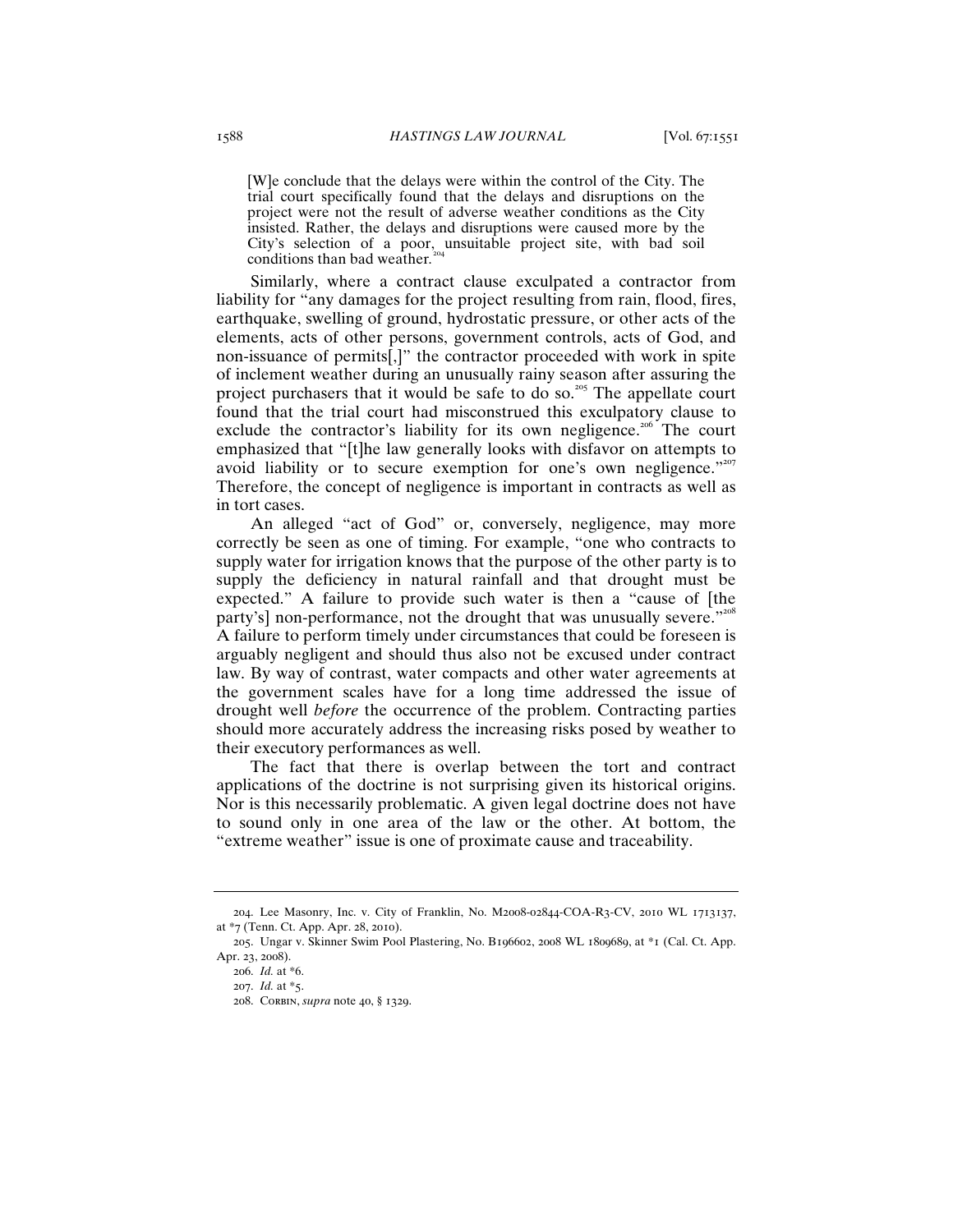> [W]e conclude that the delays were within the control of the City. The trial court specifically found that the delays and disruptions on the project were not the result of adverse weather conditions as the City insisted. Rather, the delays and disruptions were caused more by the City's selection of a poor, unsuitable project site, with bad soil conditions than bad weather.[204]

Similarly, where a contract clause exculpated a contractor from liability for "any damages for the project resulting from rain, flood, fires, earthquake, swelling of ground, hydrostatic pressure, or other acts of the elements, acts of other persons, government controls, acts of God, and non-issuance of permits[,]" the contractor proceeded with work in spite of inclement weather during an unusually rainy season after assuring the project purchasers that it would be safe to do so.[205] The appellate court found that the trial court had misconstrued this exculpatory clause to exclude the contractor's liability for its own negligence.[206] The court emphasized that "[t]he law generally looks with disfavor on attempts to avoid liability or to secure exemption for one's own negligence."[207] Therefore, the concept of negligence is important in contracts as well as in tort cases.

An alleged "act of God" or, conversely, negligence, may more correctly be seen as one of timing. For example, "one who contracts to supply water for irrigation knows that the purpose of the other party is to supply the deficiency in natural rainfall and that drought must be expected." A failure to provide such water is then a "cause of [the party's] non-performance, not the drought that was unusually severe."[208] A failure to perform timely under circumstances that could be foreseen is arguably negligent and should thus also not be excused under contract law. By way of contrast, water compacts and other water agreements at the government scales have for a long time addressed the issue of drought well *before* the occurrence of the problem. Contracting parties should more accurately address the increasing risks posed by weather to their executory performances as well.

The fact that there is overlap between the tort and contract applications of the doctrine is not surprising given its historical origins. Nor is this necessarily problematic. A given legal doctrine does not have to sound only in one area of the law or the other. At bottom, the "extreme weather" issue is one of proximate cause and traceability.

---

204. Lee Masonry, Inc. v. City of Franklin, No. M2008-02844-COA-R3-CV, 2010 WL 1713137, at *7 (Tenn. Ct. App. Apr. 28, 2010).

205. Ungar v. Skinner Swim Pool Plastering, No. B196602, 2008 WL 1809689, at *1 (Cal. Ct. App. Apr. 23, 2008).

206. *Id.* at *6.

207. *Id.* at *5.

208. Corbin, *supra* note 40, § 1329.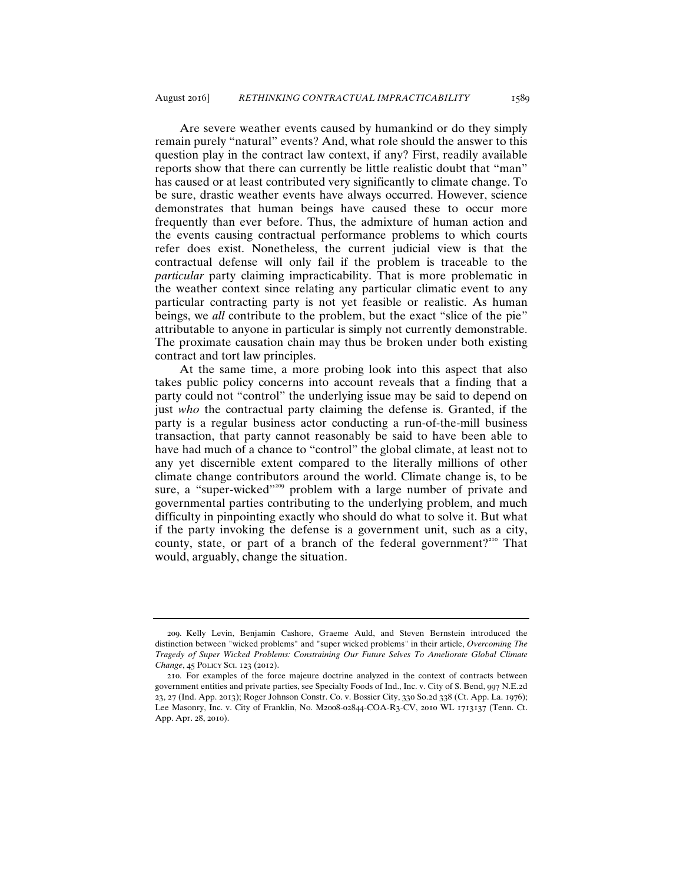Are severe weather events caused by humankind or do they simply remain purely "natural" events? And, what role should the answer to this question play in the contract law context, if any? First, readily available reports show that there can currently be little realistic doubt that "man" has caused or at least contributed very significantly to climate change. To be sure, drastic weather events have always occurred. However, science demonstrates that human beings have caused these to occur more frequently than ever before. Thus, the admixture of human action and the events causing contractual performance problems to which courts refer does exist. Nonetheless, the current judicial view is that the contractual defense will only fail if the problem is traceable to the *particular* party claiming impracticability. That is more problematic in the weather context since relating any particular climatic event to any particular contracting party is not yet feasible or realistic. As human beings, we *all* contribute to the problem, but the exact "slice of the pie" attributable to anyone in particular is simply not currently demonstrable. The proximate causation chain may thus be broken under both existing contract and tort law principles.

At the same time, a more probing look into this aspect that also takes public policy concerns into account reveals that a finding that a party could not "control" the underlying issue may be said to depend on just *who* the contractual party claiming the defense is. Granted, if the party is a regular business actor conducting a run-of-the-mill business transaction, that party cannot reasonably be said to have been able to have had much of a chance to "control" the global climate, at least not to any yet discernible extent compared to the literally millions of other climate change contributors around the world. Climate change is, to be sure, a "super-wicked"[209] problem with a large number of private and governmental parties contributing to the underlying problem, and much difficulty in pinpointing exactly who should do what to solve it. But what if the party invoking the defense is a government unit, such as a city, county, state, or part of a branch of the federal government?[210] That would, arguably, change the situation.

---

209. Kelly Levin, Benjamin Cashore, Graeme Auld, and Steven Bernstein introduced the distinction between "wicked problems" and "super wicked problems" in their article, *Overcoming The Tragedy of Super Wicked Problems: Constraining Our Future Selves To Ameliorate Global Climate Change*, 45 POLICY SCI. 123 (2012).

210. For examples of the force majeure doctrine analyzed in the context of contracts between government entities and private parties, see Specialty Foods of Ind., Inc. v. City of S. Bend, 997 N.E.2d 23, 27 (Ind. App. 2013); Roger Johnson Constr. Co. v. Bossier City, 330 So.2d 338 (Ct. App. La. 1976); Lee Masonry, Inc. v. City of Franklin, No. M2008-02844-COA-R3-CV, 2010 WL 1713137 (Tenn. Ct. App. Apr. 28, 2010).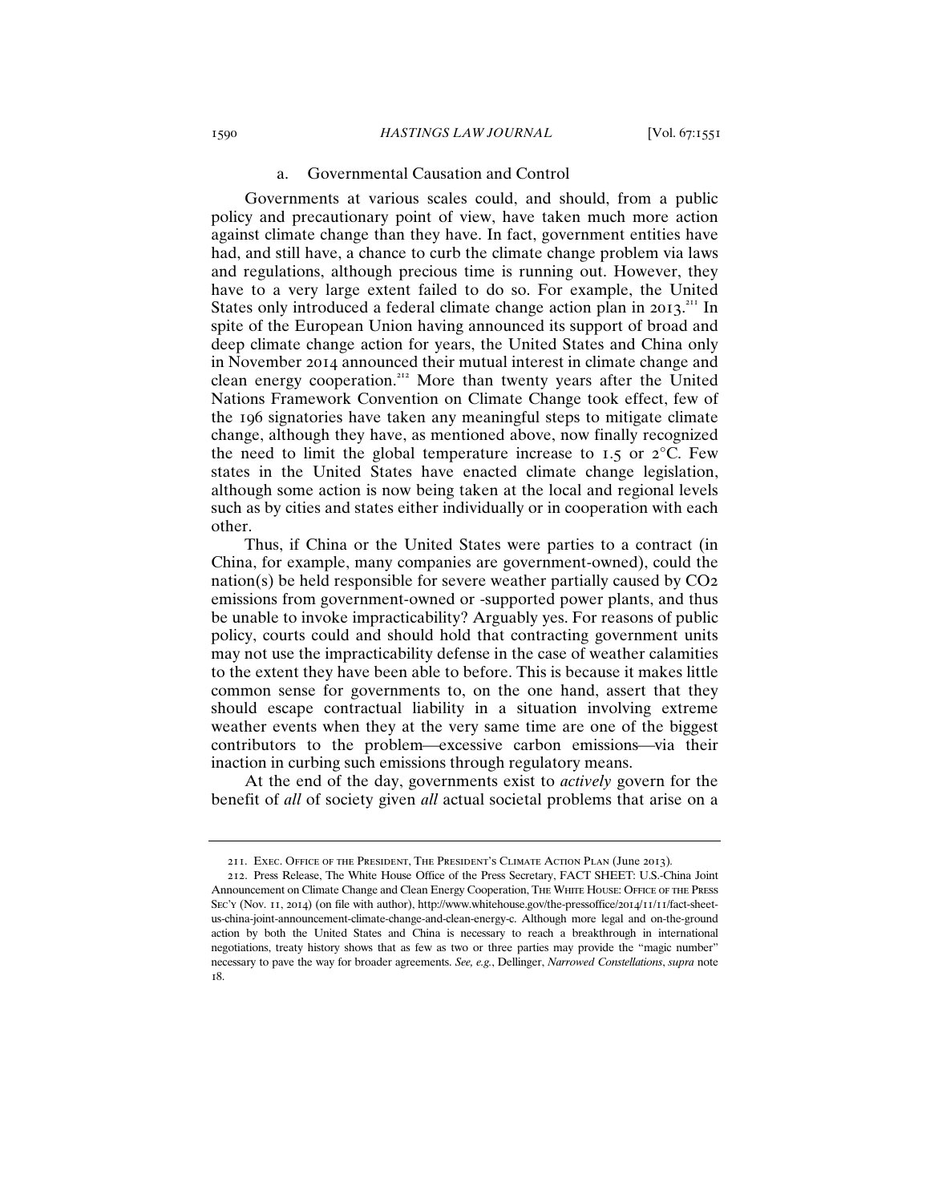#### a. Governmental Causation and Control

Governments at various scales could, and should, from a public policy and precautionary point of view, have taken much more action against climate change than they have. In fact, government entities have had, and still have, a chance to curb the climate change problem via laws and regulations, although precious time is running out. However, they have to a very large extent failed to do so. For example, the United States only introduced a federal climate change action plan in 2013.[211] In spite of the European Union having announced its support of broad and deep climate change action for years, the United States and China only in November 2014 announced their mutual interest in climate change and clean energy cooperation.[212] More than twenty years after the United Nations Framework Convention on Climate Change took effect, few of the 196 signatories have taken any meaningful steps to mitigate climate change, although they have, as mentioned above, now finally recognized the need to limit the global temperature increase to 1.5 or 2°C. Few states in the United States have enacted climate change legislation, although some action is now being taken at the local and regional levels such as by cities and states either individually or in cooperation with each other.

Thus, if China or the United States were parties to a contract (in China, for example, many companies are government-owned), could the nation(s) be held responsible for severe weather partially caused by $CO_2$ emissions from government-owned or -supported power plants, and thus be unable to invoke impracticability? Arguably yes. For reasons of public policy, courts could and should hold that contracting government units may not use the impracticability defense in the case of weather calamities to the extent they have been able to before. This is because it makes little common sense for governments to, on the one hand, assert that they should escape contractual liability in a situation involving extreme weather events when they at the very same time are one of the biggest contributors to the problem—excessive carbon emissions—via their inaction in curbing such emissions through regulatory means.

At the end of the day, governments exist to *actively* govern for the benefit of *all* of society given *all* actual societal problems that arise on a

---

211. Exec. Office of the President, The President's Climate Action Plan (June 2013).

212. Press Release, The White House Office of the Press Secretary, FACT SHEET: U.S.-China Joint Announcement on Climate Change and Clean Energy Cooperation, The White House: Office of the Press Sec'y (Nov. 11, 2014) (on file with author), http://www.whitehouse.gov/the-pressoffice/2014/11/11/fact-sheet-us-china-joint-announcement-climate-change-and-clean-energy-c. Although more legal and on-the-ground action by both the United States and China is necessary to reach a breakthrough in international negotiations, treaty history shows that as few as two or three parties may provide the "magic number" necessary to pave the way for broader agreements. *See, e.g.*, Dellinger, *Narrowed Constellations*, *supra* note 18.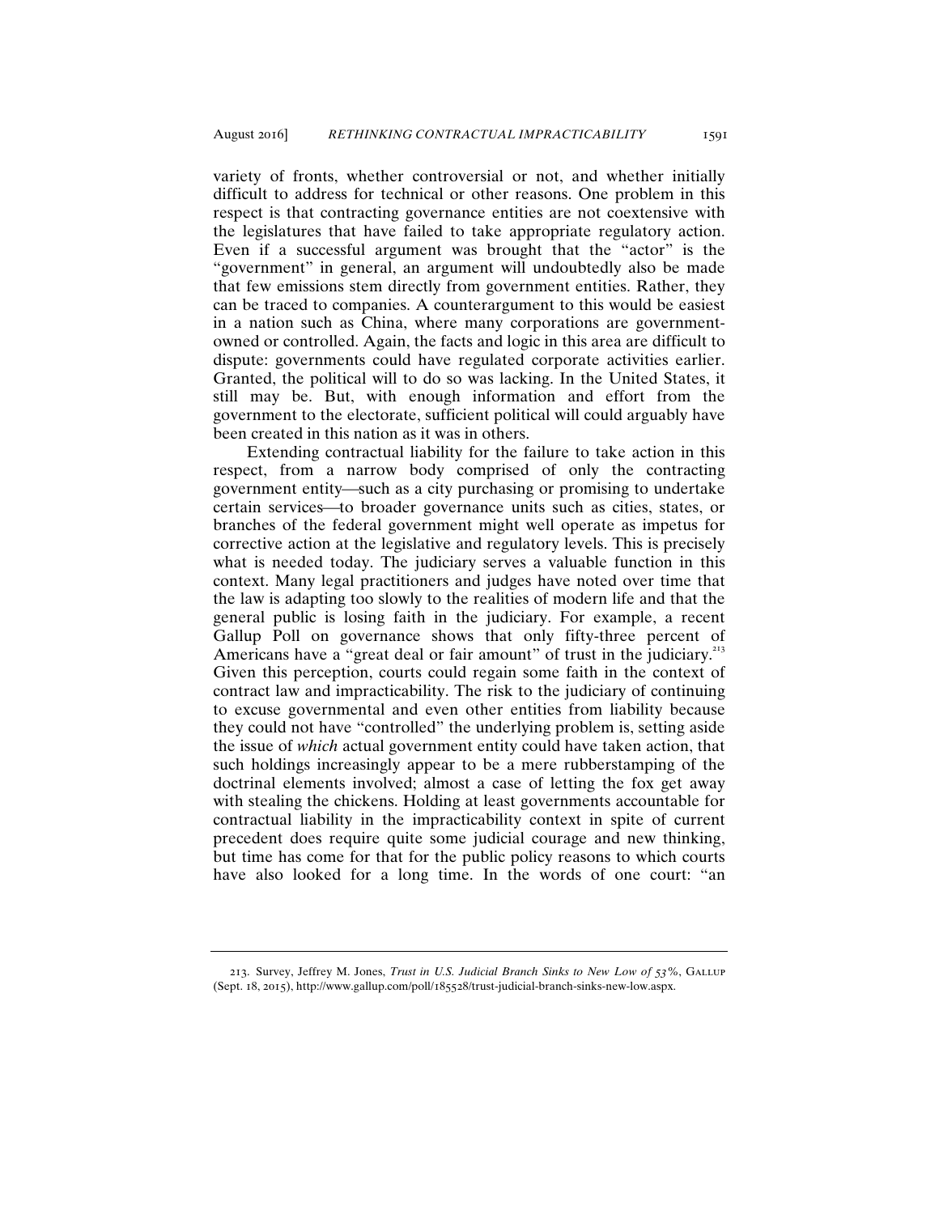variety of fronts, whether controversial or not, and whether initially difficult to address for technical or other reasons. One problem in this respect is that contracting governance entities are not coextensive with the legislatures that have failed to take appropriate regulatory action. Even if a successful argument was brought that the "actor" is the "government" in general, an argument will undoubtedly also be made that few emissions stem directly from government entities. Rather, they can be traced to companies. A counterargument to this would be easiest in a nation such as China, where many corporations are government-owned or controlled. Again, the facts and logic in this area are difficult to dispute: governments could have regulated corporate activities earlier. Granted, the political will to do so was lacking. In the United States, it still may be. But, with enough information and effort from the government to the electorate, sufficient political will could arguably have been created in this nation as it was in others.

Extending contractual liability for the failure to take action in this respect, from a narrow body comprised of only the contracting government entity—such as a city purchasing or promising to undertake certain services—to broader governance units such as cities, states, or branches of the federal government might well operate as impetus for corrective action at the legislative and regulatory levels. This is precisely what is needed today. The judiciary serves a valuable function in this context. Many legal practitioners and judges have noted over time that the law is adapting too slowly to the realities of modern life and that the general public is losing faith in the judiciary. For example, a recent Gallup Poll on governance shows that only fifty-three percent of Americans have a "great deal or fair amount" of trust in the judiciary.[213] Given this perception, courts could regain some faith in the context of contract law and impracticability. The risk to the judiciary of continuing to excuse governmental and even other entities from liability because they could not have "controlled" the underlying problem is, setting aside the issue of *which* actual government entity could have taken action, that such holdings increasingly appear to be a mere rubberstamping of the doctrinal elements involved; almost a case of letting the fox get away with stealing the chickens. Holding at least governments accountable for contractual liability in the impracticability context in spite of current precedent does require quite some judicial courage and new thinking, but time has come for that for the public policy reasons to which courts have also looked for a long time. In the words of one court: "an

---

213. Survey, Jeffrey M. Jones, *Trust in U.S. Judicial Branch Sinks to New Low of 53%*, GALLUP (Sept. 18, 2015), http://www.gallup.com/poll/185528/trust-judicial-branch-sinks-new-low.aspx.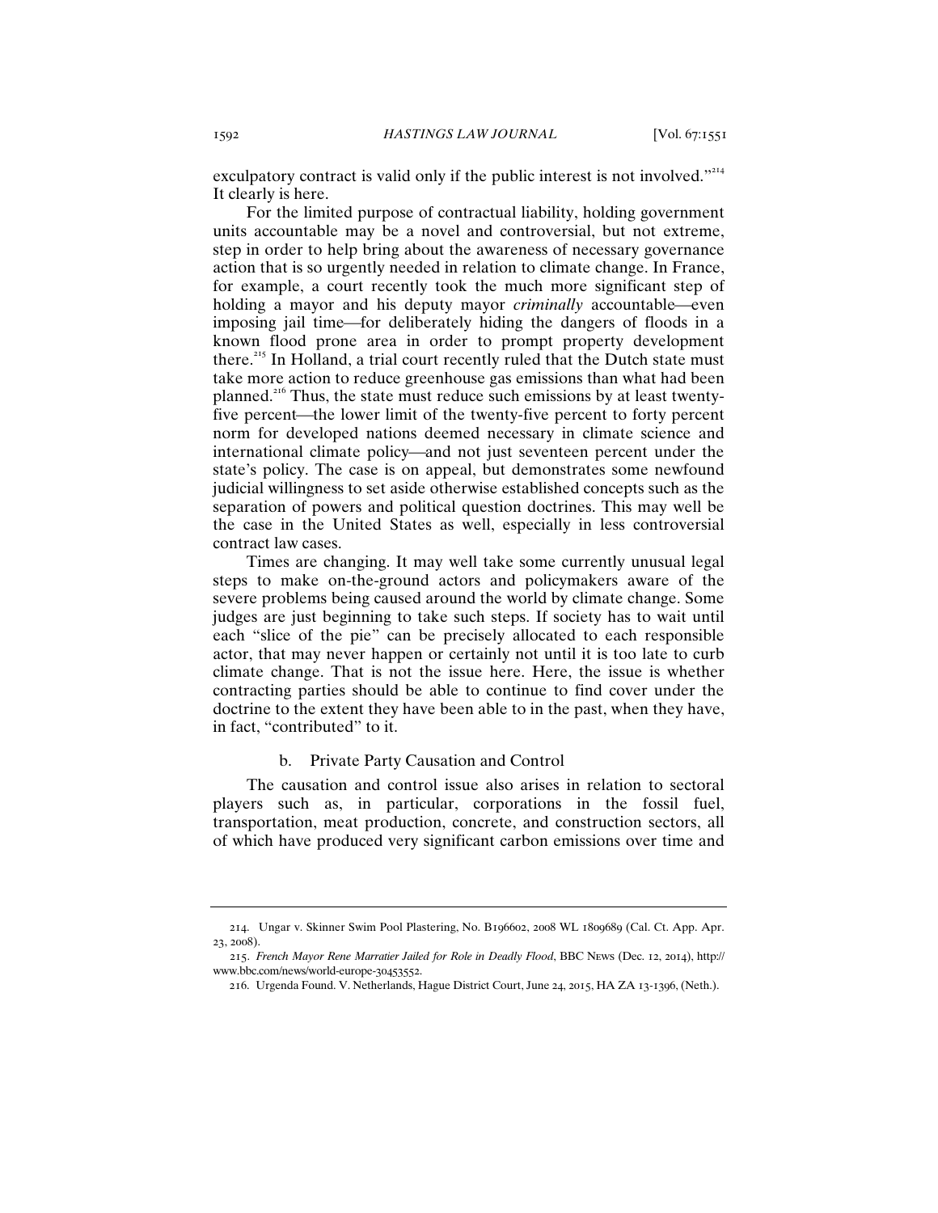exculpatory contract is valid only if the public interest is not involved."[214] It clearly is here.

For the limited purpose of contractual liability, holding government units accountable may be a novel and controversial, but not extreme, step in order to help bring about the awareness of necessary governance action that is so urgently needed in relation to climate change. In France, for example, a court recently took the much more significant step of holding a mayor and his deputy mayor *criminally* accountable—even imposing jail time—for deliberately hiding the dangers of floods in a known flood prone area in order to prompt property development there.[215] In Holland, a trial court recently ruled that the Dutch state must take more action to reduce greenhouse gas emissions than what had been planned.[216] Thus, the state must reduce such emissions by at least twenty-five percent—the lower limit of the twenty-five percent to forty percent norm for developed nations deemed necessary in climate science and international climate policy—and not just seventeen percent under the state's policy. The case is on appeal, but demonstrates some newfound judicial willingness to set aside otherwise established concepts such as the separation of powers and political question doctrines. This may well be the case in the United States as well, especially in less controversial contract law cases.

Times are changing. It may well take some currently unusual legal steps to make on-the-ground actors and policymakers aware of the severe problems being caused around the world by climate change. Some judges are just beginning to take such steps. If society has to wait until each "slice of the pie" can be precisely allocated to each responsible actor, that may never happen or certainly not until it is too late to curb climate change. That is not the issue here. Here, the issue is whether contracting parties should be able to continue to find cover under the doctrine to the extent they have been able to in the past, when they have, in fact, "contributed" to it.

### b. Private Party Causation and Control

The causation and control issue also arises in relation to sectoral players such as, in particular, corporations in the fossil fuel, transportation, meat production, concrete, and construction sectors, all of which have produced very significant carbon emissions over time and

---

214. Ungar v. Skinner Swim Pool Plastering, No. B196602, 2008 WL 1809689 (Cal. Ct. App. Apr. 23, 2008).

215. *French Mayor Rene Marratier Jailed for Role in Deadly Flood*, BBC News (Dec. 12, 2014), http://www.bbc.com/news/world-europe-30453552.

216. Urgenda Found. V. Netherlands, Hague District Court, June 24, 2015, HA ZA 13-1396, (Neth.).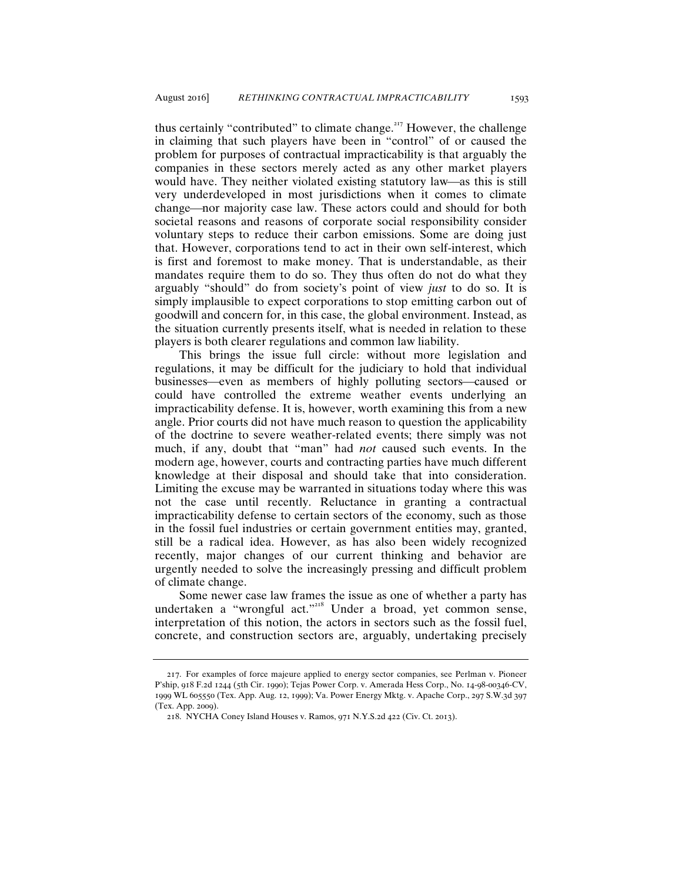thus certainly "contributed" to climate change.[217] However, the challenge in claiming that such players have been in "control" of or caused the problem for purposes of contractual impracticability is that arguably the companies in these sectors merely acted as any other market players would have. They neither violated existing statutory law—as this is still very underdeveloped in most jurisdictions when it comes to climate change—nor majority case law. These actors could and should for both societal reasons and reasons of corporate social responsibility consider voluntary steps to reduce their carbon emissions. Some are doing just that. However, corporations tend to act in their own self-interest, which is first and foremost to make money. That is understandable, as their mandates require them to do so. They thus often do not do what they arguably "should" do from society's point of view *just* to do so. It is simply implausible to expect corporations to stop emitting carbon out of goodwill and concern for, in this case, the global environment. Instead, as the situation currently presents itself, what is needed in relation to these players is both clearer regulations and common law liability.

This brings the issue full circle: without more legislation and regulations, it may be difficult for the judiciary to hold that individual businesses—even as members of highly polluting sectors—caused or could have controlled the extreme weather events underlying an impracticability defense. It is, however, worth examining this from a new angle. Prior courts did not have much reason to question the applicability of the doctrine to severe weather-related events; there simply was not much, if any, doubt that "man" had *not* caused such events. In the modern age, however, courts and contracting parties have much different knowledge at their disposal and should take that into consideration. Limiting the excuse may be warranted in situations today where this was not the case until recently. Reluctance in granting a contractual impracticability defense to certain sectors of the economy, such as those in the fossil fuel industries or certain government entities may, granted, still be a radical idea. However, as has also been widely recognized recently, major changes of our current thinking and behavior are urgently needed to solve the increasingly pressing and difficult problem of climate change.

Some newer case law frames the issue as one of whether a party has undertaken a "wrongful act."[218] Under a broad, yet common sense, interpretation of this notion, the actors in sectors such as the fossil fuel, concrete, and construction sectors are, arguably, undertaking precisely

---

217. For examples of force majeure applied to energy sector companies, see Perlman v. Pioneer P'ship, 918 F.2d 1244 (5th Cir. 1990); Tejas Power Corp. v. Amerada Hess Corp., No. 14-98-00346-CV, 1999 WL 605550 (Tex. App. Aug. 12, 1999); Va. Power Energy Mktg. v. Apache Corp., 297 S.W.3d 397 (Tex. App. 2009).

218. NYCHA Coney Island Houses v. Ramos, 971 N.Y.S.2d 422 (Civ. Ct. 2013).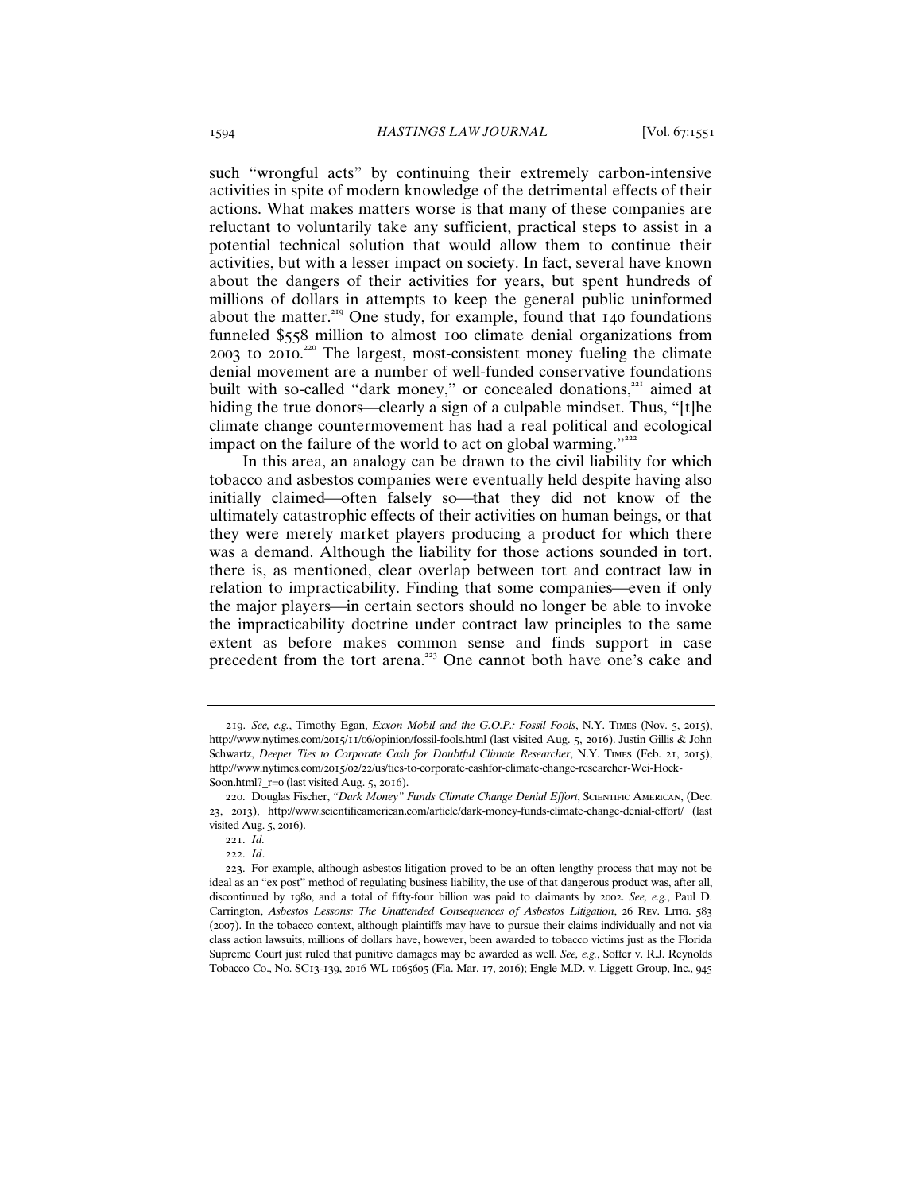such "wrongful acts" by continuing their extremely carbon-intensive activities in spite of modern knowledge of the detrimental effects of their actions. What makes matters worse is that many of these companies are reluctant to voluntarily take any sufficient, practical steps to assist in a potential technical solution that would allow them to continue their activities, but with a lesser impact on society. In fact, several have known about the dangers of their activities for years, but spent hundreds of millions of dollars in attempts to keep the general public uninformed about the matter.[219] One study, for example, found that 140 foundations funneled $558 million to almost 100 climate denial organizations from 2003 to 2010.[220] The largest, most-consistent money fueling the climate denial movement are a number of well-funded conservative foundations built with so-called "dark money," or concealed donations,[221] aimed at hiding the true donors—clearly a sign of a culpable mindset. Thus, "[t]he climate change countermovement has had a real political and ecological impact on the failure of the world to act on global warming."[222]

In this area, an analogy can be drawn to the civil liability for which tobacco and asbestos companies were eventually held despite having also initially claimed—often falsely so—that they did not know of the ultimately catastrophic effects of their activities on human beings, or that they were merely market players producing a product for which there was a demand. Although the liability for those actions sounded in tort, there is, as mentioned, clear overlap between tort and contract law in relation to impracticability. Finding that some companies—even if only the major players—in certain sectors should no longer be able to invoke the impracticability doctrine under contract law principles to the same extent as before makes common sense and finds support in case precedent from the tort arena.[223] One cannot both have one's cake and

---

219. *See, e.g.*, Timothy Egan, *Exxon Mobil and the G.O.P.: Fossil Fools*, N.Y. Times (Nov. 5, 2015), http://www.nytimes.com/2015/11/06/opinion/fossil-fools.html (last visited Aug. 5, 2016). Justin Gillis & John Schwartz, *Deeper Ties to Corporate Cash for Doubtful Climate Researcher*, N.Y. Times (Feb. 21, 2015), http://www.nytimes.com/2015/02/22/us/ties-to-corporate-cashfor-climate-change-researcher-Wei-Hock-Soon.html?_r=0 (last visited Aug. 5, 2016).

220. Douglas Fischer, *"Dark Money" Funds Climate Change Denial Effort*, Scientific American, (Dec. 23, 2013), http://www.scientificamerican.com/article/dark-money-funds-climate-change-denial-effort/ (last visited Aug. 5, 2016).

221. *Id.*

222. *Id*.

223. For example, although asbestos litigation proved to be an often lengthy process that may not be ideal as an "ex post" method of regulating business liability, the use of that dangerous product was, after all, discontinued by 1980, and a total of fifty-four billion was paid to claimants by 2002. *See, e.g.*, Paul D. Carrington, *Asbestos Lessons: The Unattended Consequences of Asbestos Litigation*, 26 Rev. Litig. 583 (2007). In the tobacco context, although plaintiffs may have to pursue their claims individually and not via class action lawsuits, millions of dollars have, however, been awarded to tobacco victims just as the Florida Supreme Court just ruled that punitive damages may be awarded as well. *See, e.g.*, Soffer v. R.J. Reynolds Tobacco Co., No. SC13-139, 2016 WL 1065605 (Fla. Mar. 17, 2016); Engle M.D. v. Liggett Group, Inc., 945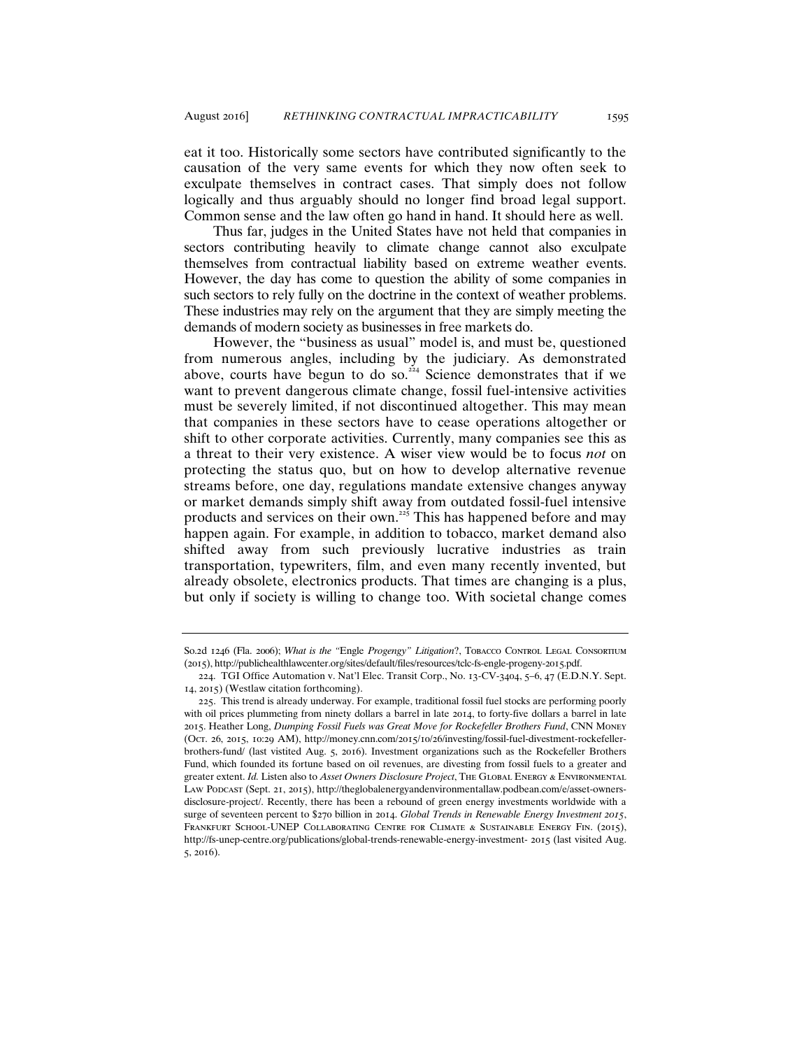eat it too. Historically some sectors have contributed significantly to the causation of the very same events for which they now often seek to exculpate themselves in contract cases. That simply does not follow logically and thus arguably should no longer find broad legal support. Common sense and the law often go hand in hand. It should here as well.

Thus far, judges in the United States have not held that companies in sectors contributing heavily to climate change cannot also exculpate themselves from contractual liability based on extreme weather events. However, the day has come to question the ability of some companies in such sectors to rely fully on the doctrine in the context of weather problems. These industries may rely on the argument that they are simply meeting the demands of modern society as businesses in free markets do.

However, the "business as usual" model is, and must be, questioned from numerous angles, including by the judiciary. As demonstrated above, courts have begun to do so.[224] Science demonstrates that if we want to prevent dangerous climate change, fossil fuel-intensive activities must be severely limited, if not discontinued altogether. This may mean that companies in these sectors have to cease operations altogether or shift to other corporate activities. Currently, many companies see this as a threat to their very existence. A wiser view would be to focus *not* on protecting the status quo, but on how to develop alternative revenue streams before, one day, regulations mandate extensive changes anyway or market demands simply shift away from outdated fossil-fuel intensive products and services on their own.[225] This has happened before and may happen again. For example, in addition to tobacco, market demand also shifted away from such previously lucrative industries as train transportation, typewriters, film, and even many recently invented, but already obsolete, electronics products. That times are changing is a plus, but only if society is willing to change too. With societal change comes

---

So.2d 1246 (Fla. 2006); *What is the "*Engle *Progengy" Litigation*?, Tobacco Control Legal Consortium (2015), http://publichealthlawcenter.org/sites/default/files/resources/tclc-fs-engle-progeny-2015.pdf.

224. TGI Office Automation v. Nat'l Elec. Transit Corp., No. 13-CV-3404, 5–6, 47 (E.D.N.Y. Sept. 14, 2015) (Westlaw citation forthcoming).

225. This trend is already underway. For example, traditional fossil fuel stocks are performing poorly with oil prices plummeting from ninety dollars a barrel in late 2014, to forty-five dollars a barrel in late 2015. Heather Long, *Dumping Fossil Fuels was Great Move for Rockefeller Brothers Fund*, CNN Money (Oct. 26, 2015, 10:29 AM), http://money.cnn.com/2015/10/26/investing/fossil-fuel-divestment-rockefeller-brothers-fund/ (last vistited Aug. 5, 2016). Investment organizations such as the Rockefeller Brothers Fund, which founded its fortune based on oil revenues, are divesting from fossil fuels to a greater and greater extent. *Id.* Listen also to *Asset Owners Disclosure Project*, The Global Energy & Environmental Law Podcast (Sept. 21, 2015), http://theglobalenergyandenvironmentallaw.podbean.com/e/asset-owners-disclosure-project/. Recently, there has been a rebound of green energy investments worldwide with a surge of seventeen percent to $270 billion in 2014. *Global Trends in Renewable Energy Investment 2015*, Frankfurt School-UNEP Collaborating Centre for Climate & Sustainable Energy Fin. (2015), http://fs-unep-centre.org/publications/global-trends-renewable-energy-investment- 2015 (last visited Aug. 5, 2016).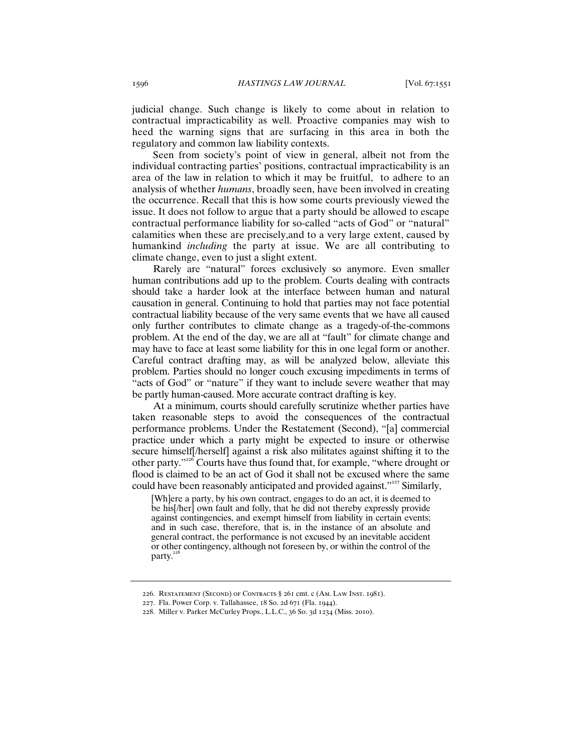judicial change. Such change is likely to come about in relation to contractual impracticability as well. Proactive companies may wish to heed the warning signs that are surfacing in this area in both the regulatory and common law liability contexts.

Seen from society's point of view in general, albeit not from the individual contracting parties' positions, contractual impracticability is an area of the law in relation to which it may be fruitful, to adhere to an analysis of whether *humans*, broadly seen, have been involved in creating the occurrence. Recall that this is how some courts previously viewed the issue. It does not follow to argue that a party should be allowed to escape contractual performance liability for so-called "acts of God" or "natural" calamities when these are precisely,and to a very large extent, caused by humankind *including* the party at issue. We are all contributing to climate change, even to just a slight extent.

Rarely are "natural" forces exclusively so anymore. Even smaller human contributions add up to the problem. Courts dealing with contracts should take a harder look at the interface between human and natural causation in general. Continuing to hold that parties may not face potential contractual liability because of the very same events that we have all caused only further contributes to climate change as a tragedy-of-the-commons problem. At the end of the day, we are all at "fault" for climate change and may have to face at least some liability for this in one legal form or another. Careful contract drafting may, as will be analyzed below, alleviate this problem. Parties should no longer couch excusing impediments in terms of "acts of God" or "nature" if they want to include severe weather that may be partly human-caused. More accurate contract drafting is key.

At a minimum, courts should carefully scrutinize whether parties have taken reasonable steps to avoid the consequences of the contractual performance problems. Under the Restatement (Second), "[a] commercial practice under which a party might be expected to insure or otherwise secure himself[/herself] against a risk also militates against shifting it to the other party."[226] Courts have thus found that, for example, "where drought or flood is claimed to be an act of God it shall not be excused where the same could have been reasonably anticipated and provided against."[227] Similarly,

> [Wh]ere a party, by his own contract, engages to do an act, it is deemed to be his[/her] own fault and folly, that he did not thereby expressly provide against contingencies, and exempt himself from liability in certain events; and in such case, therefore, that is, in the instance of an absolute and general contract, the performance is not excused by an inevitable accident or other contingency, although not foreseen by, or within the control of the party.[228]

---

226. Restatement (Second) of Contracts § 261 cmt. c (Am. Law Inst. 1981).

227. Fla. Power Corp. v. Tallahassee, 18 So. 2d 671 (Fla. 1944).

228. Miller v. Parker McCurley Props., L.L.C., 36 So. 3d 1234 (Miss. 2010).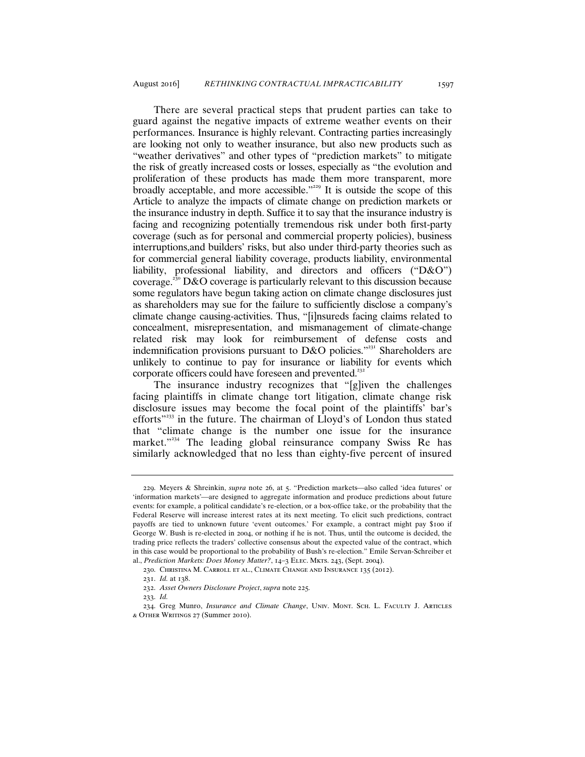There are several practical steps that prudent parties can take to guard against the negative impacts of extreme weather events on their performances. Insurance is highly relevant. Contracting parties increasingly are looking not only to weather insurance, but also new products such as "weather derivatives" and other types of "prediction markets" to mitigate the risk of greatly increased costs or losses, especially as "the evolution and proliferation of these products has made them more transparent, more broadly acceptable, and more accessible."[229] It is outside the scope of this Article to analyze the impacts of climate change on prediction markets or the insurance industry in depth. Suffice it to say that the insurance industry is facing and recognizing potentially tremendous risk under both first-party coverage (such as for personal and commercial property policies), business interruptions,and builders' risks, but also under third-party theories such as for commercial general liability coverage, products liability, environmental liability, professional liability, and directors and officers ("D&O") coverage.[230] D&O coverage is particularly relevant to this discussion because some regulators have begun taking action on climate change disclosures just as shareholders may sue for the failure to sufficiently disclose a company's climate change causing-activities. Thus, "[i]nsureds facing claims related to concealment, misrepresentation, and mismanagement of climate-change related risk may look for reimbursement of defense costs and indemnification provisions pursuant to D&O policies."[231] Shareholders are unlikely to continue to pay for insurance or liability for events which corporate officers could have foreseen and prevented.[232]

The insurance industry recognizes that "[g]iven the challenges facing plaintiffs in climate change tort litigation, climate change risk disclosure issues may become the focal point of the plaintiffs' bar's efforts"[233] in the future. The chairman of Lloyd's of London thus stated that "climate change is the number one issue for the insurance market."[234] The leading global reinsurance company Swiss Re has similarly acknowledged that no less than eighty-five percent of insured

---

229. Meyers & Shreinkin, *supra* note 26, at 5. "Prediction markets—also called 'idea futures' or 'information markets'—are designed to aggregate information and produce predictions about future events: for example, a political candidate's re-election, or a box-office take, or the probability that the Federal Reserve will increase interest rates at its next meeting. To elicit such predictions, contract payoffs are tied to unknown future 'event outcomes.' For example, a contract might pay $100 if George W. Bush is re-elected in 2004, or nothing if he is not. Thus, until the outcome is decided, the trading price reflects the traders' collective consensus about the expected value of the contract, which in this case would be proportional to the probability of Bush's re-election." Emile Servan-Schreiber et al., *Prediction Markets: Does Money Matter?*, 14–3 Elec. Mkts. 243, (Sept. 2004).

230. Christina M. Carroll et al., Climate Change and Insurance 135 (2012).

231. *Id.* at 138.

232. *Asset Owners Disclosure Project*, *supra* note 225.

233. *Id.*

234. Greg Munro, *Insurance and Climate Change*, Univ. Mont. Sch. L. Faculty J. Articles & Other Writings 27 (Summer 2010).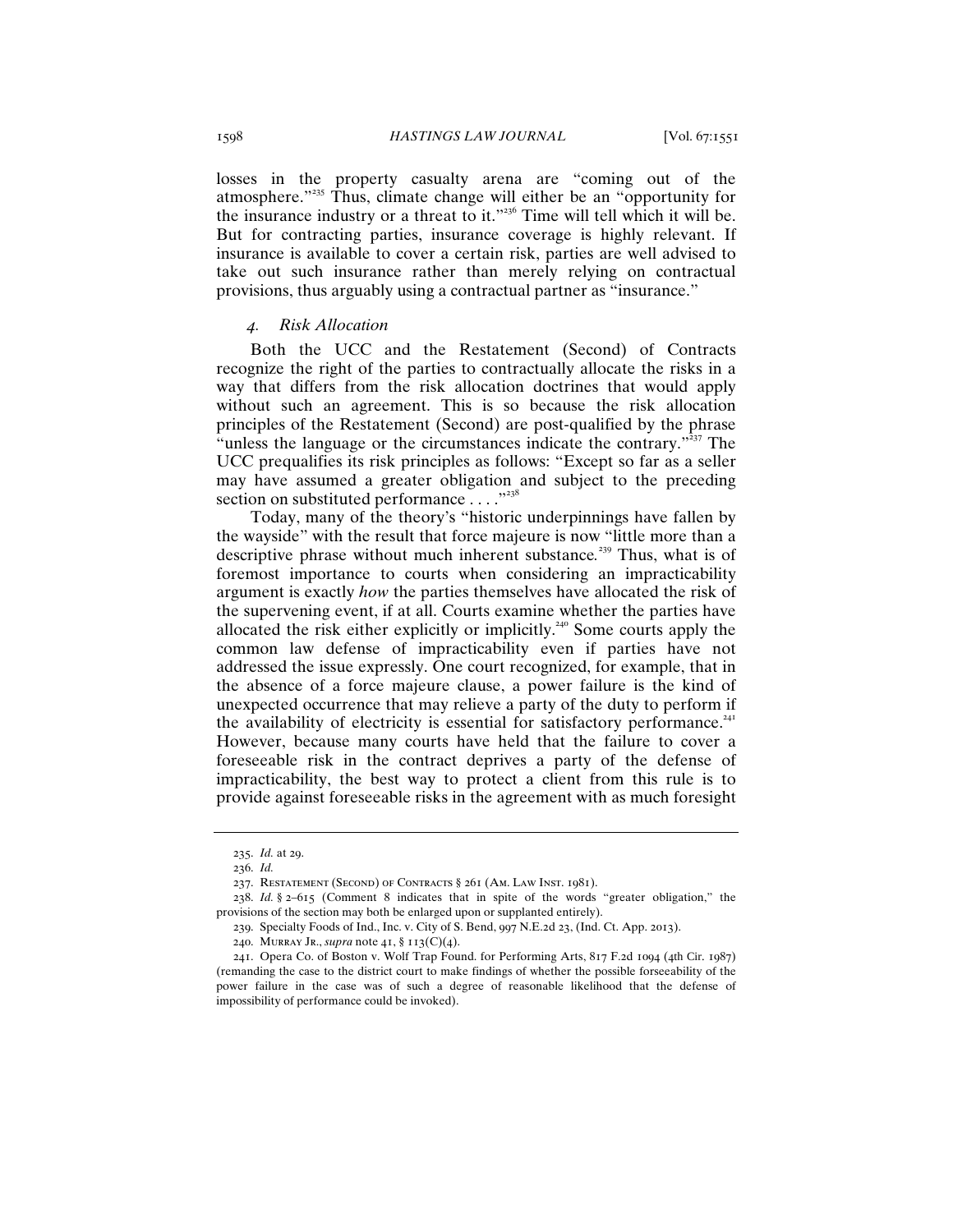losses in the property casualty arena are "coming out of the atmosphere."[235] Thus, climate change will either be an "opportunity for the insurance industry or a threat to it."[236] Time will tell which it will be. But for contracting parties, insurance coverage is highly relevant. If insurance is available to cover a certain risk, parties are well advised to take out such insurance rather than merely relying on contractual provisions, thus arguably using a contractual partner as "insurance."

#### *4. Risk Allocation*

Both the UCC and the Restatement (Second) of Contracts recognize the right of the parties to contractually allocate the risks in a way that differs from the risk allocation doctrines that would apply without such an agreement. This is so because the risk allocation principles of the Restatement (Second) are post-qualified by the phrase "unless the language or the circumstances indicate the contrary."[237] The UCC prequalifies its risk principles as follows: "Except so far as a seller may have assumed a greater obligation and subject to the preceding section on substituted performance . . . ."[238]

Today, many of the theory's "historic underpinnings have fallen by the wayside" with the result that force majeure is now "little more than a descriptive phrase without much inherent substance."[239] Thus, what is of foremost importance to courts when considering an impracticability argument is exactly *how* the parties themselves have allocated the risk of the supervening event, if at all. Courts examine whether the parties have allocated the risk either explicitly or implicitly.[240] Some courts apply the common law defense of impracticability even if parties have not addressed the issue expressly. One court recognized, for example, that in the absence of a force majeure clause, a power failure is the kind of unexpected occurrence that may relieve a party of the duty to perform if the availability of electricity is essential for satisfactory performance.[241] However, because many courts have held that the failure to cover a foreseeable risk in the contract deprives a party of the defense of impracticability, the best way to protect a client from this rule is to provide against foreseeable risks in the agreement with as much foresight

---

235. *Id.* at 29.

236. *Id.*

237. Restatement (Second) of Contracts § 261 (Am. Law Inst. 1981).

238. *Id.* § 2–615 (Comment 8 indicates that in spite of the words "greater obligation," the provisions of the section may both be enlarged upon or supplanted entirely).

239. Specialty Foods of Ind., Inc. v. City of S. Bend, 997 N.E.2d 23, (Ind. Ct. App. 2013).

240. Murray Jr., *supra* note 41, § 113(C)(4).

241. Opera Co. of Boston v. Wolf Trap Found. for Performing Arts, 817 F.2d 1094 (4th Cir. 1987) (remanding the case to the district court to make findings of whether the possible forseeability of the power failure in the case was of such a degree of reasonable likelihood that the defense of impossibility of performance could be invoked).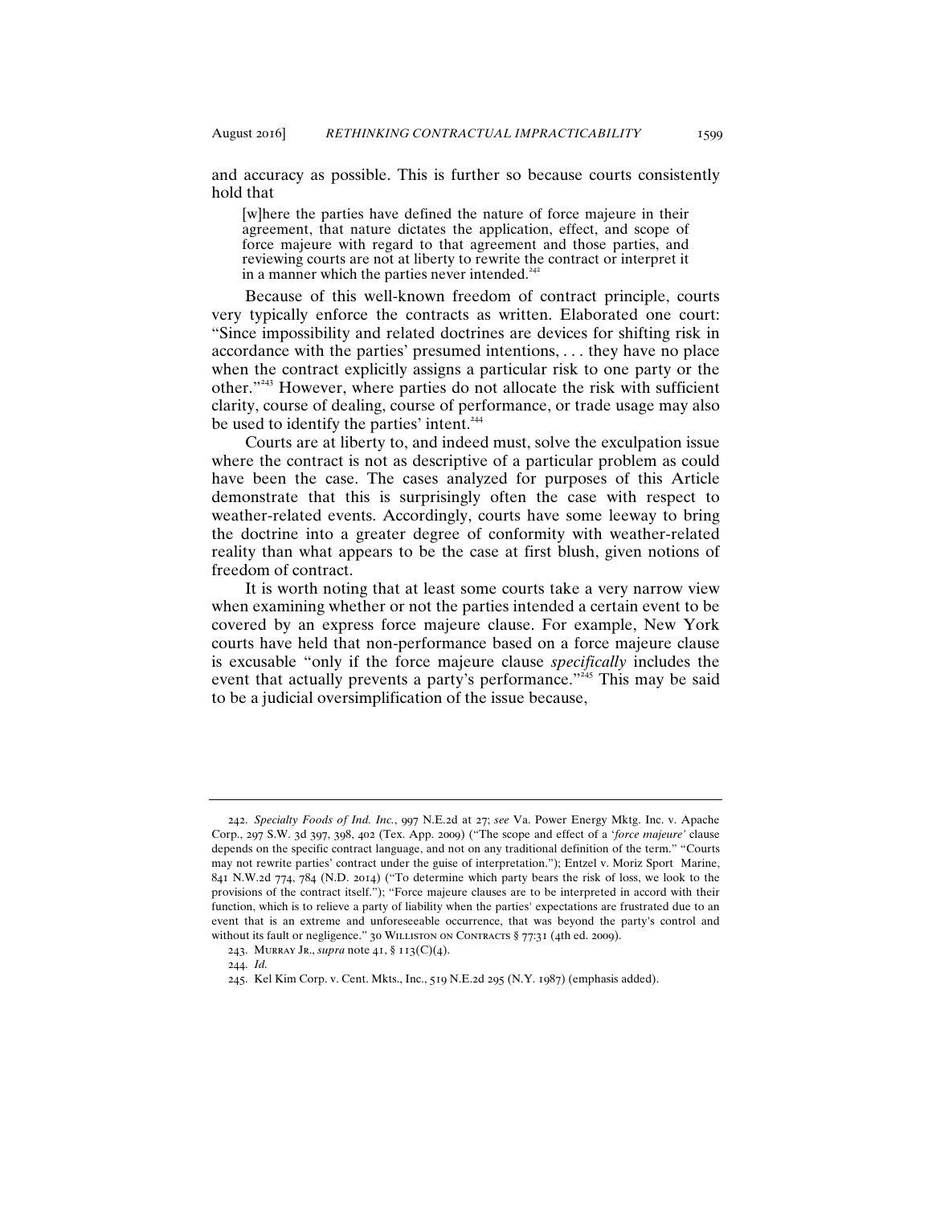and accuracy as possible. This is further so because courts consistently hold that

> [w]here the parties have defined the nature of force majeure in their agreement, that nature dictates the application, effect, and scope of force majeure with regard to that agreement and those parties, and reviewing courts are not at liberty to rewrite the contract or interpret it in a manner which the parties never intended.[242]

Because of this well-known freedom of contract principle, courts very typically enforce the contracts as written. Elaborated one court: "Since impossibility and related doctrines are devices for shifting risk in accordance with the parties' presumed intentions, . . . they have no place when the contract explicitly assigns a particular risk to one party or the other."[243] However, where parties do not allocate the risk with sufficient clarity, course of dealing, course of performance, or trade usage may also be used to identify the parties' intent.[244]

Courts are at liberty to, and indeed must, solve the exculpation issue where the contract is not as descriptive of a particular problem as could have been the case. The cases analyzed for purposes of this Article demonstrate that this is surprisingly often the case with respect to weather-related events. Accordingly, courts have some leeway to bring the doctrine into a greater degree of conformity with weather-related reality than what appears to be the case at first blush, given notions of freedom of contract.

It is worth noting that at least some courts take a very narrow view when examining whether or not the parties intended a certain event to be covered by an express force majeure clause. For example, New York courts have held that non-performance based on a force majeure clause is excusable "only if the force majeure clause *specifically* includes the event that actually prevents a party's performance."[245] This may be said to be a judicial oversimplification of the issue because,

---

242. *Specialty Foods of Ind. Inc.*, 997 N.E.2d at 27; *see* Va. Power Energy Mktg. Inc. v. Apache Corp., 297 S.W. 3d 397, 398, 402 (Tex. App. 2009) ("The scope and effect of a '*force majeure*' clause depends on the specific contract language, and not on any traditional definition of the term." "Courts may not rewrite parties' contract under the guise of interpretation."); Entzel v. Moriz Sport Marine, 841 N.W.2d 774, 784 (N.D. 2014) ("To determine which party bears the risk of loss, we look to the provisions of the contract itself."); "Force majeure clauses are to be interpreted in accord with their function, which is to relieve a party of liability when the parties' expectations are frustrated due to an event that is an extreme and unforeseeable occurrence, that was beyond the party's control and without its fault or negligence." 30 WILLISTON ON CONTRACTS § 77:31 (4th ed. 2009).

243. MURRAY JR., *supra* note 41, § 113(C)(4).

244. *Id.*

245. Kel Kim Corp. v. Cent. Mkts., Inc., 519 N.E.2d 295 (N.Y. 1987) (emphasis added).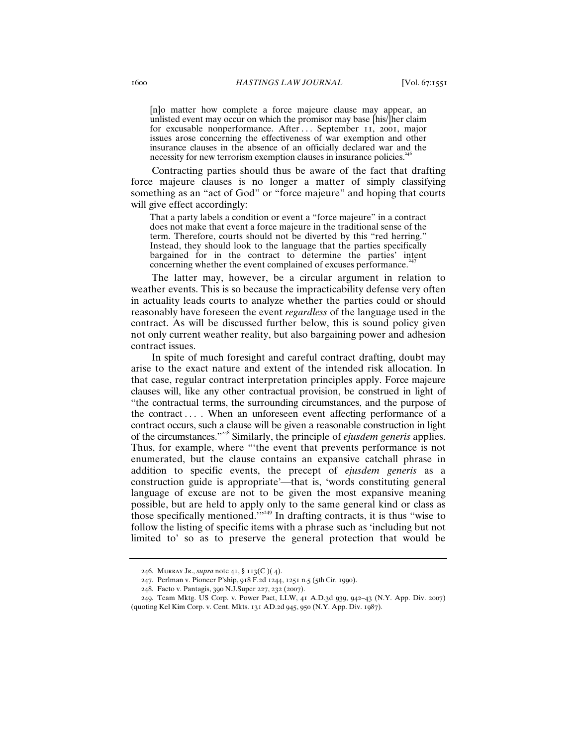> [n]o matter how complete a force majeure clause may appear, an unlisted event may occur on which the promisor may base [his/]her claim for excusable nonperformance. After . . . September 11, 2001, major issues arose concerning the effectiveness of war exemption and other insurance clauses in the absence of an officially declared war and the necessity for new terrorism exemption clauses in insurance policies.[246]

Contracting parties should thus be aware of the fact that drafting force majeure clauses is no longer a matter of simply classifying something as an "act of God" or "force majeure" and hoping that courts will give effect accordingly:

> That a party labels a condition or event a "force majeure" in a contract does not make that event a force majeure in the traditional sense of the term. Therefore, courts should not be diverted by this "red herring." Instead, they should look to the language that the parties specifically bargained for in the contract to determine the parties' intent concerning whether the event complained of excuses performance.[247]

The latter may, however, be a circular argument in relation to weather events. This is so because the impracticability defense very often in actuality leads courts to analyze whether the parties could or should reasonably have foreseen the event *regardless* of the language used in the contract. As will be discussed further below, this is sound policy given not only current weather reality, but also bargaining power and adhesion contract issues.

In spite of much foresight and careful contract drafting, doubt may arise to the exact nature and extent of the intended risk allocation. In that case, regular contract interpretation principles apply. Force majeure clauses will, like any other contractual provision, be construed in light of "the contractual terms, the surrounding circumstances, and the purpose of the contract . . . . When an unforeseen event affecting performance of a contract occurs, such a clause will be given a reasonable construction in light of the circumstances."[248] Similarly, the principle of *ejusdem generis* applies. Thus, for example, where "'the event that prevents performance is not enumerated, but the clause contains an expansive catchall phrase in addition to specific events, the precept of *ejusdem generis* as a construction guide is appropriate'—that is, 'words constituting general language of excuse are not to be given the most expansive meaning possible, but are held to apply only to the same general kind or class as those specifically mentioned.'"[249] In drafting contracts, it is thus "wise to follow the listing of specific items with a phrase such as 'including but not limited to' so as to preserve the general protection that would be

---

246. Murray Jr., *supra* note 41, § 113(C )( 4).

247. Perlman v. Pioneer P'ship, 918 F.2d 1244, 1251 n.5 (5th Cir. 1990).

248. Facto v. Pantagis, 390 N.J.Super 227, 232 (2007).

249. Team Mktg. US Corp. v. Power Pact, LLW, 41 A.D.3d 939, 942–43 (N.Y. App. Div. 2007) (quoting Kel Kim Corp. v. Cent. Mkts. 131 AD.2d 945, 950 (N.Y. App. Div. 1987).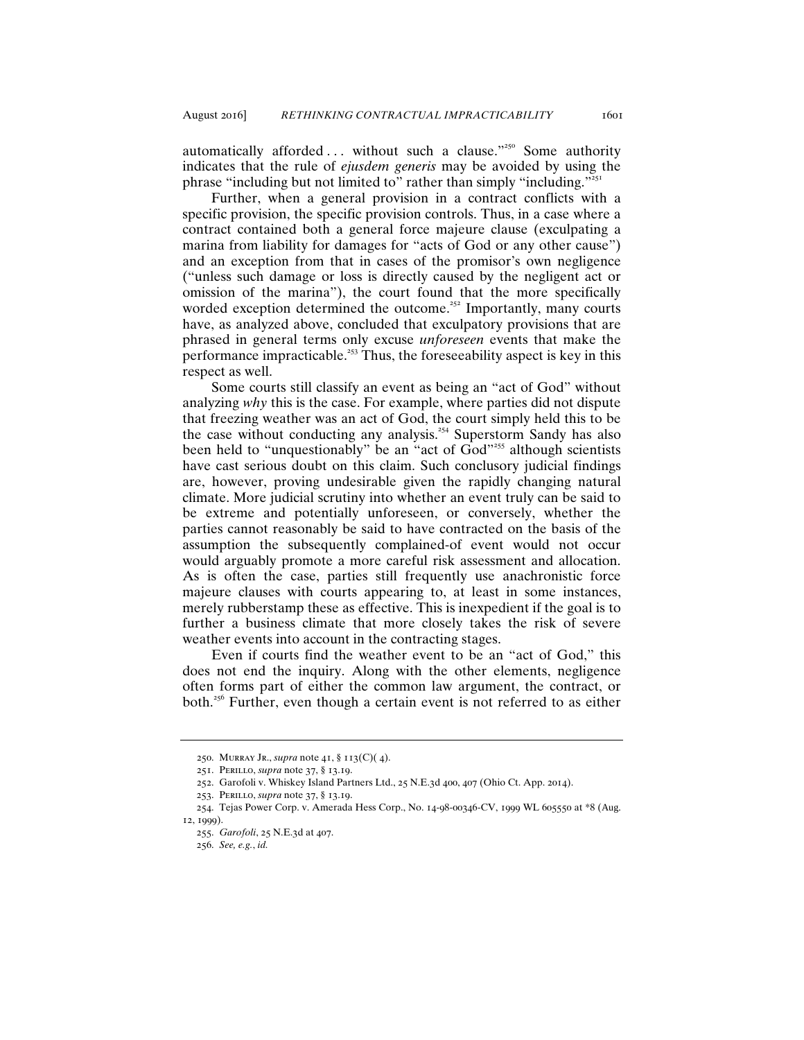automatically afforded . . . without such a clause."[250] Some authority indicates that the rule of *ejusdem generis* may be avoided by using the phrase "including but not limited to" rather than simply "including."[251]

Further, when a general provision in a contract conflicts with a specific provision, the specific provision controls. Thus, in a case where a contract contained both a general force majeure clause (exculpating a marina from liability for damages for "acts of God or any other cause") and an exception from that in cases of the promisor's own negligence ("unless such damage or loss is directly caused by the negligent act or omission of the marina"), the court found that the more specifically worded exception determined the outcome.[252] Importantly, many courts have, as analyzed above, concluded that exculpatory provisions that are phrased in general terms only excuse *unforeseen* events that make the performance impracticable.[253] Thus, the foreseeability aspect is key in this respect as well.

Some courts still classify an event as being an "act of God" without analyzing *why* this is the case. For example, where parties did not dispute that freezing weather was an act of God, the court simply held this to be the case without conducting any analysis.[254] Superstorm Sandy has also been held to "unquestionably" be an "act of God"[255] although scientists have cast serious doubt on this claim. Such conclusory judicial findings are, however, proving undesirable given the rapidly changing natural climate. More judicial scrutiny into whether an event truly can be said to be extreme and potentially unforeseen, or conversely, whether the parties cannot reasonably be said to have contracted on the basis of the assumption the subsequently complained-of event would not occur would arguably promote a more careful risk assessment and allocation. As is often the case, parties still frequently use anachronistic force majeure clauses with courts appearing to, at least in some instances, merely rubberstamp these as effective. This is inexpedient if the goal is to further a business climate that more closely takes the risk of severe weather events into account in the contracting stages.

Even if courts find the weather event to be an "act of God," this does not end the inquiry. Along with the other elements, negligence often forms part of either the common law argument, the contract, or both.[256] Further, even though a certain event is not referred to as either

---

250. Murray Jr., *supra* note 41, § 113(C)( 4).

251. Perillo, *supra* note 37, § 13.19.

252. Garofoli v. Whiskey Island Partners Ltd., 25 N.E.3d 400, 407 (Ohio Ct. App. 2014).

253. Perillo, *supra* note 37, § 13.19.

254. Tejas Power Corp. v. Amerada Hess Corp., No. 14-98-00346-CV, 1999 WL 605550 at *8 (Aug. 12, 1999).

255. *Garofoli*, 25 N.E.3d at 407.

256. *See, e.g.*, *id.*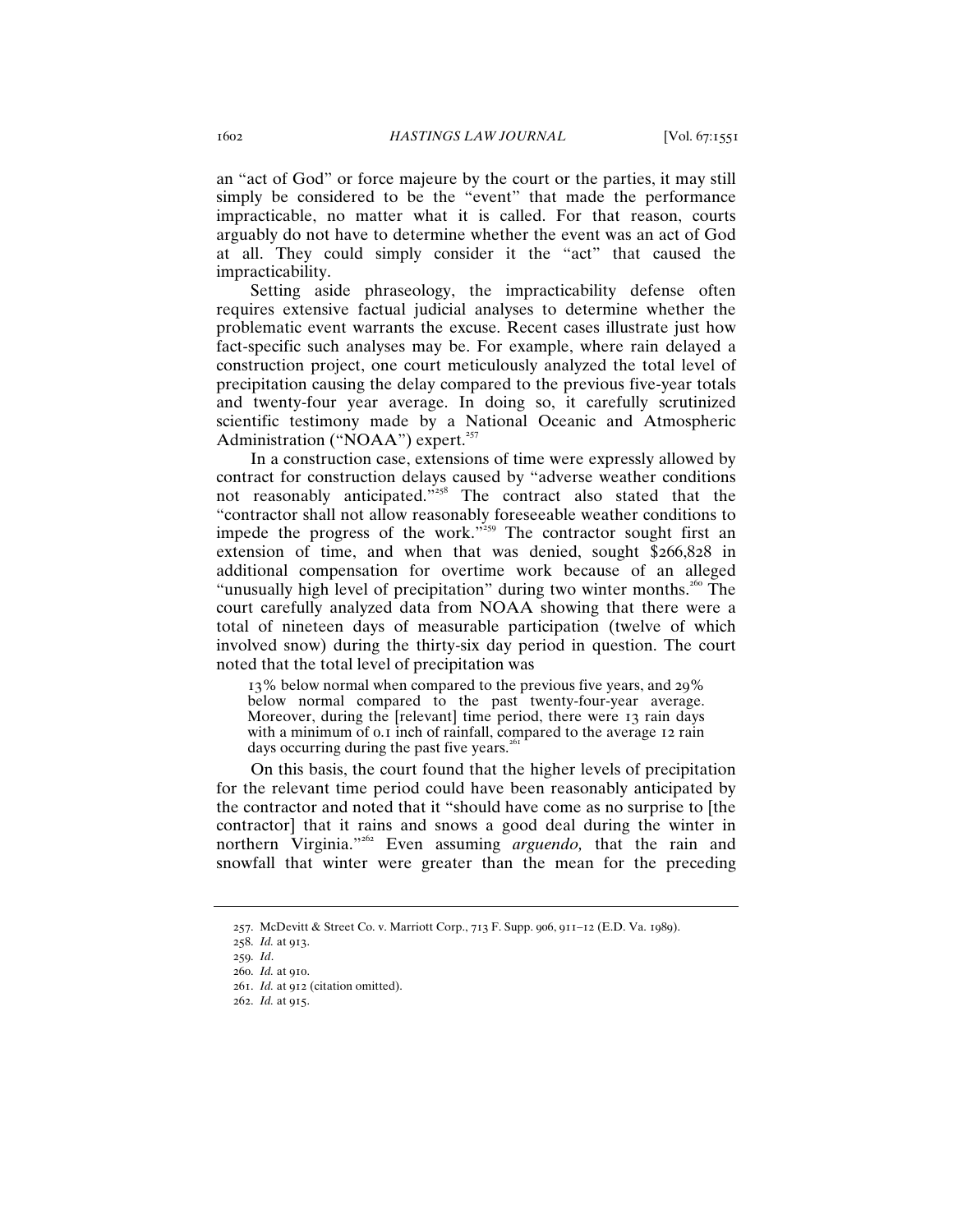an "act of God" or force majeure by the court or the parties, it may still simply be considered to be the "event" that made the performance impracticable, no matter what it is called. For that reason, courts arguably do not have to determine whether the event was an act of God at all. They could simply consider it the "act" that caused the impracticability.

Setting aside phraseology, the impracticability defense often requires extensive factual judicial analyses to determine whether the problematic event warrants the excuse. Recent cases illustrate just how fact-specific such analyses may be. For example, where rain delayed a construction project, one court meticulously analyzed the total level of precipitation causing the delay compared to the previous five-year totals and twenty-four year average. In doing so, it carefully scrutinized scientific testimony made by a National Oceanic and Atmospheric Administration ("NOAA") expert.[257]

In a construction case, extensions of time were expressly allowed by contract for construction delays caused by "adverse weather conditions not reasonably anticipated."[258] The contract also stated that the "contractor shall not allow reasonably foreseeable weather conditions to impede the progress of the work."[259] The contractor sought first an extension of time, and when that was denied, sought $266,828 in additional compensation for overtime work because of an alleged "unusually high level of precipitation" during two winter months.[260] The court carefully analyzed data from NOAA showing that there were a total of nineteen days of measurable participation (twelve of which involved snow) during the thirty-six day period in question. The court noted that the total level of precipitation was

> 13% below normal when compared to the previous five years, and 29% below normal compared to the past twenty-four-year average. Moreover, during the [relevant] time period, there were 13 rain days with a minimum of 0.1 inch of rainfall, compared to the average 12 rain days occurring during the past five years.[261]

On this basis, the court found that the higher levels of precipitation for the relevant time period could have been reasonably anticipated by the contractor and noted that it "should have come as no surprise to [the contractor] that it rains and snows a good deal during the winter in northern Virginia."[262] Even assuming *arguendo,* that the rain and snowfall that winter were greater than the mean for the preceding

---

257. McDevitt & Street Co. v. Marriott Corp., 713 F. Supp. 906, 911–12 (E.D. Va. 1989).

258. *Id.* at 913.

259. *Id.*

260. *Id.* at 910.

261. *Id.* at 912 (citation omitted).

262. *Id.* at 915.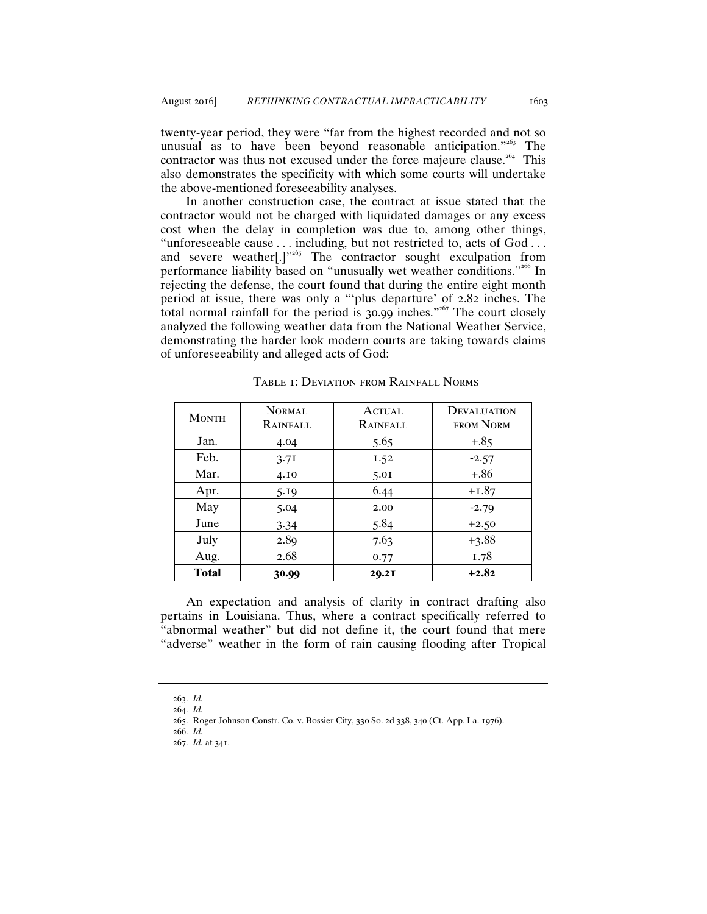twenty-year period, they were "far from the highest recorded and not so unusual as to have been beyond reasonable anticipation."[263] The contractor was thus not excused under the force majeure clause.[264] This also demonstrates the specificity with which some courts will undertake the above-mentioned foreseeability analyses.

In another construction case, the contract at issue stated that the contractor would not be charged with liquidated damages or any excess cost when the delay in completion was due to, among other things, "unforeseeable cause . . . including, but not restricted to, acts of God . . . and severe weather[.]"[265] The contractor sought exculpation from performance liability based on "unusually wet weather conditions."[266] In rejecting the defense, the court found that during the entire eight month period at issue, there was only a "'plus departure' of 2.82 inches. The total normal rainfall for the period is 30.99 inches."[267] The court closely analyzed the following weather data from the National Weather Service, demonstrating the harder look modern courts are taking towards claims of unforeseeability and alleged acts of God:

TABLE 1: DEVIATION FROM RAINFALL NORMS

| MONTH | NORMAL RAINFALL | ACTUAL RAINFALL | DEVALUATION FROM NORM |
|---|---|---|---|
| Jan. | 4.04 | 5.65 | +.85 |
| Feb. | 3.71 | 1.52 | -2.57 |
| Mar. | 4.10 | 5.01 | +.86 |
| Apr. | 5.19 | 6.44 | +1.87 |
| May | 5.04 | 2.00 | -2.79 |
| June | 3.34 | 5.84 | +2.50 |
| July | 2.89 | 7.63 | +3.88 |
| Aug. | 2.68 | 0.77 | 1.78 |
| **Total** | **30.99** | **29.21** | **+2.82** |

An expectation and analysis of clarity in contract drafting also pertains in Louisiana. Thus, where a contract specifically referred to "abnormal weather" but did not define it, the court found that mere "adverse" weather in the form of rain causing flooding after Tropical

---

263. *Id.*

264. *Id.*

265. Roger Johnson Constr. Co. v. Bossier City, 330 So. 2d 338, 340 (Ct. App. La. 1976).

266. *Id.*

267. *Id.* at 341.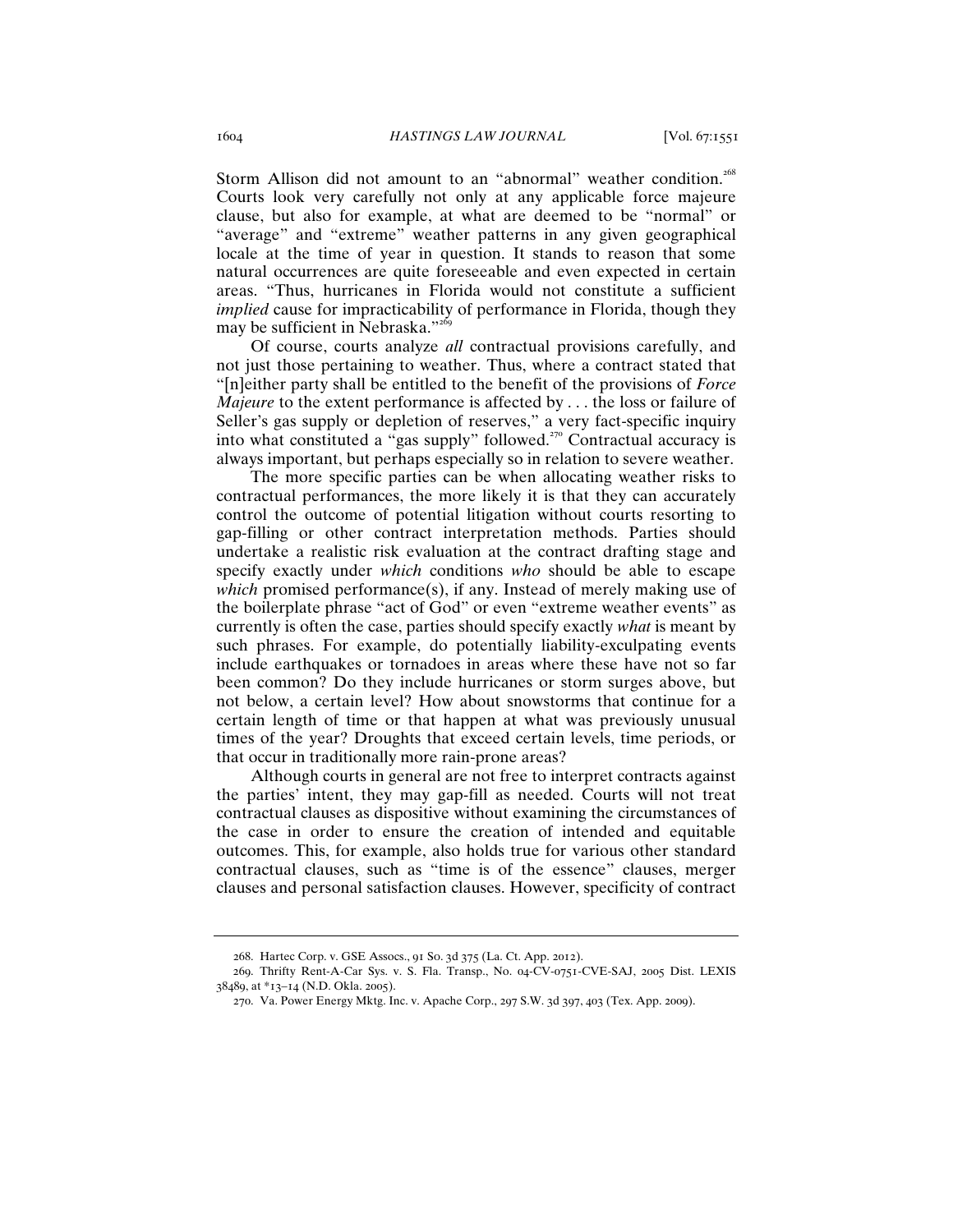Storm Allison did not amount to an "abnormal" weather condition.[268] Courts look very carefully not only at any applicable force majeure clause, but also for example, at what are deemed to be "normal" or "average" and "extreme" weather patterns in any given geographical locale at the time of year in question. It stands to reason that some natural occurrences are quite foreseeable and even expected in certain areas. "Thus, hurricanes in Florida would not constitute a sufficient *implied* cause for impracticability of performance in Florida, though they may be sufficient in Nebraska."[269]

Of course, courts analyze *all* contractual provisions carefully, and not just those pertaining to weather. Thus, where a contract stated that "[n]either party shall be entitled to the benefit of the provisions of *Force Majeure* to the extent performance is affected by . . . the loss or failure of Seller's gas supply or depletion of reserves," a very fact-specific inquiry into what constituted a "gas supply" followed.[270] Contractual accuracy is always important, but perhaps especially so in relation to severe weather.

The more specific parties can be when allocating weather risks to contractual performances, the more likely it is that they can accurately control the outcome of potential litigation without courts resorting to gap-filling or other contract interpretation methods. Parties should undertake a realistic risk evaluation at the contract drafting stage and specify exactly under *which* conditions *who* should be able to escape *which* promised performance(s), if any. Instead of merely making use of the boilerplate phrase "act of God" or even "extreme weather events" as currently is often the case, parties should specify exactly *what* is meant by such phrases. For example, do potentially liability-exculpating events include earthquakes or tornadoes in areas where these have not so far been common? Do they include hurricanes or storm surges above, but not below, a certain level? How about snowstorms that continue for a certain length of time or that happen at what was previously unusual times of the year? Droughts that exceed certain levels, time periods, or that occur in traditionally more rain-prone areas?

Although courts in general are not free to interpret contracts against the parties' intent, they may gap-fill as needed. Courts will not treat contractual clauses as dispositive without examining the circumstances of the case in order to ensure the creation of intended and equitable outcomes. This, for example, also holds true for various other standard contractual clauses, such as "time is of the essence" clauses, merger clauses and personal satisfaction clauses. However, specificity of contract

---

268. Hartec Corp. v. GSE Assocs., 91 So. 3d 375 (La. Ct. App. 2012).

269. Thrifty Rent-A-Car Sys. v. S. Fla. Transp., No. 04-CV-0751-CVE-SAJ, 2005 Dist. LEXIS 38489, at *13–14 (N.D. Okla. 2005).

270. Va. Power Energy Mktg. Inc. v. Apache Corp., 297 S.W. 3d 397, 403 (Tex. App. 2009).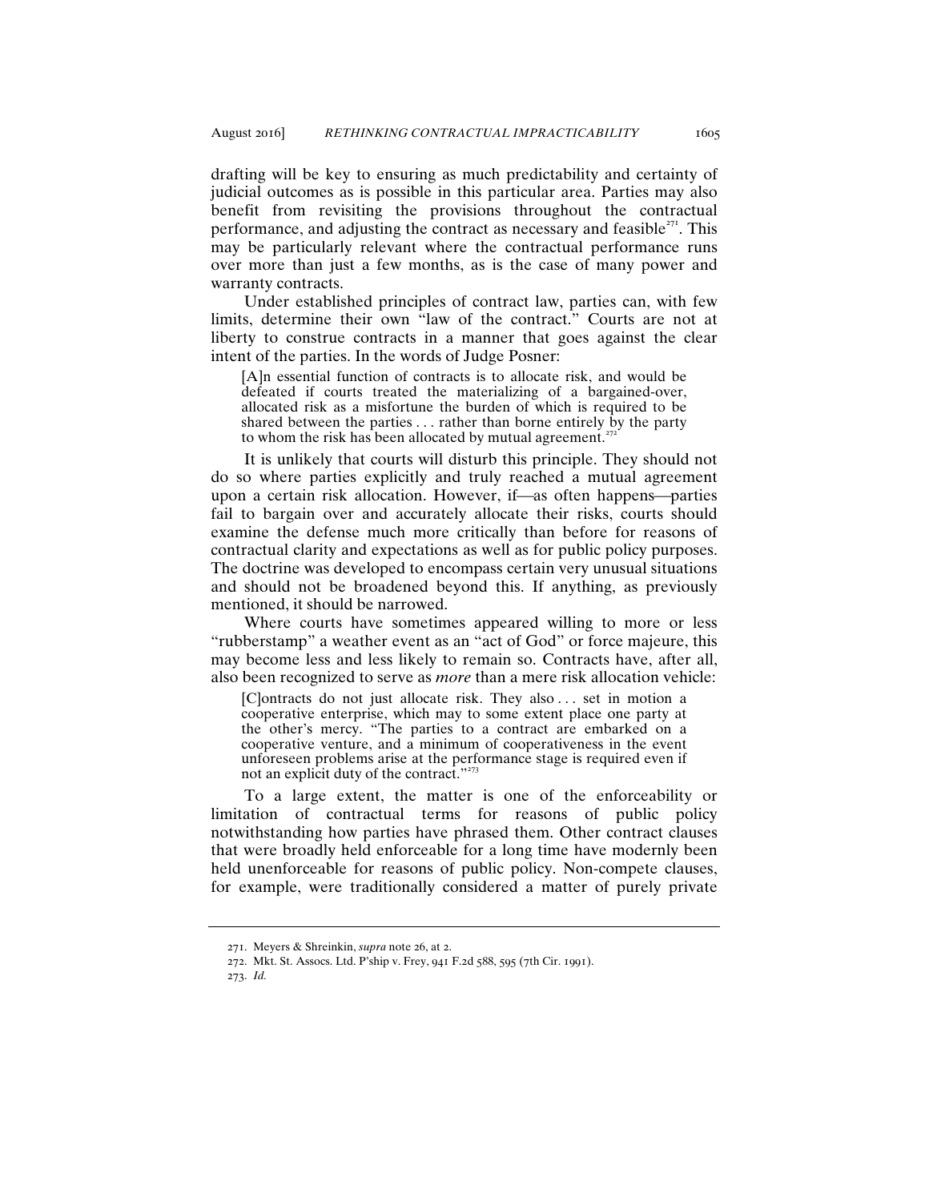drafting will be key to ensuring as much predictability and certainty of judicial outcomes as is possible in this particular area. Parties may also benefit from revisiting the provisions throughout the contractual performance, and adjusting the contract as necessary and feasible[271]. This may be particularly relevant where the contractual performance runs over more than just a few months, as is the case of many power and warranty contracts.

Under established principles of contract law, parties can, with few limits, determine their own "law of the contract." Courts are not at liberty to construe contracts in a manner that goes against the clear intent of the parties. In the words of Judge Posner:

> [A]n essential function of contracts is to allocate risk, and would be defeated if courts treated the materializing of a bargained-over, allocated risk as a misfortune the burden of which is required to be shared between the parties . . . rather than borne entirely by the party to whom the risk has been allocated by mutual agreement.[272]

It is unlikely that courts will disturb this principle. They should not do so where parties explicitly and truly reached a mutual agreement upon a certain risk allocation. However, if—as often happens—parties fail to bargain over and accurately allocate their risks, courts should examine the defense much more critically than before for reasons of contractual clarity and expectations as well as for public policy purposes. The doctrine was developed to encompass certain very unusual situations and should not be broadened beyond this. If anything, as previously mentioned, it should be narrowed.

Where courts have sometimes appeared willing to more or less "rubberstamp" a weather event as an "act of God" or force majeure, this may become less and less likely to remain so. Contracts have, after all, also been recognized to serve as *more* than a mere risk allocation vehicle:

> [C]ontracts do not just allocate risk. They also . . . set in motion a cooperative enterprise, which may to some extent place one party at the other's mercy. "The parties to a contract are embarked on a cooperative venture, and a minimum of cooperativeness in the event unforeseen problems arise at the performance stage is required even if not an explicit duty of the contract."[273]

To a large extent, the matter is one of the enforceability or limitation of contractual terms for reasons of public policy notwithstanding how parties have phrased them. Other contract clauses that were broadly held enforceable for a long time have modernly been held unenforceable for reasons of public policy. Non-compete clauses, for example, were traditionally considered a matter of purely private

---

271. Meyers & Shreinkin, *supra* note 26, at 2.

272. Mkt. St. Assocs. Ltd. P'ship v. Frey, 941 F.2d 588, 595 (7th Cir. 1991).

273. *Id.*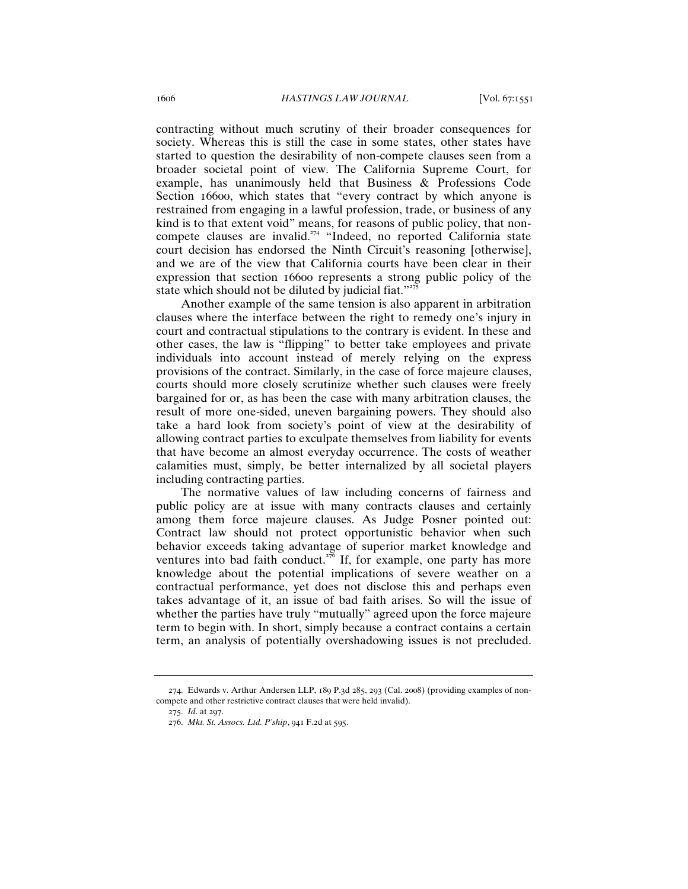contracting without much scrutiny of their broader consequences for society. Whereas this is still the case in some states, other states have started to question the desirability of non-compete clauses seen from a broader societal point of view. The California Supreme Court, for example, has unanimously held that Business & Professions Code Section 16600, which states that "every contract by which anyone is restrained from engaging in a lawful profession, trade, or business of any kind is to that extent void" means, for reasons of public policy, that non-compete clauses are invalid.[274] "Indeed, no reported California state court decision has endorsed the Ninth Circuit's reasoning [otherwise], and we are of the view that California courts have been clear in their expression that section 16600 represents a strong public policy of the state which should not be diluted by judicial fiat."[275]

Another example of the same tension is also apparent in arbitration clauses where the interface between the right to remedy one's injury in court and contractual stipulations to the contrary is evident. In these and other cases, the law is "flipping" to better take employees and private individuals into account instead of merely relying on the express provisions of the contract. Similarly, in the case of force majeure clauses, courts should more closely scrutinize whether such clauses were freely bargained for or, as has been the case with many arbitration clauses, the result of more one-sided, uneven bargaining powers. They should also take a hard look from society's point of view at the desirability of allowing contract parties to exculpate themselves from liability for events that have become an almost everyday occurrence. The costs of weather calamities must, simply, be better internalized by all societal players including contracting parties.

The normative values of law including concerns of fairness and public policy are at issue with many contracts clauses and certainly among them force majeure clauses. As Judge Posner pointed out: Contract law should not protect opportunistic behavior when such behavior exceeds taking advantage of superior market knowledge and ventures into bad faith conduct.[276] If, for example, one party has more knowledge about the potential implications of severe weather on a contractual performance, yet does not disclose this and perhaps even takes advantage of it, an issue of bad faith arises. So will the issue of whether the parties have truly "mutually" agreed upon the force majeure term to begin with. In short, simply because a contract contains a certain term, an analysis of potentially overshadowing issues is not precluded.

274. Edwards v. Arthur Andersen LLP, 189 P.3d 285, 293 (Cal. 2008) (providing examples of non-compete and other restrictive contract clauses that were held invalid).

275. *Id.* at 297.

276. *Mkt. St. Assocs. Ltd. P'ship*, 941 F.2d at 595.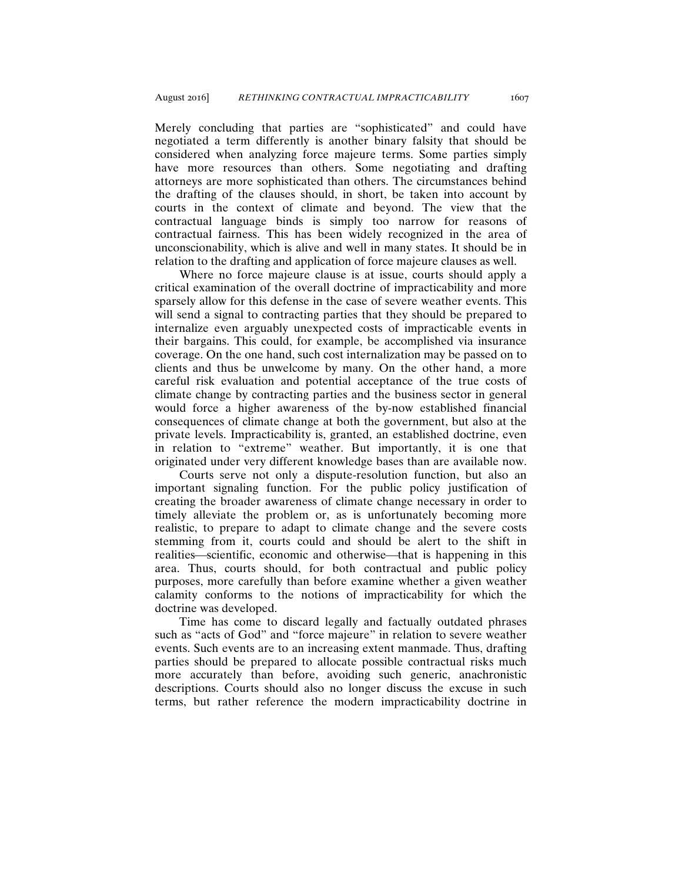Merely concluding that parties are "sophisticated" and could have negotiated a term differently is another binary falsity that should be considered when analyzing force majeure terms. Some parties simply have more resources than others. Some negotiating and drafting attorneys are more sophisticated than others. The circumstances behind the drafting of the clauses should, in short, be taken into account by courts in the context of climate and beyond. The view that the contractual language binds is simply too narrow for reasons of contractual fairness. This has been widely recognized in the area of unconscionability, which is alive and well in many states. It should be in relation to the drafting and application of force majeure clauses as well.

Where no force majeure clause is at issue, courts should apply a critical examination of the overall doctrine of impracticability and more sparsely allow for this defense in the case of severe weather events. This will send a signal to contracting parties that they should be prepared to internalize even arguably unexpected costs of impracticable events in their bargains. This could, for example, be accomplished via insurance coverage. On the one hand, such cost internalization may be passed on to clients and thus be unwelcome by many. On the other hand, a more careful risk evaluation and potential acceptance of the true costs of climate change by contracting parties and the business sector in general would force a higher awareness of the by-now established financial consequences of climate change at both the government, but also at the private levels. Impracticability is, granted, an established doctrine, even in relation to "extreme" weather. But importantly, it is one that originated under very different knowledge bases than are available now.

Courts serve not only a dispute-resolution function, but also an important signaling function. For the public policy justification of creating the broader awareness of climate change necessary in order to timely alleviate the problem or, as is unfortunately becoming more realistic, to prepare to adapt to climate change and the severe costs stemming from it, courts could and should be alert to the shift in realities—scientific, economic and otherwise—that is happening in this area. Thus, courts should, for both contractual and public policy purposes, more carefully than before examine whether a given weather calamity conforms to the notions of impracticability for which the doctrine was developed.

Time has come to discard legally and factually outdated phrases such as "acts of God" and "force majeure" in relation to severe weather events. Such events are to an increasing extent manmade. Thus, drafting parties should be prepared to allocate possible contractual risks much more accurately than before, avoiding such generic, anachronistic descriptions. Courts should also no longer discuss the excuse in such terms, but rather reference the modern impracticability doctrine in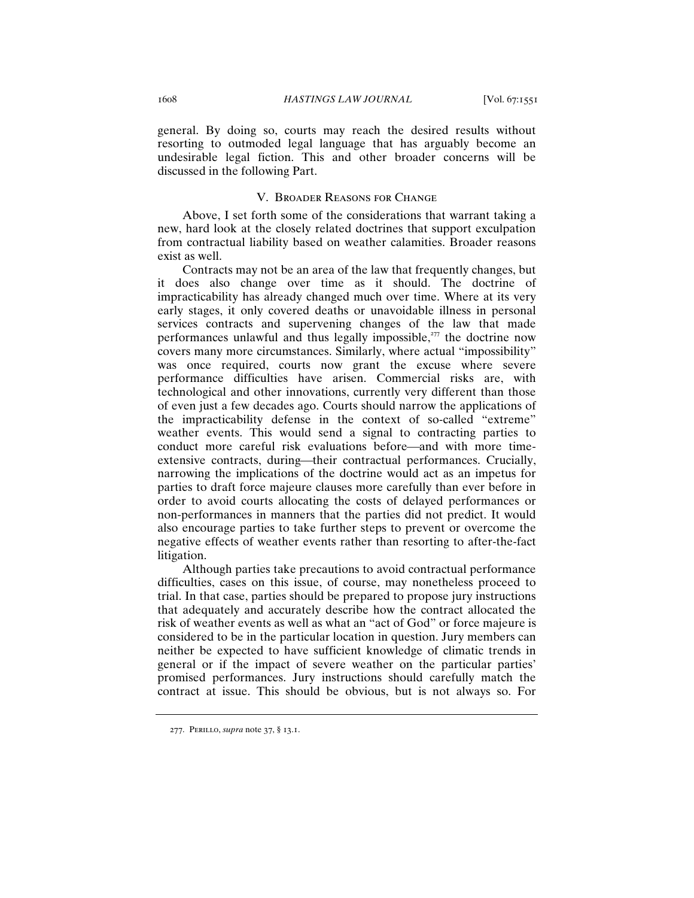general. By doing so, courts may reach the desired results without resorting to outmoded legal language that has arguably become an undesirable legal fiction. This and other broader concerns will be discussed in the following Part.

## V. Broader Reasons for Change

Above, I set forth some of the considerations that warrant taking a new, hard look at the closely related doctrines that support exculpation from contractual liability based on weather calamities. Broader reasons exist as well.

Contracts may not be an area of the law that frequently changes, but it does also change over time as it should. The doctrine of impracticability has already changed much over time. Where at its very early stages, it only covered deaths or unavoidable illness in personal services contracts and supervening changes of the law that made performances unlawful and thus legally impossible,[277] the doctrine now covers many more circumstances. Similarly, where actual "impossibility" was once required, courts now grant the excuse where severe performance difficulties have arisen. Commercial risks are, with technological and other innovations, currently very different than those of even just a few decades ago. Courts should narrow the applications of the impracticability defense in the context of so-called "extreme" weather events. This would send a signal to contracting parties to conduct more careful risk evaluations before—and with more time-extensive contracts, during—their contractual performances. Crucially, narrowing the implications of the doctrine would act as an impetus for parties to draft force majeure clauses more carefully than ever before in order to avoid courts allocating the costs of delayed performances or non-performances in manners that the parties did not predict. It would also encourage parties to take further steps to prevent or overcome the negative effects of weather events rather than resorting to after-the-fact litigation.

Although parties take precautions to avoid contractual performance difficulties, cases on this issue, of course, may nonetheless proceed to trial. In that case, parties should be prepared to propose jury instructions that adequately and accurately describe how the contract allocated the risk of weather events as well as what an "act of God" or force majeure is considered to be in the particular location in question. Jury members can neither be expected to have sufficient knowledge of climatic trends in general or if the impact of severe weather on the particular parties' promised performances. Jury instructions should carefully match the contract at issue. This should be obvious, but is not always so. For

277. Perillo, *supra* note 37, § 13.1.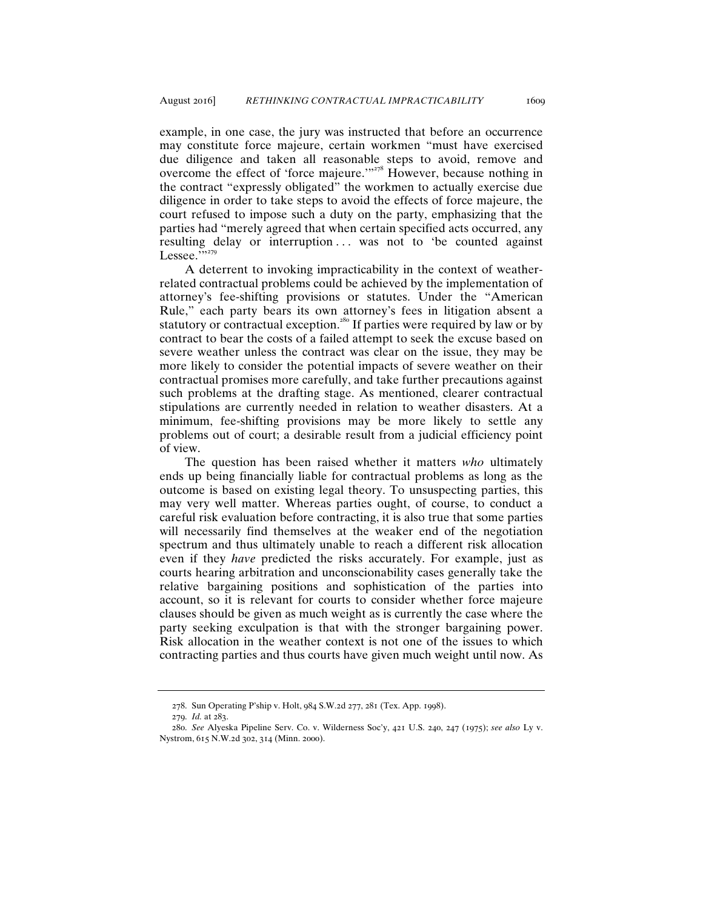example, in one case, the jury was instructed that before an occurrence may constitute force majeure, certain workmen "must have exercised due diligence and taken all reasonable steps to avoid, remove and overcome the effect of 'force majeure.'"[278] However, because nothing in the contract "expressly obligated" the workmen to actually exercise due diligence in order to take steps to avoid the effects of force majeure, the court refused to impose such a duty on the party, emphasizing that the parties had "merely agreed that when certain specified acts occurred, any resulting delay or interruption . . . was not to 'be counted against Lessee.'"[279]

A deterrent to invoking impracticability in the context of weather-related contractual problems could be achieved by the implementation of attorney's fee-shifting provisions or statutes. Under the "American Rule," each party bears its own attorney's fees in litigation absent a statutory or contractual exception.[280] If parties were required by law or by contract to bear the costs of a failed attempt to seek the excuse based on severe weather unless the contract was clear on the issue, they may be more likely to consider the potential impacts of severe weather on their contractual promises more carefully, and take further precautions against such problems at the drafting stage. As mentioned, clearer contractual stipulations are currently needed in relation to weather disasters. At a minimum, fee-shifting provisions may be more likely to settle any problems out of court; a desirable result from a judicial efficiency point of view.

The question has been raised whether it matters *who* ultimately ends up being financially liable for contractual problems as long as the outcome is based on existing legal theory. To unsuspecting parties, this may very well matter. Whereas parties ought, of course, to conduct a careful risk evaluation before contracting, it is also true that some parties will necessarily find themselves at the weaker end of the negotiation spectrum and thus ultimately unable to reach a different risk allocation even if they *have* predicted the risks accurately. For example, just as courts hearing arbitration and unconscionability cases generally take the relative bargaining positions and sophistication of the parties into account, so it is relevant for courts to consider whether force majeure clauses should be given as much weight as is currently the case where the party seeking exculpation is that with the stronger bargaining power. Risk allocation in the weather context is not one of the issues to which contracting parties and thus courts have given much weight until now. As

278. Sun Operating P'ship v. Holt, 984 S.W.2d 277, 281 (Tex. App. 1998).

279. *Id.* at 283.

280. *See* Alyeska Pipeline Serv. Co. v. Wilderness Soc'y, 421 U.S. 240, 247 (1975); *see also* Ly v. Nystrom, 615 N.W.2d 302, 314 (Minn. 2000).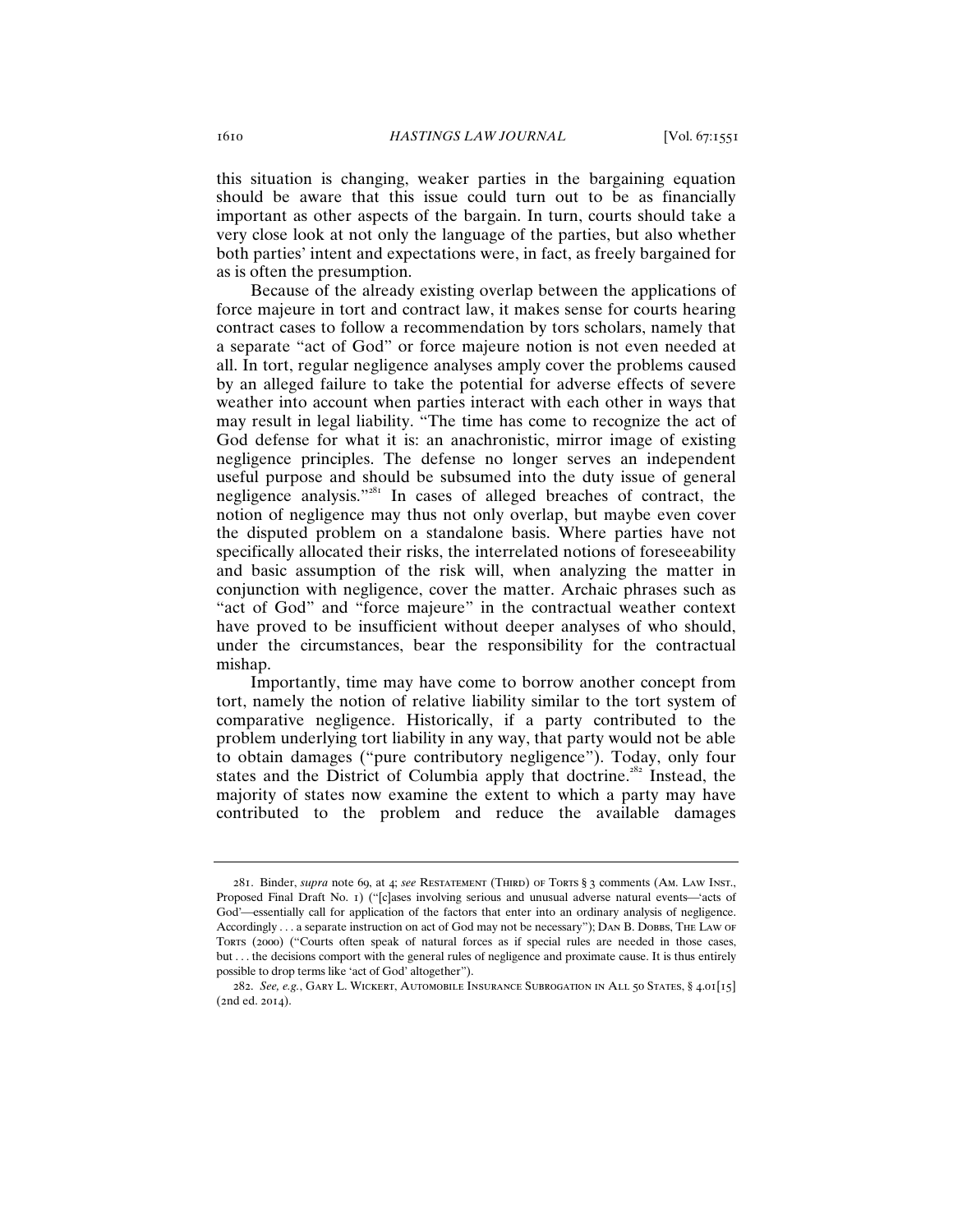this situation is changing, weaker parties in the bargaining equation should be aware that this issue could turn out to be as financially important as other aspects of the bargain. In turn, courts should take a very close look at not only the language of the parties, but also whether both parties' intent and expectations were, in fact, as freely bargained for as is often the presumption.

Because of the already existing overlap between the applications of force majeure in tort and contract law, it makes sense for courts hearing contract cases to follow a recommendation by tors scholars, namely that a separate "act of God" or force majeure notion is not even needed at all. In tort, regular negligence analyses amply cover the problems caused by an alleged failure to take the potential for adverse effects of severe weather into account when parties interact with each other in ways that may result in legal liability. "The time has come to recognize the act of God defense for what it is: an anachronistic, mirror image of existing negligence principles. The defense no longer serves an independent useful purpose and should be subsumed into the duty issue of general negligence analysis."[281] In cases of alleged breaches of contract, the notion of negligence may thus not only overlap, but maybe even cover the disputed problem on a standalone basis. Where parties have not specifically allocated their risks, the interrelated notions of foreseeability and basic assumption of the risk will, when analyzing the matter in conjunction with negligence, cover the matter. Archaic phrases such as "act of God" and "force majeure" in the contractual weather context have proved to be insufficient without deeper analyses of who should, under the circumstances, bear the responsibility for the contractual mishap.

Importantly, time may have come to borrow another concept from tort, namely the notion of relative liability similar to the tort system of comparative negligence. Historically, if a party contributed to the problem underlying tort liability in any way, that party would not be able to obtain damages ("pure contributory negligence"). Today, only four states and the District of Columbia apply that doctrine.[282] Instead, the majority of states now examine the extent to which a party may have contributed to the problem and reduce the available damages

---

281. Binder, *supra* note 69, at 4; *see* RESTATEMENT (THIRD) OF TORTS § 3 comments (AM. LAW INST., Proposed Final Draft No. 1) ("[c]ases involving serious and unusual adverse natural events—'acts of God'—essentially call for application of the factors that enter into an ordinary analysis of negligence. Accordingly . . . a separate instruction on act of God may not be necessary"); DAN B. DOBBS, THE LAW OF TORTS (2000) ("Courts often speak of natural forces as if special rules are needed in those cases, but . . . the decisions comport with the general rules of negligence and proximate cause. It is thus entirely possible to drop terms like 'act of God' altogether").

282. *See, e.g.*, GARY L. WICKERT, AUTOMOBILE INSURANCE SUBROGATION IN ALL 50 STATES, § 4.01[15] (2nd ed. 2014).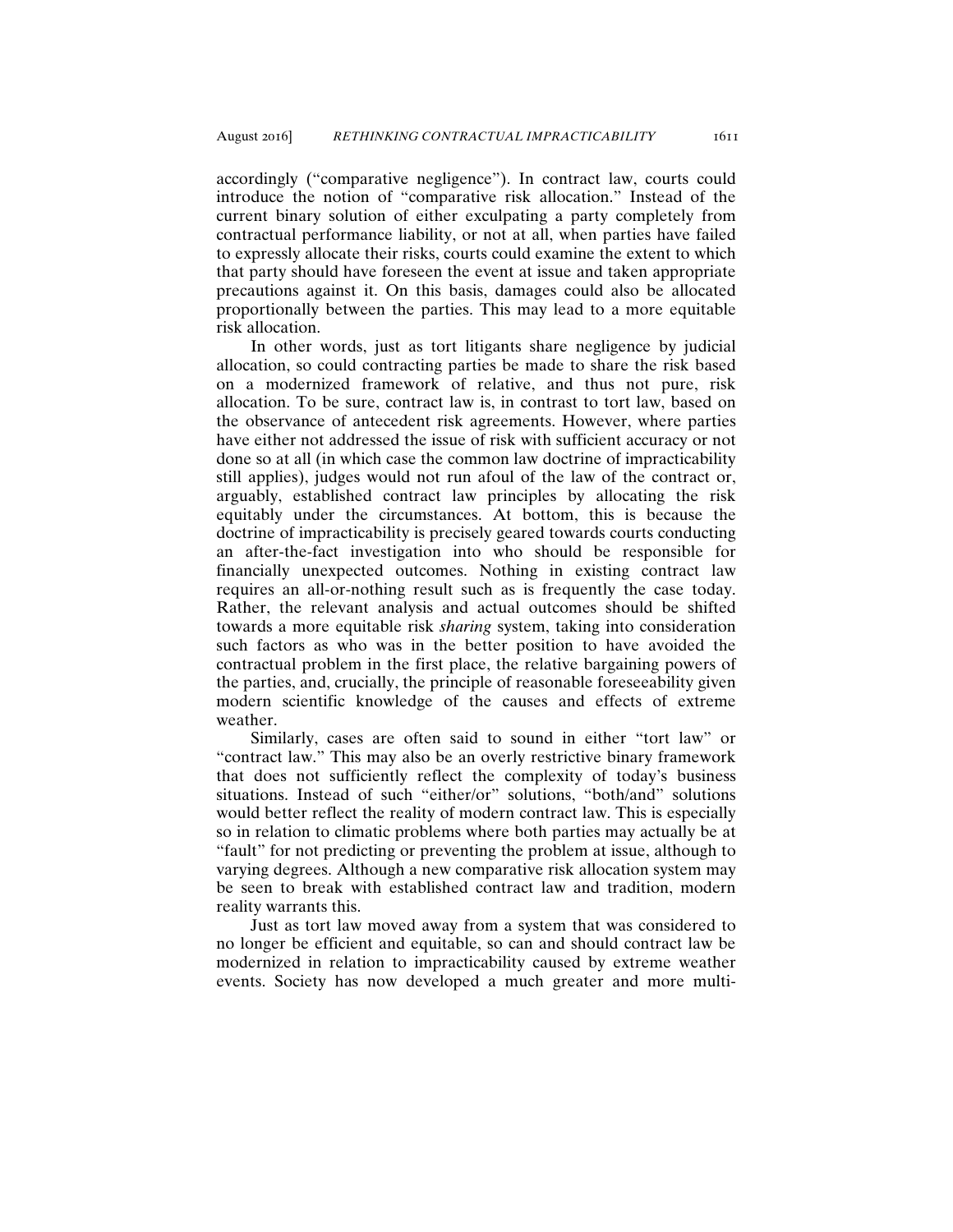accordingly ("comparative negligence"). In contract law, courts could introduce the notion of "comparative risk allocation." Instead of the current binary solution of either exculpating a party completely from contractual performance liability, or not at all, when parties have failed to expressly allocate their risks, courts could examine the extent to which that party should have foreseen the event at issue and taken appropriate precautions against it. On this basis, damages could also be allocated proportionally between the parties. This may lead to a more equitable risk allocation.

In other words, just as tort litigants share negligence by judicial allocation, so could contracting parties be made to share the risk based on a modernized framework of relative, and thus not pure, risk allocation. To be sure, contract law is, in contrast to tort law, based on the observance of antecedent risk agreements. However, where parties have either not addressed the issue of risk with sufficient accuracy or not done so at all (in which case the common law doctrine of impracticability still applies), judges would not run afoul of the law of the contract or, arguably, established contract law principles by allocating the risk equitably under the circumstances. At bottom, this is because the doctrine of impracticability is precisely geared towards courts conducting an after-the-fact investigation into who should be responsible for financially unexpected outcomes. Nothing in existing contract law requires an all-or-nothing result such as is frequently the case today. Rather, the relevant analysis and actual outcomes should be shifted towards a more equitable risk *sharing* system, taking into consideration such factors as who was in the better position to have avoided the contractual problem in the first place, the relative bargaining powers of the parties, and, crucially, the principle of reasonable foreseeability given modern scientific knowledge of the causes and effects of extreme weather.

Similarly, cases are often said to sound in either "tort law" or "contract law." This may also be an overly restrictive binary framework that does not sufficiently reflect the complexity of today's business situations. Instead of such "either/or" solutions, "both/and" solutions would better reflect the reality of modern contract law. This is especially so in relation to climatic problems where both parties may actually be at "fault" for not predicting or preventing the problem at issue, although to varying degrees. Although a new comparative risk allocation system may be seen to break with established contract law and tradition, modern reality warrants this.

Just as tort law moved away from a system that was considered to no longer be efficient and equitable, so can and should contract law be modernized in relation to impracticability caused by extreme weather events. Society has now developed a much greater and more multi-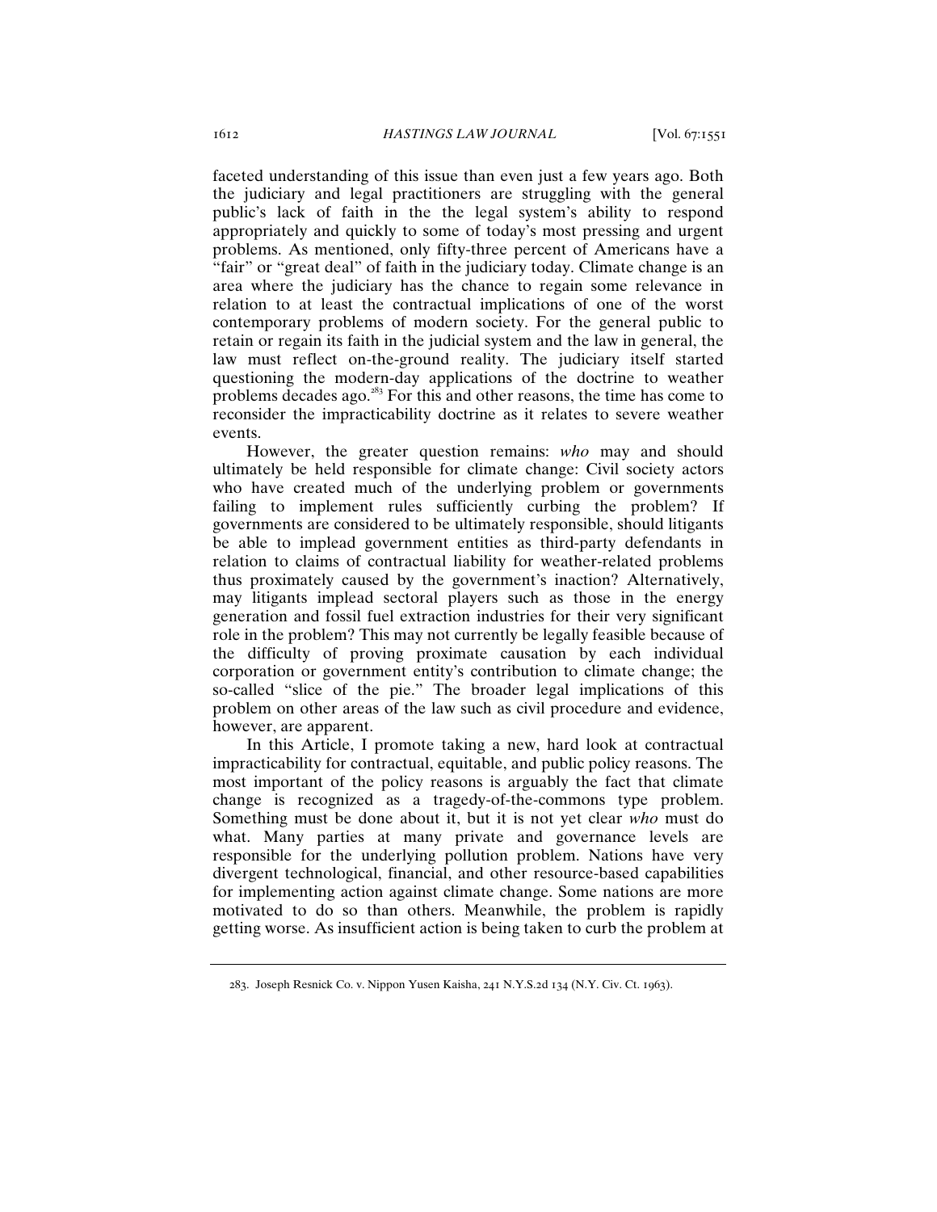faceted understanding of this issue than even just a few years ago. Both the judiciary and legal practitioners are struggling with the general public's lack of faith in the the legal system's ability to respond appropriately and quickly to some of today's most pressing and urgent problems. As mentioned, only fifty-three percent of Americans have a "fair" or "great deal" of faith in the judiciary today. Climate change is an area where the judiciary has the chance to regain some relevance in relation to at least the contractual implications of one of the worst contemporary problems of modern society. For the general public to retain or regain its faith in the judicial system and the law in general, the law must reflect on-the-ground reality. The judiciary itself started questioning the modern-day applications of the doctrine to weather problems decades ago.[283] For this and other reasons, the time has come to reconsider the impracticability doctrine as it relates to severe weather events.

However, the greater question remains: *who* may and should ultimately be held responsible for climate change: Civil society actors who have created much of the underlying problem or governments failing to implement rules sufficiently curbing the problem? If governments are considered to be ultimately responsible, should litigants be able to implead government entities as third-party defendants in relation to claims of contractual liability for weather-related problems thus proximately caused by the government's inaction? Alternatively, may litigants implead sectoral players such as those in the energy generation and fossil fuel extraction industries for their very significant role in the problem? This may not currently be legally feasible because of the difficulty of proving proximate causation by each individual corporation or government entity's contribution to climate change; the so-called "slice of the pie." The broader legal implications of this problem on other areas of the law such as civil procedure and evidence, however, are apparent.

In this Article, I promote taking a new, hard look at contractual impracticability for contractual, equitable, and public policy reasons. The most important of the policy reasons is arguably the fact that climate change is recognized as a tragedy-of-the-commons type problem. Something must be done about it, but it is not yet clear *who* must do what. Many parties at many private and governance levels are responsible for the underlying pollution problem. Nations have very divergent technological, financial, and other resource-based capabilities for implementing action against climate change. Some nations are more motivated to do so than others. Meanwhile, the problem is rapidly getting worse. As insufficient action is being taken to curb the problem at

283. Joseph Resnick Co. v. Nippon Yusen Kaisha, 241 N.Y.S.2d 134 (N.Y. Civ. Ct. 1963).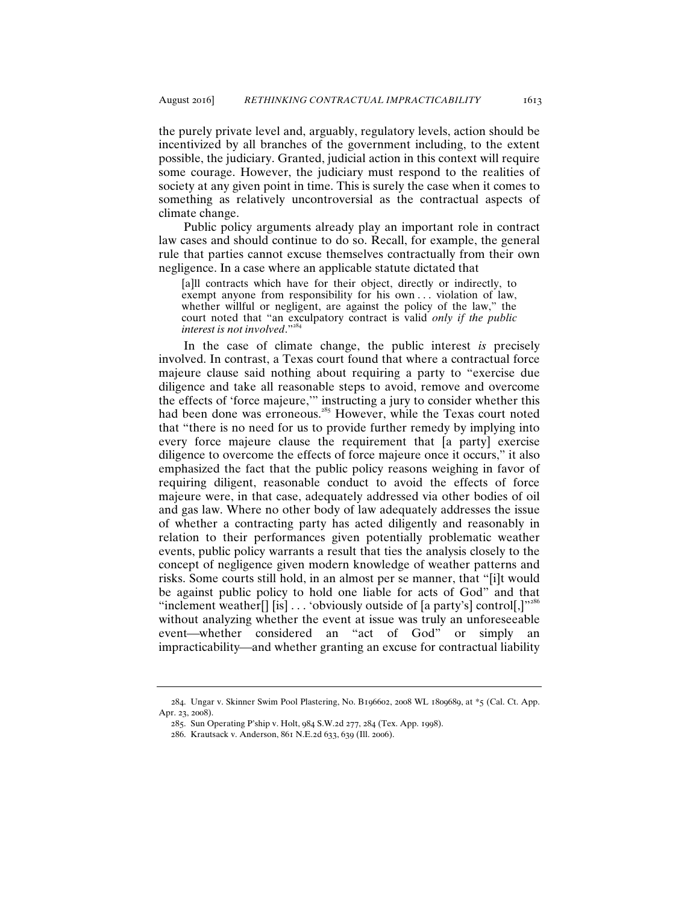the purely private level and, arguably, regulatory levels, action should be incentivized by all branches of the government including, to the extent possible, the judiciary. Granted, judicial action in this context will require some courage. However, the judiciary must respond to the realities of society at any given point in time. This is surely the case when it comes to something as relatively uncontroversial as the contractual aspects of climate change.

Public policy arguments already play an important role in contract law cases and should continue to do so. Recall, for example, the general rule that parties cannot excuse themselves contractually from their own negligence. In a case where an applicable statute dictated that

> [a]ll contracts which have for their object, directly or indirectly, to exempt anyone from responsibility for his own . . . violation of law, whether willful or negligent, are against the policy of the law," the court noted that "an exculpatory contract is valid *only if the public interest is not involved*."[284]

In the case of climate change, the public interest *is* precisely involved. In contrast, a Texas court found that where a contractual force majeure clause said nothing about requiring a party to "exercise due diligence and take all reasonable steps to avoid, remove and overcome the effects of 'force majeure,'" instructing a jury to consider whether this had been done was erroneous.[285] However, while the Texas court noted that "there is no need for us to provide further remedy by implying into every force majeure clause the requirement that [a party] exercise diligence to overcome the effects of force majeure once it occurs," it also emphasized the fact that the public policy reasons weighing in favor of requiring diligent, reasonable conduct to avoid the effects of force majeure were, in that case, adequately addressed via other bodies of oil and gas law. Where no other body of law adequately addresses the issue of whether a contracting party has acted diligently and reasonably in relation to their performances given potentially problematic weather events, public policy warrants a result that ties the analysis closely to the concept of negligence given modern knowledge of weather patterns and risks. Some courts still hold, in an almost per se manner, that "[i]t would be against public policy to hold one liable for acts of God" and that "inclement weather[] [is] . . . 'obviously outside of [a party's] control[,]'"[286] without analyzing whether the event at issue was truly an unforeseeable event—whether considered an "act of God" or simply an impracticability—and whether granting an excuse for contractual liability

---

284. Ungar v. Skinner Swim Pool Plastering, No. B196602, 2008 WL 1809689, at *5 (Cal. Ct. App. Apr. 23, 2008).

285. Sun Operating P'ship v. Holt, 984 S.W.2d 277, 284 (Tex. App. 1998).

286. Krautsack v. Anderson, 861 N.E.2d 633, 639 (Ill. 2006).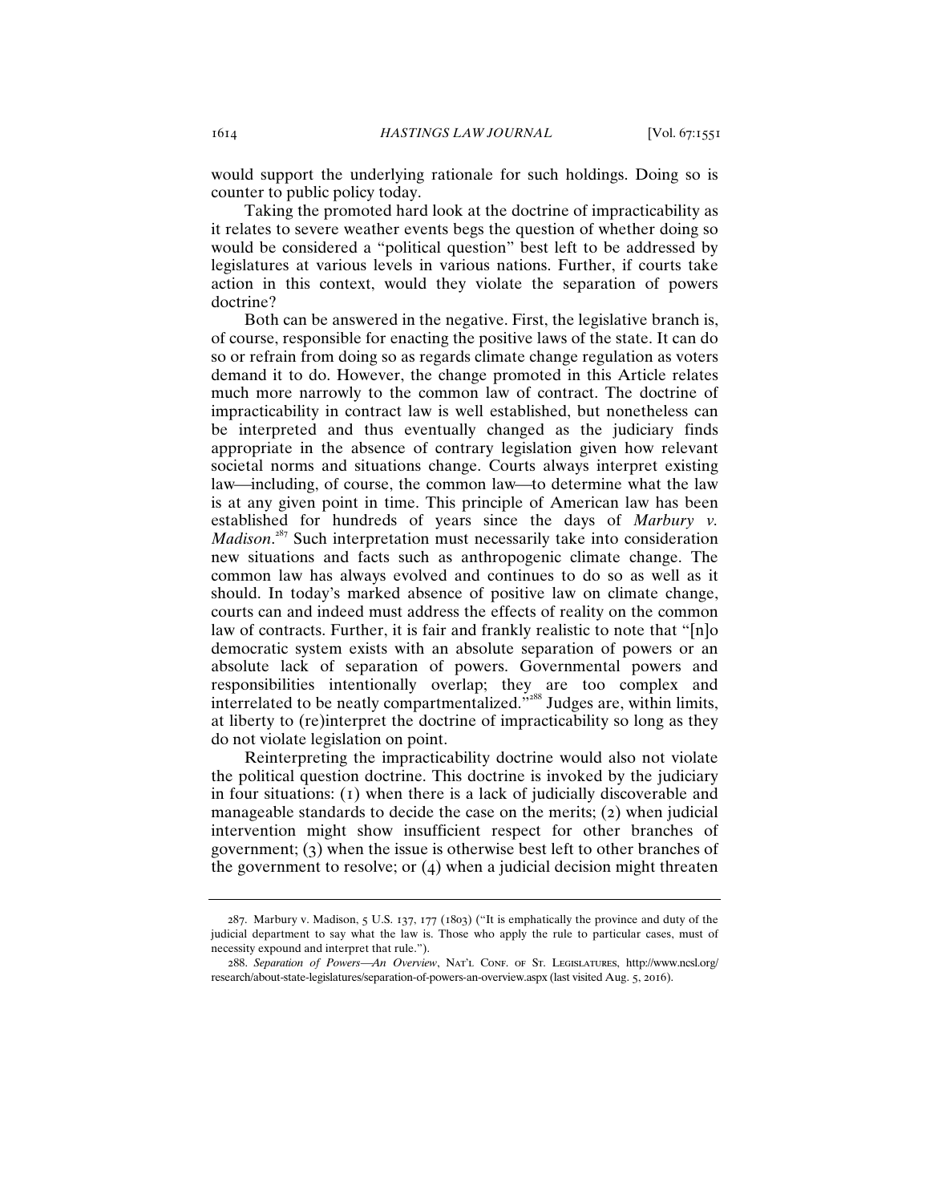would support the underlying rationale for such holdings. Doing so is counter to public policy today.

Taking the promoted hard look at the doctrine of impracticability as it relates to severe weather events begs the question of whether doing so would be considered a "political question" best left to be addressed by legislatures at various levels in various nations. Further, if courts take action in this context, would they violate the separation of powers doctrine?

Both can be answered in the negative. First, the legislative branch is, of course, responsible for enacting the positive laws of the state. It can do so or refrain from doing so as regards climate change regulation as voters demand it to do. However, the change promoted in this Article relates much more narrowly to the common law of contract. The doctrine of impracticability in contract law is well established, but nonetheless can be interpreted and thus eventually changed as the judiciary finds appropriate in the absence of contrary legislation given how relevant societal norms and situations change. Courts always interpret existing law—including, of course, the common law—to determine what the law is at any given point in time. This principle of American law has been established for hundreds of years since the days of *Marbury v. Madison*.[287] Such interpretation must necessarily take into consideration new situations and facts such as anthropogenic climate change. The common law has always evolved and continues to do so as well as it should. In today's marked absence of positive law on climate change, courts can and indeed must address the effects of reality on the common law of contracts. Further, it is fair and frankly realistic to note that "[n]o democratic system exists with an absolute separation of powers or an absolute lack of separation of powers. Governmental powers and responsibilities intentionally overlap; they are too complex and interrelated to be neatly compartmentalized."[288] Judges are, within limits, at liberty to (re)interpret the doctrine of impracticability so long as they do not violate legislation on point.

Reinterpreting the impracticability doctrine would also not violate the political question doctrine. This doctrine is invoked by the judiciary in four situations: (1) when there is a lack of judicially discoverable and manageable standards to decide the case on the merits; (2) when judicial intervention might show insufficient respect for other branches of government; (3) when the issue is otherwise best left to other branches of the government to resolve; or (4) when a judicial decision might threaten

---

287. Marbury v. Madison, 5 U.S. 137, 177 (1803) ("It is emphatically the province and duty of the judicial department to say what the law is. Those who apply the rule to particular cases, must of necessity expound and interpret that rule.").

288. *Separation of Powers—An Overview*, Nat'l Conf. of St. Legislatures, http://www.ncsl.org/research/about-state-legislatures/separation-of-powers-an-overview.aspx (last visited Aug. 5, 2016).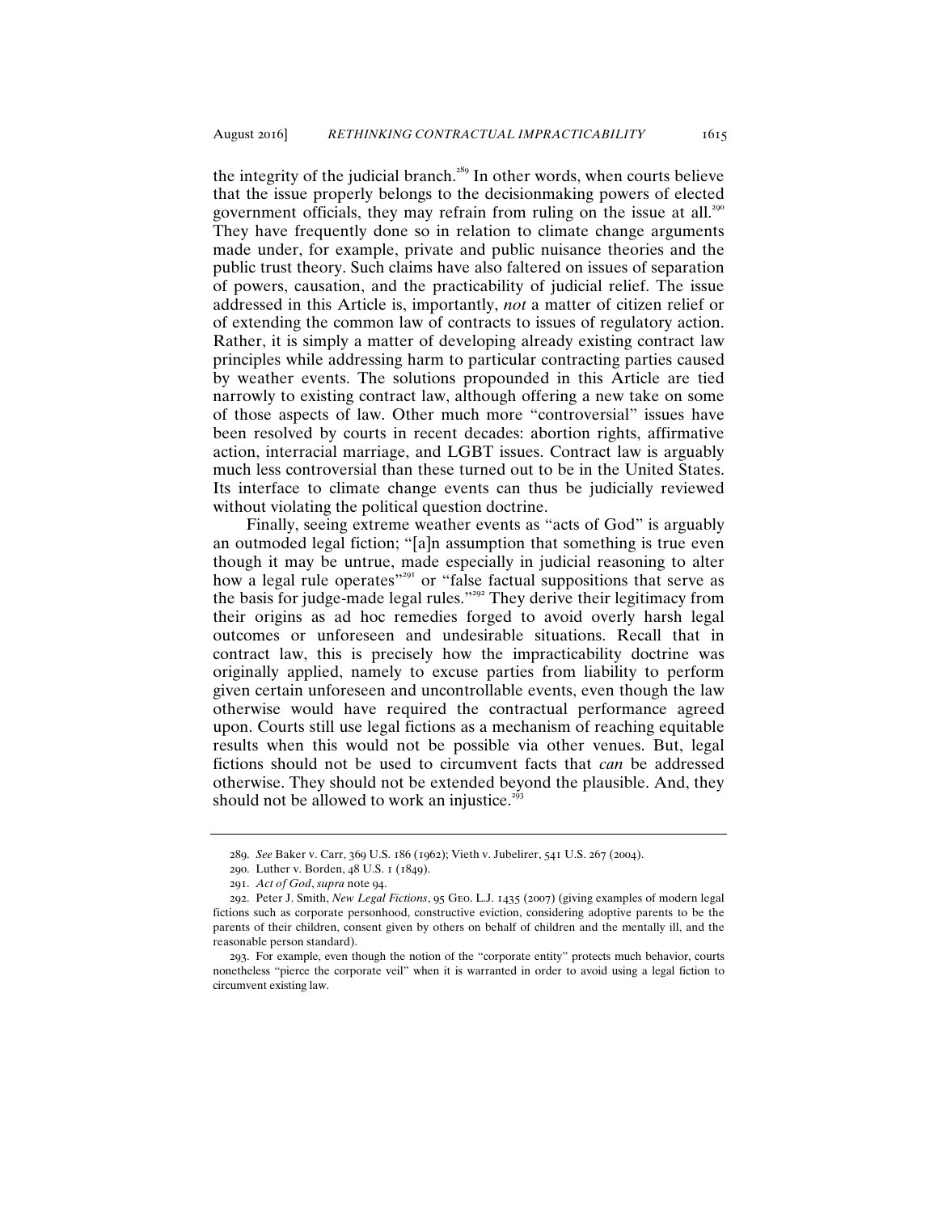the integrity of the judicial branch.[289] In other words, when courts believe that the issue properly belongs to the decisionmaking powers of elected government officials, they may refrain from ruling on the issue at all.[290] They have frequently done so in relation to climate change arguments made under, for example, private and public nuisance theories and the public trust theory. Such claims have also faltered on issues of separation of powers, causation, and the practicability of judicial relief. The issue addressed in this Article is, importantly, *not* a matter of citizen relief or of extending the common law of contracts to issues of regulatory action. Rather, it is simply a matter of developing already existing contract law principles while addressing harm to particular contracting parties caused by weather events. The solutions propounded in this Article are tied narrowly to existing contract law, although offering a new take on some of those aspects of law. Other much more "controversial" issues have been resolved by courts in recent decades: abortion rights, affirmative action, interracial marriage, and LGBT issues. Contract law is arguably much less controversial than these turned out to be in the United States. Its interface to climate change events can thus be judicially reviewed without violating the political question doctrine.

Finally, seeing extreme weather events as "acts of God" is arguably an outmoded legal fiction; "[a]n assumption that something is true even though it may be untrue, made especially in judicial reasoning to alter how a legal rule operates"[291] or "false factual suppositions that serve as the basis for judge-made legal rules."[292] They derive their legitimacy from their origins as ad hoc remedies forged to avoid overly harsh legal outcomes or unforeseen and undesirable situations. Recall that in contract law, this is precisely how the impracticability doctrine was originally applied, namely to excuse parties from liability to perform given certain unforeseen and uncontrollable events, even though the law otherwise would have required the contractual performance agreed upon. Courts still use legal fictions as a mechanism of reaching equitable results when this would not be possible via other venues. But, legal fictions should not be used to circumvent facts that *can* be addressed otherwise. They should not be extended beyond the plausible. And, they should not be allowed to work an injustice.[293]

---

289. *See* Baker v. Carr, 369 U.S. 186 (1962); Vieth v. Jubelirer, 541 U.S. 267 (2004).

290. Luther v. Borden, 48 U.S. 1 (1849).

291. *Act of God*, *supra* note 94.

292. Peter J. Smith, *New Legal Fictions*, 95 Geo. L.J. 1435 (2007) (giving examples of modern legal fictions such as corporate personhood, constructive eviction, considering adoptive parents to be the parents of their children, consent given by others on behalf of children and the mentally ill, and the reasonable person standard).

293. For example, even though the notion of the "corporate entity" protects much behavior, courts nonetheless "pierce the corporate veil" when it is warranted in order to avoid using a legal fiction to circumvent existing law.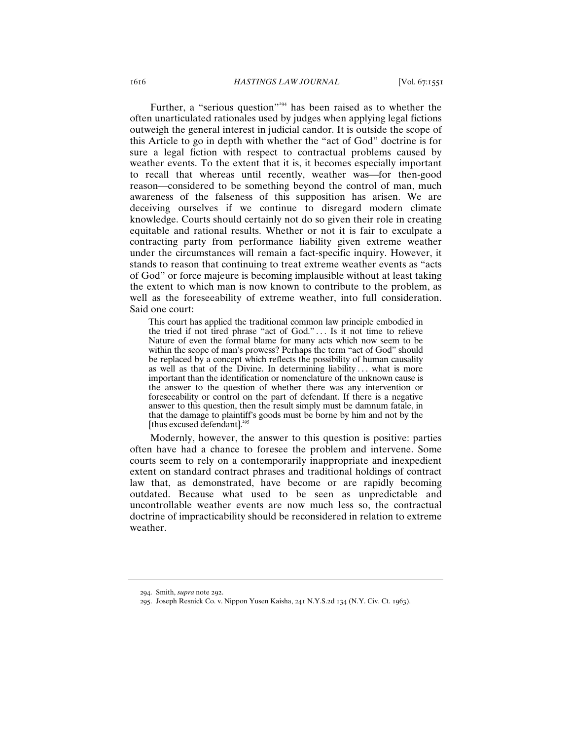Further, a "serious question"[294] has been raised as to whether the often unarticulated rationales used by judges when applying legal fictions outweigh the general interest in judicial candor. It is outside the scope of this Article to go in depth with whether the "act of God" doctrine is for sure a legal fiction with respect to contractual problems caused by weather events. To the extent that it is, it becomes especially important to recall that whereas until recently, weather was—for then-good reason—considered to be something beyond the control of man, much awareness of the falseness of this supposition has arisen. We are deceiving ourselves if we continue to disregard modern climate knowledge. Courts should certainly not do so given their role in creating equitable and rational results. Whether or not it is fair to exculpate a contracting party from performance liability given extreme weather under the circumstances will remain a fact-specific inquiry. However, it stands to reason that continuing to treat extreme weather events as "acts of God" or force majeure is becoming implausible without at least taking the extent to which man is now known to contribute to the problem, as well as the foreseeability of extreme weather, into full consideration. Said one court:

> This court has applied the traditional common law principle embodied in the tried if not tired phrase "act of God." . . . Is it not time to relieve Nature of even the formal blame for many acts which now seem to be within the scope of man's prowess? Perhaps the term "act of God" should be replaced by a concept which reflects the possibility of human causality as well as that of the Divine. In determining liability . . . what is more important than the identification or nomenclature of the unknown cause is the answer to the question of whether there was any intervention or foreseeability or control on the part of defendant. If there is a negative answer to this question, then the result simply must be damnum fatale, in that the damage to plaintiff's goods must be borne by him and not by the [thus excused defendant].[295]

Modernly, however, the answer to this question is positive: parties often have had a chance to foresee the problem and intervene. Some courts seem to rely on a contemporarily inappropriate and inexpedient extent on standard contract phrases and traditional holdings of contract law that, as demonstrated, have become or are rapidly becoming outdated. Because what used to be seen as unpredictable and uncontrollable weather events are now much less so, the contractual doctrine of impracticability should be reconsidered in relation to extreme weather.

---

294. Smith, *supra* note 292.

295. Joseph Resnick Co. v. Nippon Yusen Kaisha, 241 N.Y.S.2d 134 (N.Y. Civ. Ct. 1963).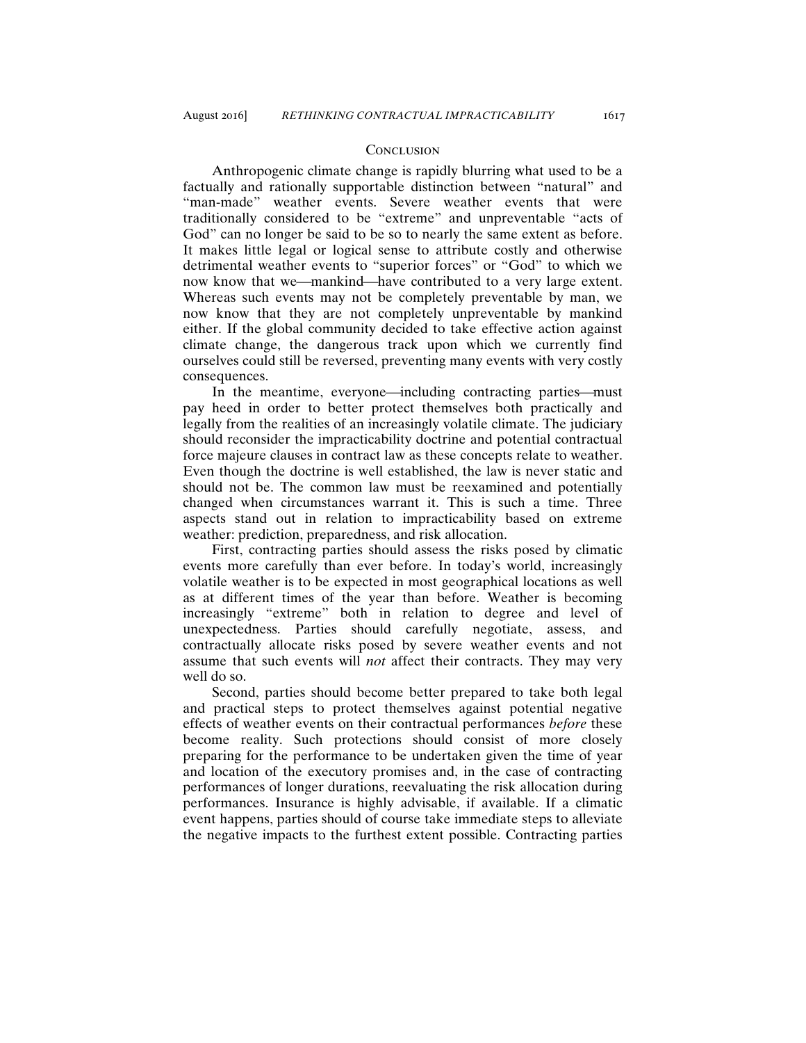## Conclusion

Anthropogenic climate change is rapidly blurring what used to be a factually and rationally supportable distinction between "natural" and "man-made" weather events. Severe weather events that were traditionally considered to be "extreme" and unpreventable "acts of God" can no longer be said to be so to nearly the same extent as before. It makes little legal or logical sense to attribute costly and otherwise detrimental weather events to "superior forces" or "God" to which we now know that we—mankind—have contributed to a very large extent. Whereas such events may not be completely preventable by man, we now know that they are not completely unpreventable by mankind either. If the global community decided to take effective action against climate change, the dangerous track upon which we currently find ourselves could still be reversed, preventing many events with very costly consequences.

In the meantime, everyone—including contracting parties—must pay heed in order to better protect themselves both practically and legally from the realities of an increasingly volatile climate. The judiciary should reconsider the impracticability doctrine and potential contractual force majeure clauses in contract law as these concepts relate to weather. Even though the doctrine is well established, the law is never static and should not be. The common law must be reexamined and potentially changed when circumstances warrant it. This is such a time. Three aspects stand out in relation to impracticability based on extreme weather: prediction, preparedness, and risk allocation.

First, contracting parties should assess the risks posed by climatic events more carefully than ever before. In today's world, increasingly volatile weather is to be expected in most geographical locations as well as at different times of the year than before. Weather is becoming increasingly "extreme" both in relation to degree and level of unexpectedness. Parties should carefully negotiate, assess, and contractually allocate risks posed by severe weather events and not assume that such events will *not* affect their contracts. They may very well do so.

Second, parties should become better prepared to take both legal and practical steps to protect themselves against potential negative effects of weather events on their contractual performances *before* these become reality. Such protections should consist of more closely preparing for the performance to be undertaken given the time of year and location of the executory promises and, in the case of contracting performances of longer durations, reevaluating the risk allocation during performances. Insurance is highly advisable, if available. If a climatic event happens, parties should of course take immediate steps to alleviate the negative impacts to the furthest extent possible. Contracting parties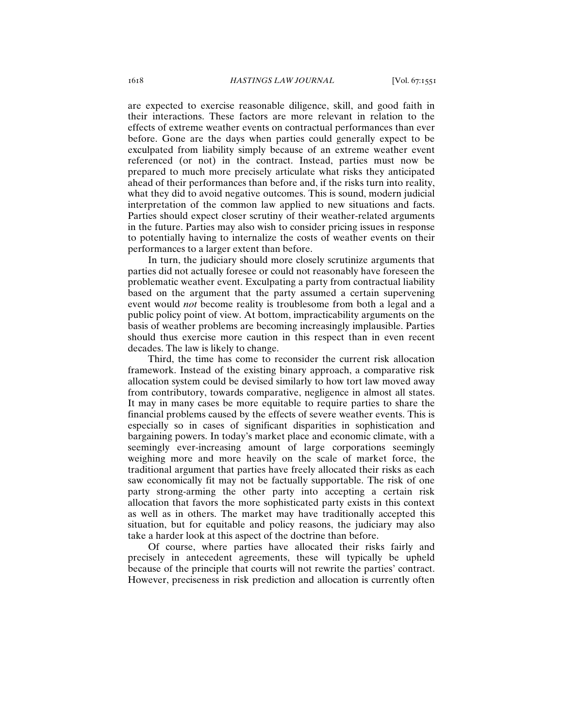are expected to exercise reasonable diligence, skill, and good faith in their interactions. These factors are more relevant in relation to the effects of extreme weather events on contractual performances than ever before. Gone are the days when parties could generally expect to be exculpated from liability simply because of an extreme weather event referenced (or not) in the contract. Instead, parties must now be prepared to much more precisely articulate what risks they anticipated ahead of their performances than before and, if the risks turn into reality, what they did to avoid negative outcomes. This is sound, modern judicial interpretation of the common law applied to new situations and facts. Parties should expect closer scrutiny of their weather-related arguments in the future. Parties may also wish to consider pricing issues in response to potentially having to internalize the costs of weather events on their performances to a larger extent than before.

In turn, the judiciary should more closely scrutinize arguments that parties did not actually foresee or could not reasonably have foreseen the problematic weather event. Exculpating a party from contractual liability based on the argument that the party assumed a certain supervening event would *not* become reality is troublesome from both a legal and a public policy point of view. At bottom, impracticability arguments on the basis of weather problems are becoming increasingly implausible. Parties should thus exercise more caution in this respect than in even recent decades. The law is likely to change.

Third, the time has come to reconsider the current risk allocation framework. Instead of the existing binary approach, a comparative risk allocation system could be devised similarly to how tort law moved away from contributory, towards comparative, negligence in almost all states. It may in many cases be more equitable to require parties to share the financial problems caused by the effects of severe weather events. This is especially so in cases of significant disparities in sophistication and bargaining powers. In today's market place and economic climate, with a seemingly ever-increasing amount of large corporations seemingly weighing more and more heavily on the scale of market force, the traditional argument that parties have freely allocated their risks as each saw economically fit may not be factually supportable. The risk of one party strong-arming the other party into accepting a certain risk allocation that favors the more sophisticated party exists in this context as well as in others. The market may have traditionally accepted this situation, but for equitable and policy reasons, the judiciary may also take a harder look at this aspect of the doctrine than before.

Of course, where parties have allocated their risks fairly and precisely in antecedent agreements, these will typically be upheld because of the principle that courts will not rewrite the parties' contract. However, preciseness in risk prediction and allocation is currently often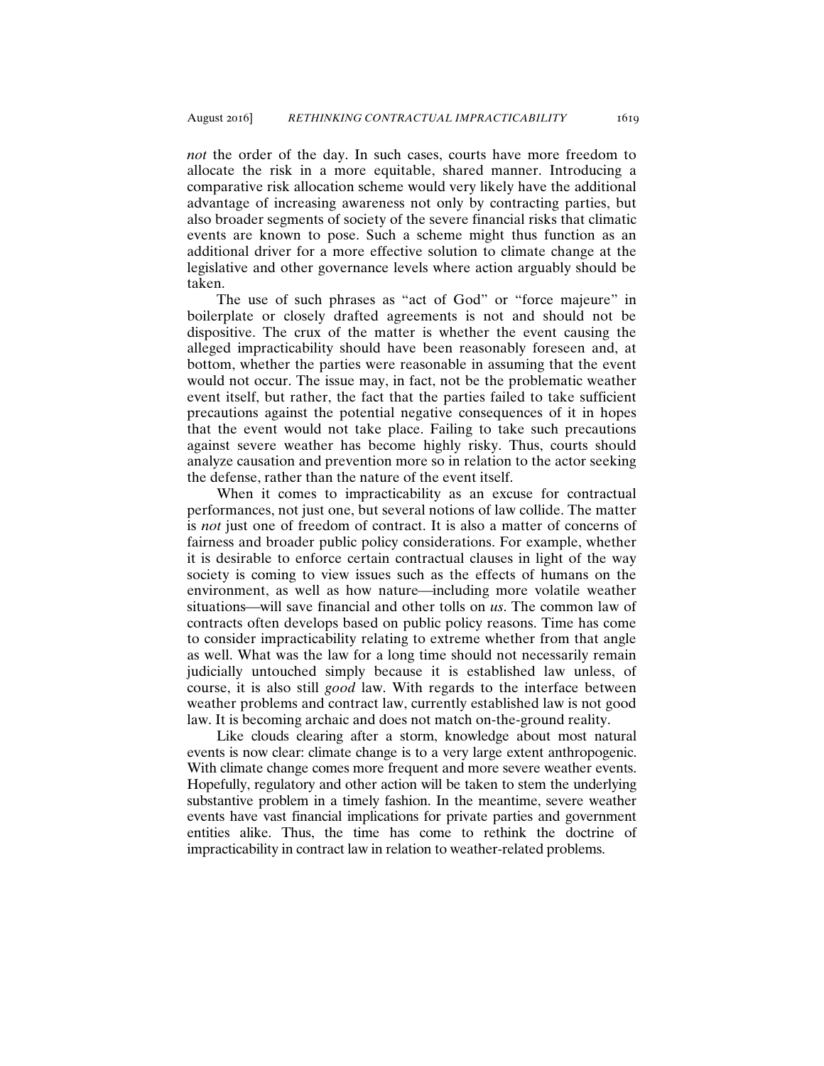*not* the order of the day. In such cases, courts have more freedom to allocate the risk in a more equitable, shared manner. Introducing a comparative risk allocation scheme would very likely have the additional advantage of increasing awareness not only by contracting parties, but also broader segments of society of the severe financial risks that climatic events are known to pose. Such a scheme might thus function as an additional driver for a more effective solution to climate change at the legislative and other governance levels where action arguably should be taken.

The use of such phrases as "act of God" or "force majeure" in boilerplate or closely drafted agreements is not and should not be dispositive. The crux of the matter is whether the event causing the alleged impracticability should have been reasonably foreseen and, at bottom, whether the parties were reasonable in assuming that the event would not occur. The issue may, in fact, not be the problematic weather event itself, but rather, the fact that the parties failed to take sufficient precautions against the potential negative consequences of it in hopes that the event would not take place. Failing to take such precautions against severe weather has become highly risky. Thus, courts should analyze causation and prevention more so in relation to the actor seeking the defense, rather than the nature of the event itself.

When it comes to impracticability as an excuse for contractual performances, not just one, but several notions of law collide. The matter is *not* just one of freedom of contract. It is also a matter of concerns of fairness and broader public policy considerations. For example, whether it is desirable to enforce certain contractual clauses in light of the way society is coming to view issues such as the effects of humans on the environment, as well as how nature—including more volatile weather situations—will save financial and other tolls on *us*. The common law of contracts often develops based on public policy reasons. Time has come to consider impracticability relating to extreme whether from that angle as well. What was the law for a long time should not necessarily remain judicially untouched simply because it is established law unless, of course, it is also still *good* law. With regards to the interface between weather problems and contract law, currently established law is not good law. It is becoming archaic and does not match on-the-ground reality.

Like clouds clearing after a storm, knowledge about most natural events is now clear: climate change is to a very large extent anthropogenic. With climate change comes more frequent and more severe weather events. Hopefully, regulatory and other action will be taken to stem the underlying substantive problem in a timely fashion. In the meantime, severe weather events have vast financial implications for private parties and government entities alike. Thus, the time has come to rethink the doctrine of impracticability in contract law in relation to weather-related problems.